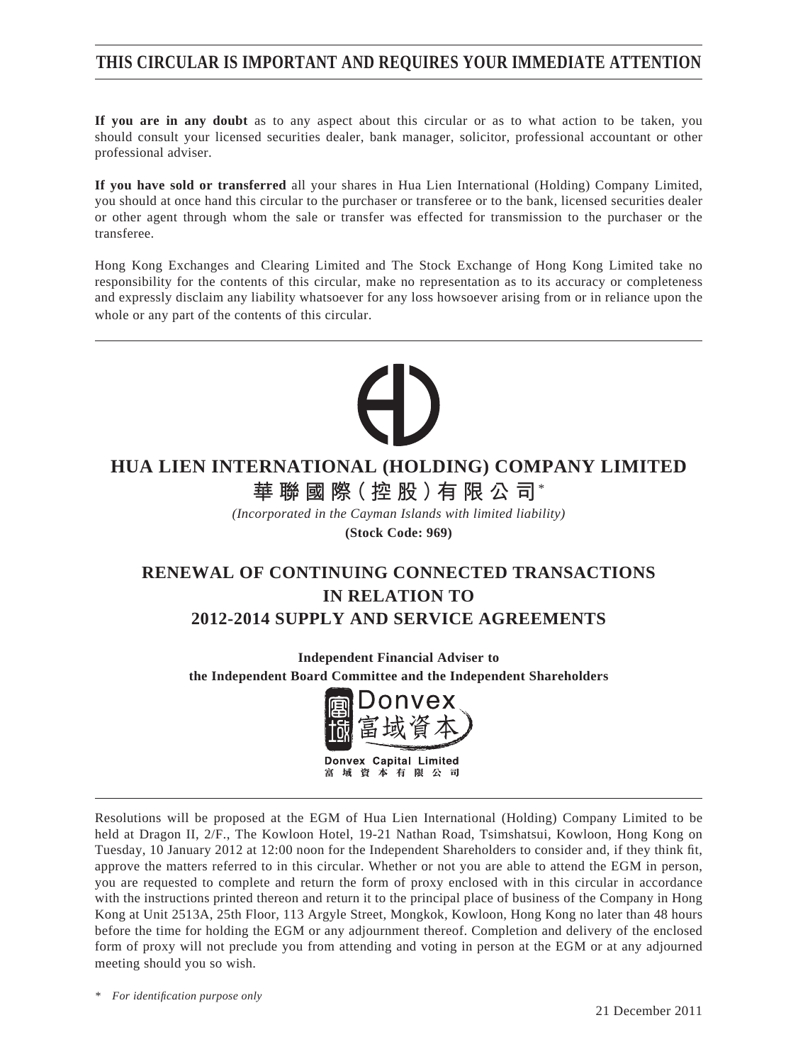**THIS CIRCULAR IS IMPORTANT AND REQUIRES YOUR IMMEDIATE ATTENTION**

**If you are in any doubt** as to any aspect about this circular or as to what action to be taken, you should consult your licensed securities dealer, bank manager, solicitor, professional accountant or other professional adviser.

**If you have sold or transferred** all your shares in Hua Lien International (Holding) Company Limited, you should at once hand this circular to the purchaser or transferee or to the bank, licensed securities dealer or other agent through whom the sale or transfer was effected for transmission to the purchaser or the transferee.

Hong Kong Exchanges and Clearing Limited and The Stock Exchange of Hong Kong Limited take no responsibility for the contents of this circular, make no representation as to its accuracy or completeness and expressly disclaim any liability whatsoever for any loss howsoever arising from or in reliance upon the whole or any part of the contents of this circular.

# HUA LIEN INTERNATIONAL (HOLDING) COMPANY LIMITED

# 華聯國際(控股)有限公司*

*(Incorporated in the Cayman Islands with limited liability)*

**(Stock Code: 969)**

# RENEWAL OF CONTINUING CONNECTED TRANSACTIONS IN RELATION TO 2012-2014 SUPPLY AND SERVICE AGREEMENTS

**Independent Financial Adviser to the Independent Board Committee and the Independent Shareholders**

Donvex 富域資本

**Donvex Capital Limited**
富域資本有限公司

Resolutions will be proposed at the EGM of Hua Lien International (Holding) Company Limited to be held at Dragon II, 2/F., The Kowloon Hotel, 19-21 Nathan Road, Tsimshatsui, Kowloon, Hong Kong on Tuesday, 10 January 2012 at 12:00 noon for the Independent Shareholders to consider and, if they think fit, approve the matters referred to in this circular. Whether or not you are able to attend the EGM in person, you are requested to complete and return the form of proxy enclosed with in this circular in accordance with the instructions printed thereon and return it to the principal place of business of the Company in Hong Kong at Unit 2513A, 25th Floor, 113 Argyle Street, Mongkok, Kowloon, Hong Kong no later than 48 hours before the time for holding the EGM or any adjournment thereof. Completion and delivery of the enclosed form of proxy will not preclude you from attending and voting in person at the EGM or at any adjourned meeting should you so wish.

\* *For identification purpose only*

21 December 2011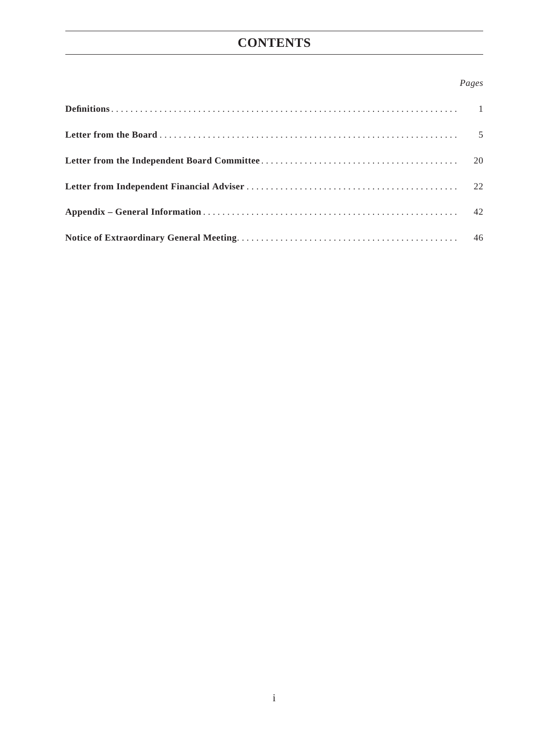# CONTENTS

| | *Pages* |
|---|---|
| **Definitions** | 1 |
| **Letter from the Board** | 5 |
| **Letter from the Independent Board Committee** | 20 |
| **Letter from Independent Financial Adviser** | 22 |
| **Appendix – General Information** | 42 |
| **Notice of Extraordinary General Meeting** | 46 |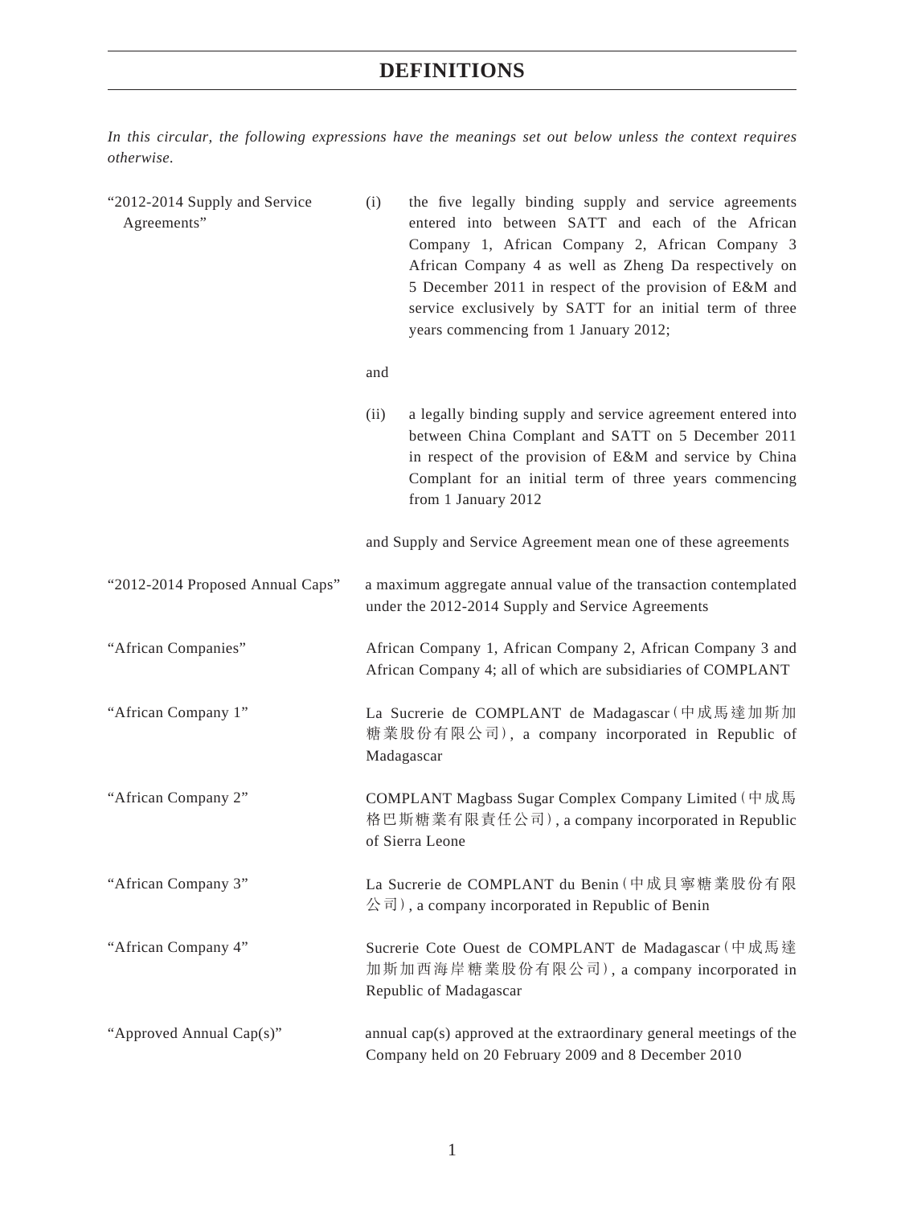# DEFINITIONS

*In this circular, the following expressions have the meanings set out below unless the context requires otherwise.*

| | |
|---|---|
| "2012-2014 Supply and Service Agreements" | (i) the five legally binding supply and service agreements entered into between SATT and each of the African Company 1, African Company 2, African Company 3 African Company 4 as well as Zheng Da respectively on 5 December 2011 in respect of the provision of E&M and service exclusively by SATT for an initial term of three years commencing from 1 January 2012;<br><br>and<br><br>(ii) a legally binding supply and service agreement entered into between China Complant and SATT on 5 December 2011 in respect of the provision of E&M and service by China Complant for an initial term of three years commencing from 1 January 2012<br><br>and Supply and Service Agreement mean one of these agreements |
| "2012-2014 Proposed Annual Caps" | a maximum aggregate annual value of the transaction contemplated under the 2012-2014 Supply and Service Agreements |
| "African Companies" | African Company 1, African Company 2, African Company 3 and African Company 4; all of which are subsidiaries of COMPLANT |
| "African Company 1" | La Sucrerie de COMPLANT de Madagascar (中成馬達加斯加糖業股份有限公司), a company incorporated in Republic of Madagascar |
| "African Company 2" | COMPLANT Magbass Sugar Complex Company Limited (中成馬格巴斯糖業有限責任公司), a company incorporated in Republic of Sierra Leone |
| "African Company 3" | La Sucrerie de COMPLANT du Benin (中成貝寧糖業股份有限公司), a company incorporated in Republic of Benin |
| "African Company 4" | Sucrerie Cote Ouest de COMPLANT de Madagascar (中成馬達加斯加西海岸糖業股份有限公司), a company incorporated in Republic of Madagascar |
| "Approved Annual Cap(s)" | annual cap(s) approved at the extraordinary general meetings of the Company held on 20 February 2009 and 8 December 2010 |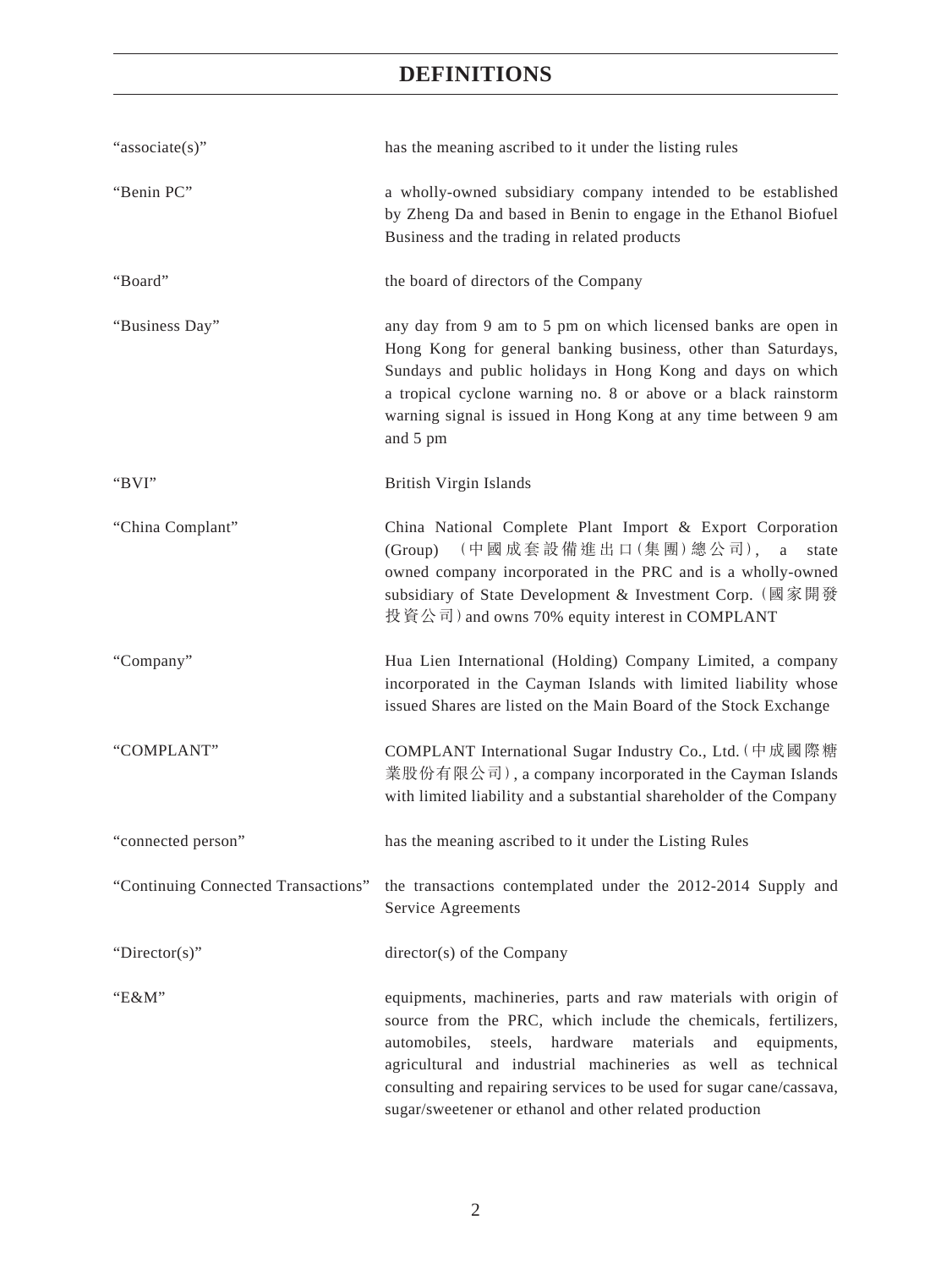# DEFINITIONS

| | |
|---|---|
| "associate(s)" | has the meaning ascribed to it under the listing rules |
| "Benin PC" | a wholly-owned subsidiary company intended to be established by Zheng Da and based in Benin to engage in the Ethanol Biofuel Business and the trading in related products |
| "Board" | the board of directors of the Company |
| "Business Day" | any day from 9 am to 5 pm on which licensed banks are open in Hong Kong for general banking business, other than Saturdays, Sundays and public holidays in Hong Kong and days on which a tropical cyclone warning no. 8 or above or a black rainstorm warning signal is issued in Hong Kong at any time between 9 am and 5 pm |
| "BVI" | British Virgin Islands |
| "China Complant" | China National Complete Plant Import & Export Corporation (Group) （中國成套設備進出口(集團)總公司）, a state owned company incorporated in the PRC and is a wholly-owned subsidiary of State Development & Investment Corp.（國家開發投資公司）and owns 70% equity interest in COMPLANT |
| "Company" | Hua Lien International (Holding) Company Limited, a company incorporated in the Cayman Islands with limited liability whose issued Shares are listed on the Main Board of the Stock Exchange |
| "COMPLANT" | COMPLANT International Sugar Industry Co., Ltd.（中成國際糖業股份有限公司）, a company incorporated in the Cayman Islands with limited liability and a substantial shareholder of the Company |
| "connected person" | has the meaning ascribed to it under the Listing Rules |
| "Continuing Connected Transactions" | the transactions contemplated under the 2012-2014 Supply and Service Agreements |
| "Director(s)" | director(s) of the Company |
| "E&M" | equipments, machineries, parts and raw materials with origin of source from the PRC, which include the chemicals, fertilizers, automobiles, steels, hardware materials and equipments, agricultural and industrial machineries as well as technical consulting and repairing services to be used for sugar cane/cassava, sugar/sweetener or ethanol and other related production |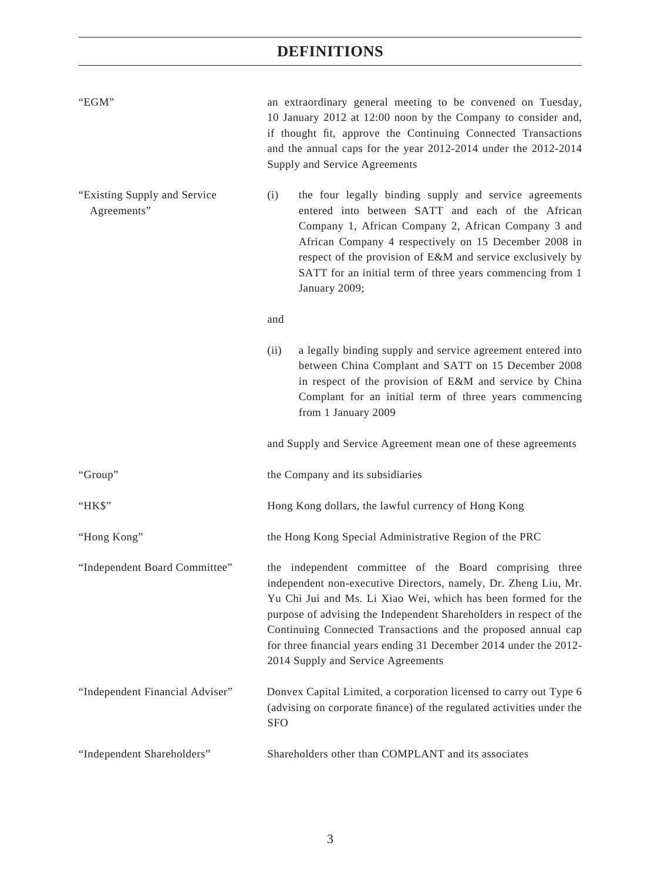# DEFINITIONS

| | |
|---|---|
| "EGM" | an extraordinary general meeting to be convened on Tuesday, 10 January 2012 at 12:00 noon by the Company to consider and, if thought fit, approve the Continuing Connected Transactions and the annual caps for the year 2012-2014 under the 2012-2014 Supply and Service Agreements |
| "Existing Supply and Service Agreements" | (i) the four legally binding supply and service agreements entered into between SATT and each of the African Company 1, African Company 2, African Company 3 and African Company 4 respectively on 15 December 2008 in respect of the provision of E&M and service exclusively by SATT for an initial term of three years commencing from 1 January 2009;<br><br>and<br><br>(ii) a legally binding supply and service agreement entered into between China Complant and SATT on 15 December 2008 in respect of the provision of E&M and service by China Complant for an initial term of three years commencing from 1 January 2009<br><br>and Supply and Service Agreement mean one of these agreements |
| "Group" | the Company and its subsidiaries |
| "HK$" | Hong Kong dollars, the lawful currency of Hong Kong |
| "Hong Kong" | the Hong Kong Special Administrative Region of the PRC |
| "Independent Board Committee" | the independent committee of the Board comprising three independent non-executive Directors, namely, Dr. Zheng Liu, Mr. Yu Chi Jui and Ms. Li Xiao Wei, which has been formed for the purpose of advising the Independent Shareholders in respect of the Continuing Connected Transactions and the proposed annual cap for three financial years ending 31 December 2014 under the 2012-2014 Supply and Service Agreements |
| "Independent Financial Adviser" | Donvex Capital Limited, a corporation licensed to carry out Type 6 (advising on corporate finance) of the regulated activities under the SFO |
| "Independent Shareholders" | Shareholders other than COMPLANT and its associates |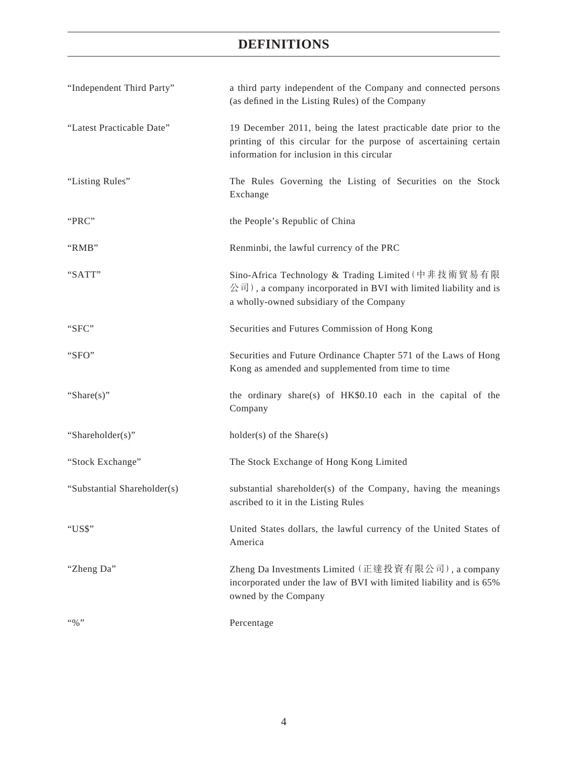# DEFINITIONS

| | |
|---|---|
| "Independent Third Party" | a third party independent of the Company and connected persons (as defined in the Listing Rules) of the Company |
| "Latest Practicable Date" | 19 December 2011, being the latest practicable date prior to the printing of this circular for the purpose of ascertaining certain information for inclusion in this circular |
| "Listing Rules" | The Rules Governing the Listing of Securities on the Stock Exchange |
| "PRC" | the People's Republic of China |
| "RMB" | Renminbi, the lawful currency of the PRC |
| "SATT" | Sino-Africa Technology & Trading Limited（中非技術貿易有限公司）, a company incorporated in BVI with limited liability and is a wholly-owned subsidiary of the Company |
| "SFC" | Securities and Futures Commission of Hong Kong |
| "SFO" | Securities and Future Ordinance Chapter 571 of the Laws of Hong Kong as amended and supplemented from time to time |
| "Share(s)" | the ordinary share(s) of HK$0.10 each in the capital of the Company |
| "Shareholder(s)" | holder(s) of the Share(s) |
| "Stock Exchange" | The Stock Exchange of Hong Kong Limited |
| "Substantial Shareholder(s) | substantial shareholder(s) of the Company, having the meanings ascribed to it in the Listing Rules |
| "US$" | United States dollars, the lawful currency of the United States of America |
| "Zheng Da" | Zheng Da Investments Limited（正達投資有限公司）, a company incorporated under the law of BVI with limited liability and is 65% owned by the Company |
| "%" | Percentage |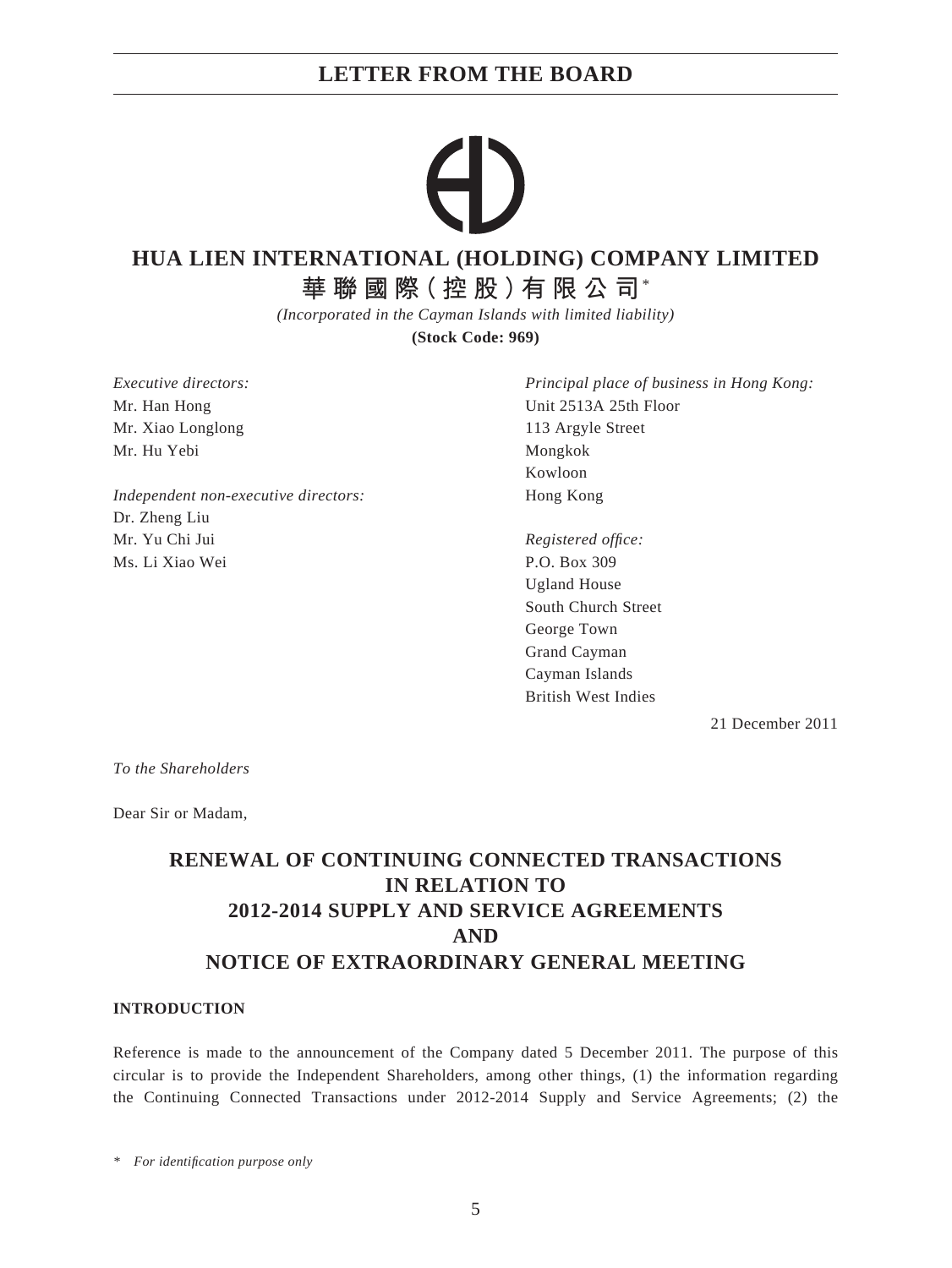# LETTER FROM THE BOARD

# HUA LIEN INTERNATIONAL (HOLDING) COMPANY LIMITED

**華聯國際(控股)有限公司*** 

*(Incorporated in the Cayman Islands with limited liability)*

**(Stock Code: 969)**

*Executive directors:*
Mr. Han Hong
Mr. Xiao Longlong
Mr. Hu Yebi

*Independent non-executive directors:*
Dr. Zheng Liu
Mr. Yu Chi Jui
Ms. Li Xiao Wei

*Principal place of business in Hong Kong:*
Unit 2513A 25th Floor
113 Argyle Street
Mongkok
Kowloon
Hong Kong

*Registered office:*
P.O. Box 309
Ugland House
South Church Street
George Town
Grand Cayman
Cayman Islands
British West Indies

21 December 2011

*To the Shareholders*

Dear Sir or Madam,

## RENEWAL OF CONTINUING CONNECTED TRANSACTIONS IN RELATION TO 2012-2014 SUPPLY AND SERVICE AGREEMENTS AND NOTICE OF EXTRAORDINARY GENERAL MEETING

### INTRODUCTION

Reference is made to the announcement of the Company dated 5 December 2011. The purpose of this circular is to provide the Independent Shareholders, among other things, (1) the information regarding the Continuing Connected Transactions under 2012-2014 Supply and Service Agreements; (2) the

\* *For identification purpose only*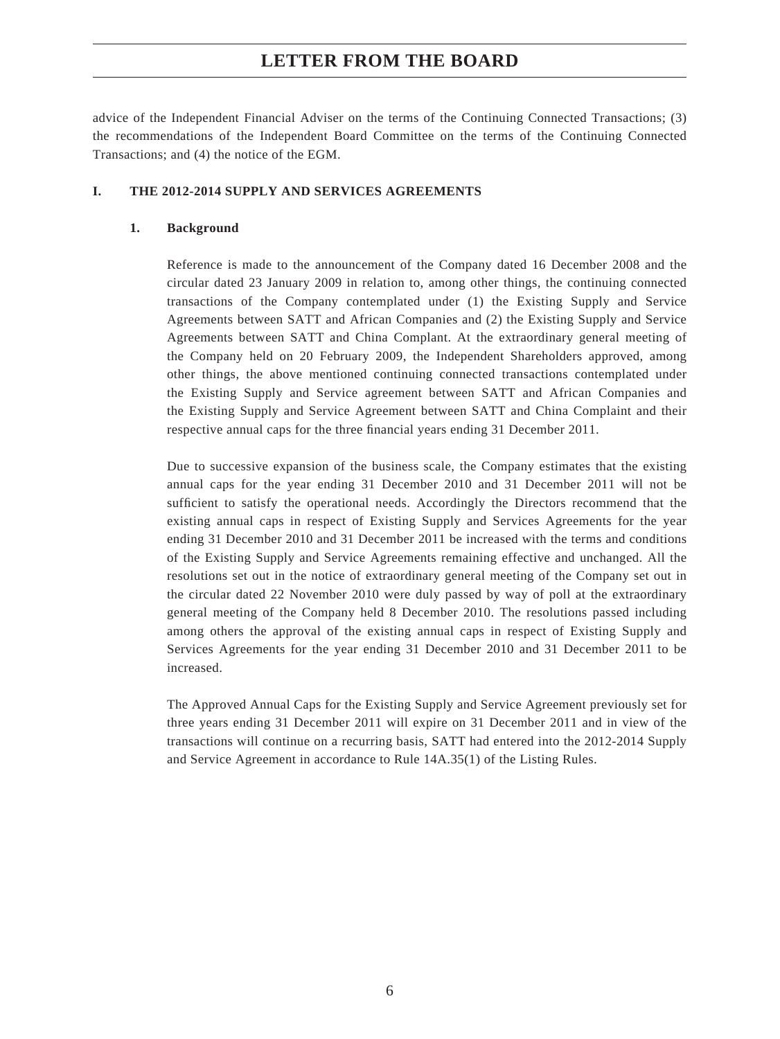advice of the Independent Financial Adviser on the terms of the Continuing Connected Transactions; (3) the recommendations of the Independent Board Committee on the terms of the Continuing Connected Transactions; and (4) the notice of the EGM.

## I. THE 2012-2014 SUPPLY AND SERVICES AGREEMENTS

### 1. Background

Reference is made to the announcement of the Company dated 16 December 2008 and the circular dated 23 January 2009 in relation to, among other things, the continuing connected transactions of the Company contemplated under (1) the Existing Supply and Service Agreements between SATT and African Companies and (2) the Existing Supply and Service Agreements between SATT and China Complant. At the extraordinary general meeting of the Company held on 20 February 2009, the Independent Shareholders approved, among other things, the above mentioned continuing connected transactions contemplated under the Existing Supply and Service agreement between SATT and African Companies and the Existing Supply and Service Agreement between SATT and China Complaint and their respective annual caps for the three financial years ending 31 December 2011.

Due to successive expansion of the business scale, the Company estimates that the existing annual caps for the year ending 31 December 2010 and 31 December 2011 will not be sufficient to satisfy the operational needs. Accordingly the Directors recommend that the existing annual caps in respect of Existing Supply and Services Agreements for the year ending 31 December 2010 and 31 December 2011 be increased with the terms and conditions of the Existing Supply and Service Agreements remaining effective and unchanged. All the resolutions set out in the notice of extraordinary general meeting of the Company set out in the circular dated 22 November 2010 were duly passed by way of poll at the extraordinary general meeting of the Company held 8 December 2010. The resolutions passed including among others the approval of the existing annual caps in respect of Existing Supply and Services Agreements for the year ending 31 December 2010 and 31 December 2011 to be increased.

The Approved Annual Caps for the Existing Supply and Service Agreement previously set for three years ending 31 December 2011 will expire on 31 December 2011 and in view of the transactions will continue on a recurring basis, SATT had entered into the 2012-2014 Supply and Service Agreement in accordance to Rule 14A.35(1) of the Listing Rules.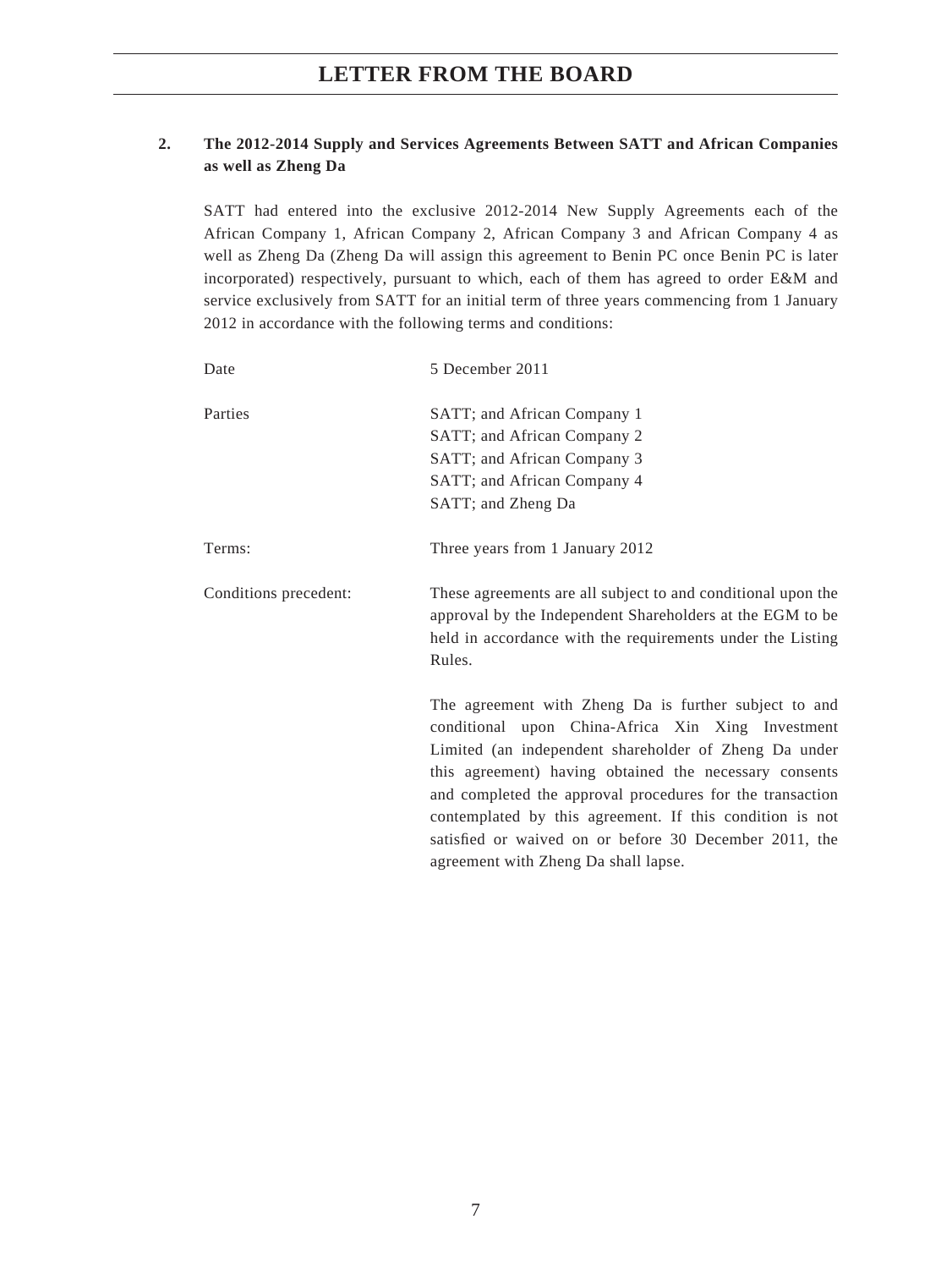## 2. The 2012-2014 Supply and Services Agreements Between SATT and African Companies as well as Zheng Da

SATT had entered into the exclusive 2012-2014 New Supply Agreements each of the African Company 1, African Company 2, African Company 3 and African Company 4 as well as Zheng Da (Zheng Da will assign this agreement to Benin PC once Benin PC is later incorporated) respectively, pursuant to which, each of them has agreed to order E&M and service exclusively from SATT for an initial term of three years commencing from 1 January 2012 in accordance with the following terms and conditions:

| | |
|---|---|
| Date | 5 December 2011 |
| Parties | SATT; and African Company 1<br>SATT; and African Company 2<br>SATT; and African Company 3<br>SATT; and African Company 4<br>SATT; and Zheng Da |
| Terms: | Three years from 1 January 2012 |
| Conditions precedent: | These agreements are all subject to and conditional upon the approval by the Independent Shareholders at the EGM to be held in accordance with the requirements under the Listing Rules.<br><br>The agreement with Zheng Da is further subject to and conditional upon China-Africa Xin Xing Investment Limited (an independent shareholder of Zheng Da under this agreement) having obtained the necessary consents and completed the approval procedures for the transaction contemplated by this agreement. If this condition is not satisfied or waived on or before 30 December 2011, the agreement with Zheng Da shall lapse. |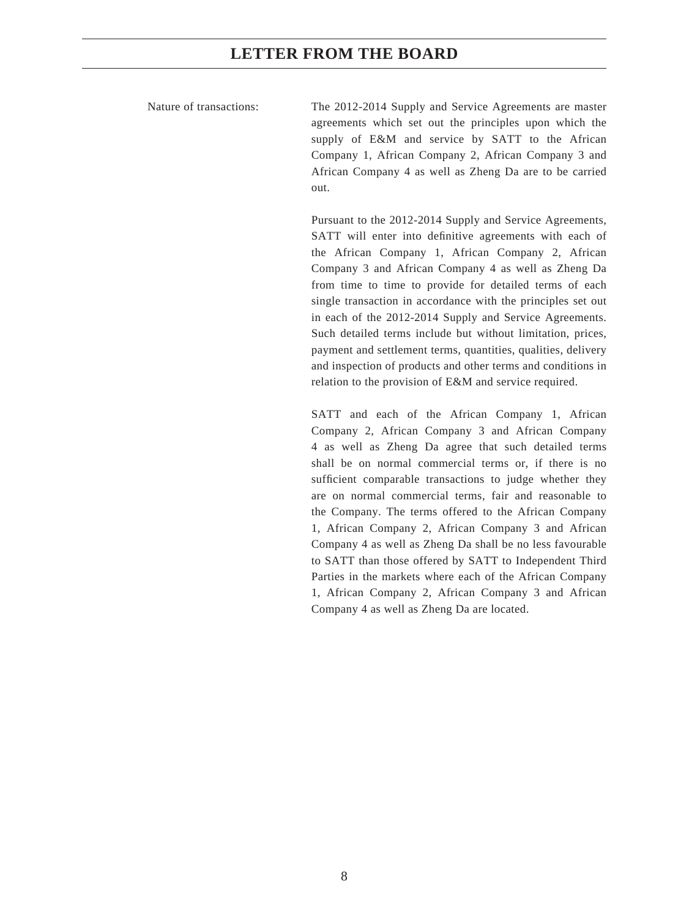Nature of transactions:

The 2012-2014 Supply and Service Agreements are master agreements which set out the principles upon which the supply of E&M and service by SATT to the African Company 1, African Company 2, African Company 3 and African Company 4 as well as Zheng Da are to be carried out.

Pursuant to the 2012-2014 Supply and Service Agreements, SATT will enter into definitive agreements with each of the African Company 1, African Company 2, African Company 3 and African Company 4 as well as Zheng Da from time to time to provide for detailed terms of each single transaction in accordance with the principles set out in each of the 2012-2014 Supply and Service Agreements. Such detailed terms include but without limitation, prices, payment and settlement terms, quantities, qualities, delivery and inspection of products and other terms and conditions in relation to the provision of E&M and service required.

SATT and each of the African Company 1, African Company 2, African Company 3 and African Company 4 as well as Zheng Da agree that such detailed terms shall be on normal commercial terms or, if there is no sufficient comparable transactions to judge whether they are on normal commercial terms, fair and reasonable to the Company. The terms offered to the African Company 1, African Company 2, African Company 3 and African Company 4 as well as Zheng Da shall be no less favourable to SATT than those offered by SATT to Independent Third Parties in the markets where each of the African Company 1, African Company 2, African Company 3 and African Company 4 as well as Zheng Da are located.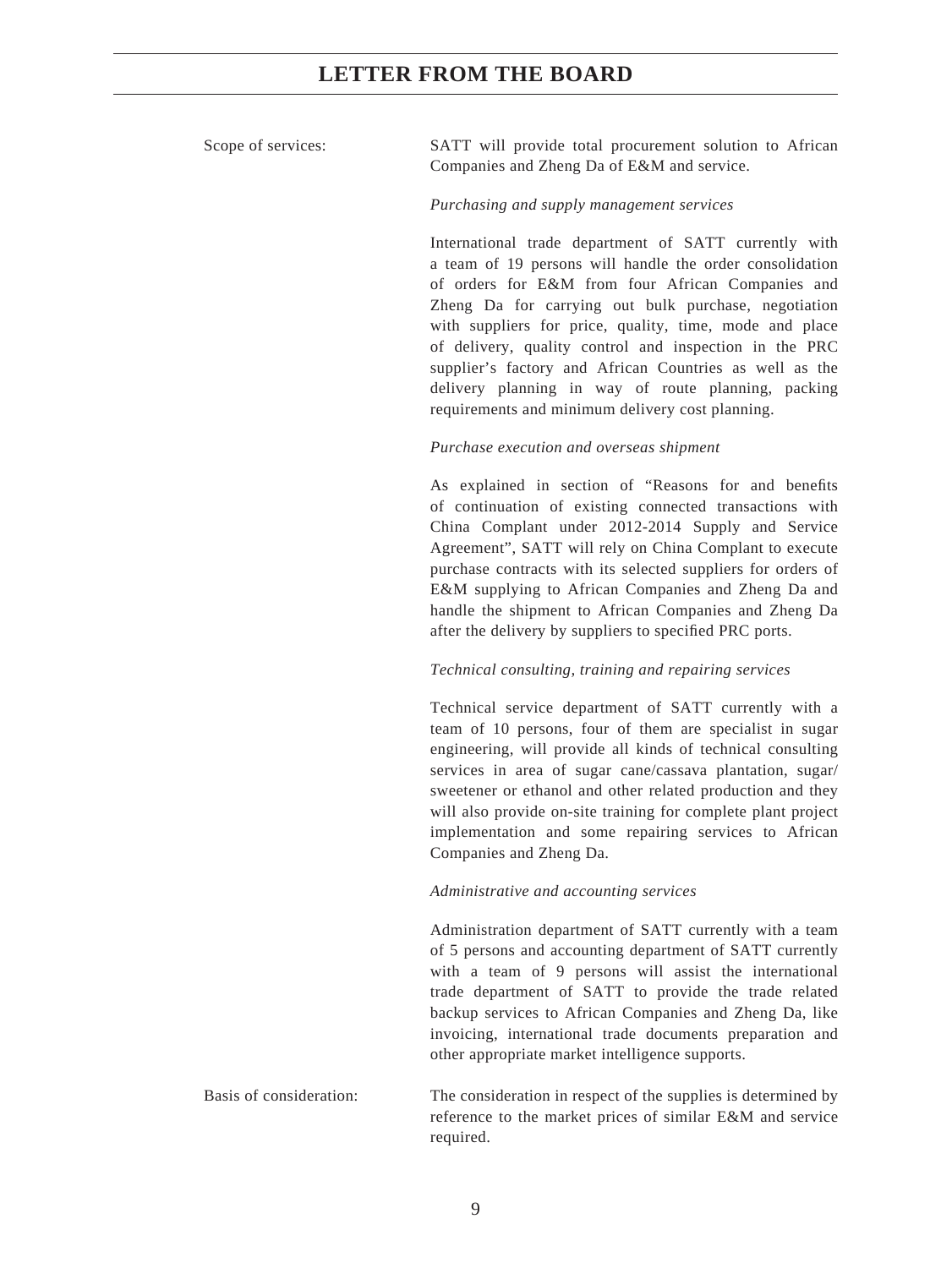Scope of services: SATT will provide total procurement solution to African Companies and Zheng Da of E&M and service.

*Purchasing and supply management services*

International trade department of SATT currently with a team of 19 persons will handle the order consolidation of orders for E&M from four African Companies and Zheng Da for carrying out bulk purchase, negotiation with suppliers for price, quality, time, mode and place of delivery, quality control and inspection in the PRC supplier's factory and African Countries as well as the delivery planning in way of route planning, packing requirements and minimum delivery cost planning.

*Purchase execution and overseas shipment*

As explained in section of "Reasons for and benefits of continuation of existing connected transactions with China Complant under 2012-2014 Supply and Service Agreement", SATT will rely on China Complant to execute purchase contracts with its selected suppliers for orders of E&M supplying to African Companies and Zheng Da and handle the shipment to African Companies and Zheng Da after the delivery by suppliers to specified PRC ports.

*Technical consulting, training and repairing services*

Technical service department of SATT currently with a team of 10 persons, four of them are specialist in sugar engineering, will provide all kinds of technical consulting services in area of sugar cane/cassava plantation, sugar/sweetener or ethanol and other related production and they will also provide on-site training for complete plant project implementation and some repairing services to African Companies and Zheng Da.

*Administrative and accounting services*

Administration department of SATT currently with a team of 5 persons and accounting department of SATT currently with a team of 9 persons will assist the international trade department of SATT to provide the trade related backup services to African Companies and Zheng Da, like invoicing, international trade documents preparation and other appropriate market intelligence supports.

Basis of consideration: The consideration in respect of the supplies is determined by reference to the market prices of similar E&M and service required.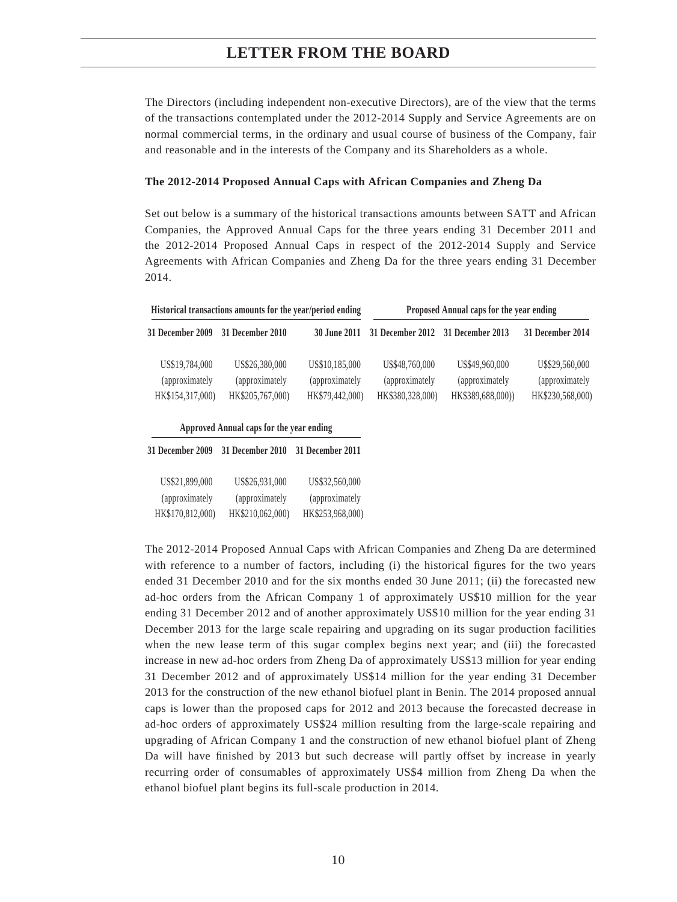The Directors (including independent non-executive Directors), are of the view that the terms of the transactions contemplated under the 2012-2014 Supply and Service Agreements are on normal commercial terms, in the ordinary and usual course of business of the Company, fair and reasonable and in the interests of the Company and its Shareholders as a whole.

**The 2012-2014 Proposed Annual Caps with African Companies and Zheng Da**

Set out below is a summary of the historical transactions amounts between SATT and African Companies, the Approved Annual Caps for the three years ending 31 December 2011 and the 2012-2014 Proposed Annual Caps in respect of the 2012-2014 Supply and Service Agreements with African Companies and Zheng Da for the three years ending 31 December 2014.

| Historical transactions amounts for the year/period ending | | | Proposed Annual caps for the year ending | | |
|---|---|---|---|---|---|
| 31 December 2009 | 31 December 2010 | 30 June 2011 | 31 December 2012 | 31 December 2013 | 31 December 2014 |
| US$19,784,000 (approximately HK$154,317,000) | US$26,380,000 (approximately HK$205,767,000) | US$10,185,000 (approximately HK$79,442,000) | U$$48,760,000 (approximately HK$380,328,000) | U$$49,960,000 (approximately HK$389,688,000)) | U$$29,560,000 (approximately HK$230,568,000) |

| Approved Annual caps for the year ending | | |
|---|---|---|
| 31 December 2009 | 31 December 2010 | 31 December 2011 |
| US$21,899,000 (approximately HK$170,812,000) | US$26,931,000 (approximately HK$210,062,000) | US$32,560,000 (approximately HK$253,968,000) |

The 2012-2014 Proposed Annual Caps with African Companies and Zheng Da are determined with reference to a number of factors, including (i) the historical figures for the two years ended 31 December 2010 and for the six months ended 30 June 2011; (ii) the forecasted new ad-hoc orders from the African Company 1 of approximately US$10 million for the year ending 31 December 2012 and of another approximately US$10 million for the year ending 31 December 2013 for the large scale repairing and upgrading on its sugar production facilities when the new lease term of this sugar complex begins next year; and (iii) the forecasted increase in new ad-hoc orders from Zheng Da of approximately US$13 million for year ending 31 December 2012 and of approximately US$14 million for the year ending 31 December 2013 for the construction of the new ethanol biofuel plant in Benin. The 2014 proposed annual caps is lower than the proposed caps for 2012 and 2013 because the forecasted decrease in ad-hoc orders of approximately US$24 million resulting from the large-scale repairing and upgrading of African Company 1 and the construction of new ethanol biofuel plant of Zheng Da will have finished by 2013 but such decrease will partly offset by increase in yearly recurring order of consumables of approximately US$4 million from Zheng Da when the ethanol biofuel plant begins its full-scale production in 2014.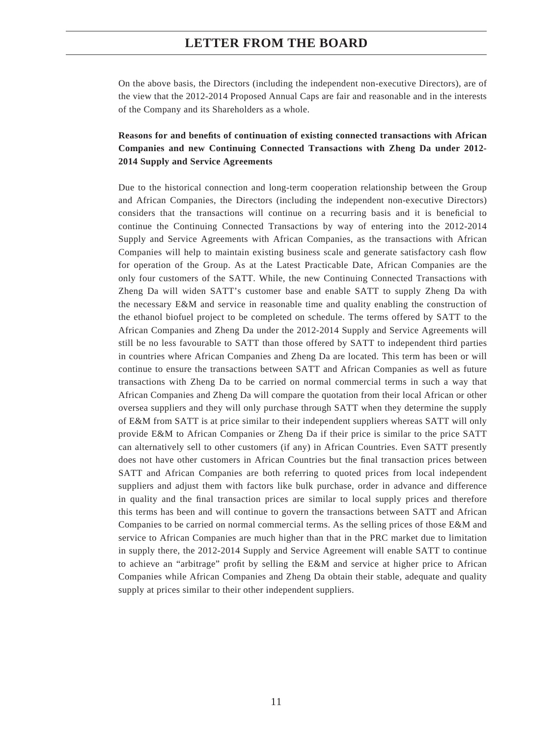On the above basis, the Directors (including the independent non-executive Directors), are of the view that the 2012-2014 Proposed Annual Caps are fair and reasonable and in the interests of the Company and its Shareholders as a whole.

**Reasons for and benefits of continuation of existing connected transactions with African Companies and new Continuing Connected Transactions with Zheng Da under 2012-2014 Supply and Service Agreements**

Due to the historical connection and long-term cooperation relationship between the Group and African Companies, the Directors (including the independent non-executive Directors) considers that the transactions will continue on a recurring basis and it is beneficial to continue the Continuing Connected Transactions by way of entering into the 2012-2014 Supply and Service Agreements with African Companies, as the transactions with African Companies will help to maintain existing business scale and generate satisfactory cash flow for operation of the Group. As at the Latest Practicable Date, African Companies are the only four customers of the SATT. While, the new Continuing Connected Transactions with Zheng Da will widen SATT's customer base and enable SATT to supply Zheng Da with the necessary E&M and service in reasonable time and quality enabling the construction of the ethanol biofuel project to be completed on schedule. The terms offered by SATT to the African Companies and Zheng Da under the 2012-2014 Supply and Service Agreements will still be no less favourable to SATT than those offered by SATT to independent third parties in countries where African Companies and Zheng Da are located. This term has been or will continue to ensure the transactions between SATT and African Companies as well as future transactions with Zheng Da to be carried on normal commercial terms in such a way that African Companies and Zheng Da will compare the quotation from their local African or other oversea suppliers and they will only purchase through SATT when they determine the supply of E&M from SATT is at price similar to their independent suppliers whereas SATT will only provide E&M to African Companies or Zheng Da if their price is similar to the price SATT can alternatively sell to other customers (if any) in African Countries. Even SATT presently does not have other customers in African Countries but the final transaction prices between SATT and African Companies are both referring to quoted prices from local independent suppliers and adjust them with factors like bulk purchase, order in advance and difference in quality and the final transaction prices are similar to local supply prices and therefore this terms has been and will continue to govern the transactions between SATT and African Companies to be carried on normal commercial terms. As the selling prices of those E&M and service to African Companies are much higher than that in the PRC market due to limitation in supply there, the 2012-2014 Supply and Service Agreement will enable SATT to continue to achieve an "arbitrage" profit by selling the E&M and service at higher price to African Companies while African Companies and Zheng Da obtain their stable, adequate and quality supply at prices similar to their other independent suppliers.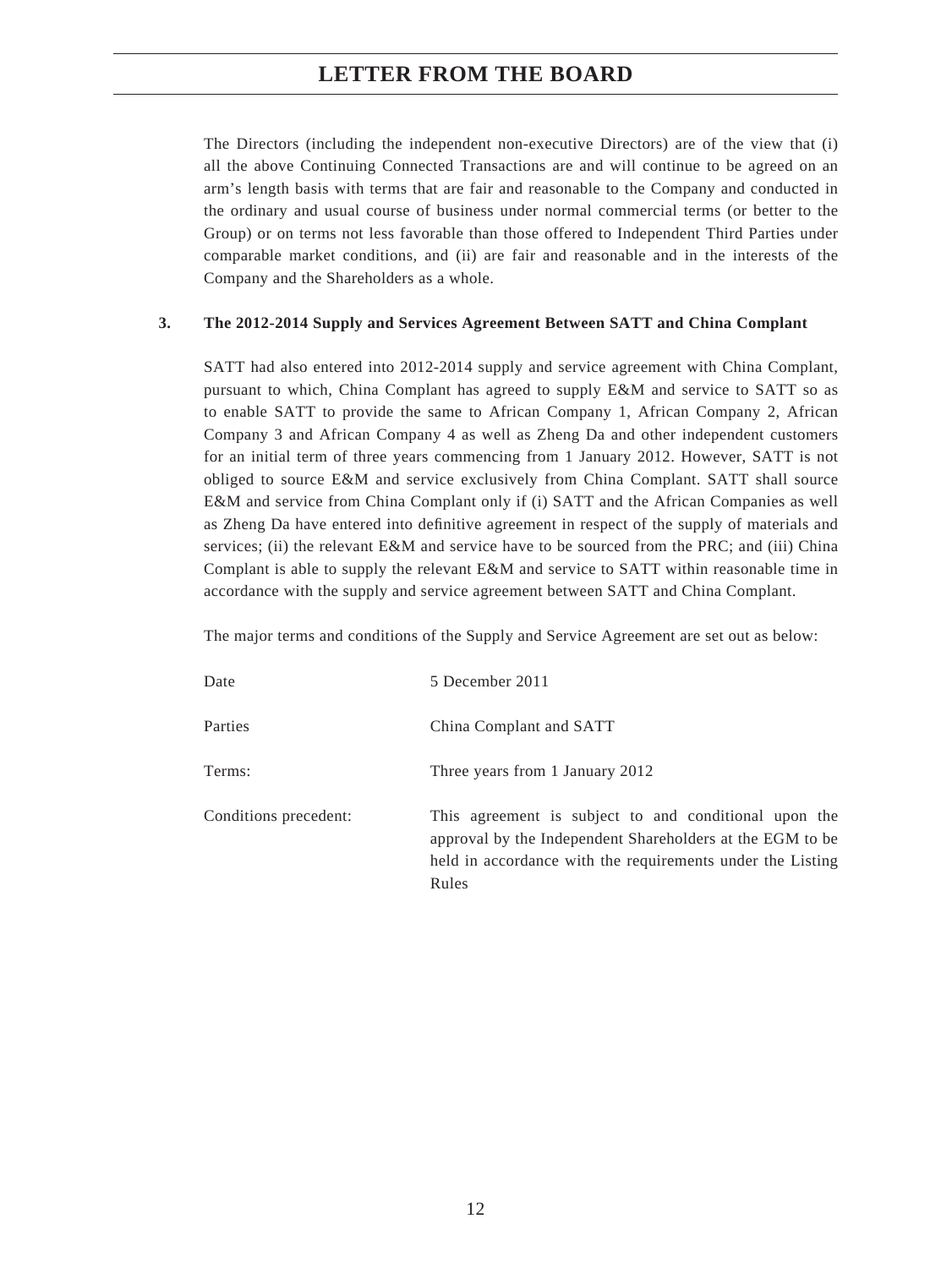The Directors (including the independent non-executive Directors) are of the view that (i) all the above Continuing Connected Transactions are and will continue to be agreed on an arm's length basis with terms that are fair and reasonable to the Company and conducted in the ordinary and usual course of business under normal commercial terms (or better to the Group) or on terms not less favorable than those offered to Independent Third Parties under comparable market conditions, and (ii) are fair and reasonable and in the interests of the Company and the Shareholders as a whole.

### 3. The 2012-2014 Supply and Services Agreement Between SATT and China Complant

SATT had also entered into 2012-2014 supply and service agreement with China Complant, pursuant to which, China Complant has agreed to supply E&M and service to SATT so as to enable SATT to provide the same to African Company 1, African Company 2, African Company 3 and African Company 4 as well as Zheng Da and other independent customers for an initial term of three years commencing from 1 January 2012. However, SATT is not obliged to source E&M and service exclusively from China Complant. SATT shall source E&M and service from China Complant only if (i) SATT and the African Companies as well as Zheng Da have entered into definitive agreement in respect of the supply of materials and services; (ii) the relevant E&M and service have to be sourced from the PRC; and (iii) China Complant is able to supply the relevant E&M and service to SATT within reasonable time in accordance with the supply and service agreement between SATT and China Complant.

The major terms and conditions of the Supply and Service Agreement are set out as below:

| | |
|---|---|
| Date | 5 December 2011 |
| Parties | China Complant and SATT |
| Terms: | Three years from 1 January 2012 |
| Conditions precedent: | This agreement is subject to and conditional upon the approval by the Independent Shareholders at the EGM to be held in accordance with the requirements under the Listing Rules |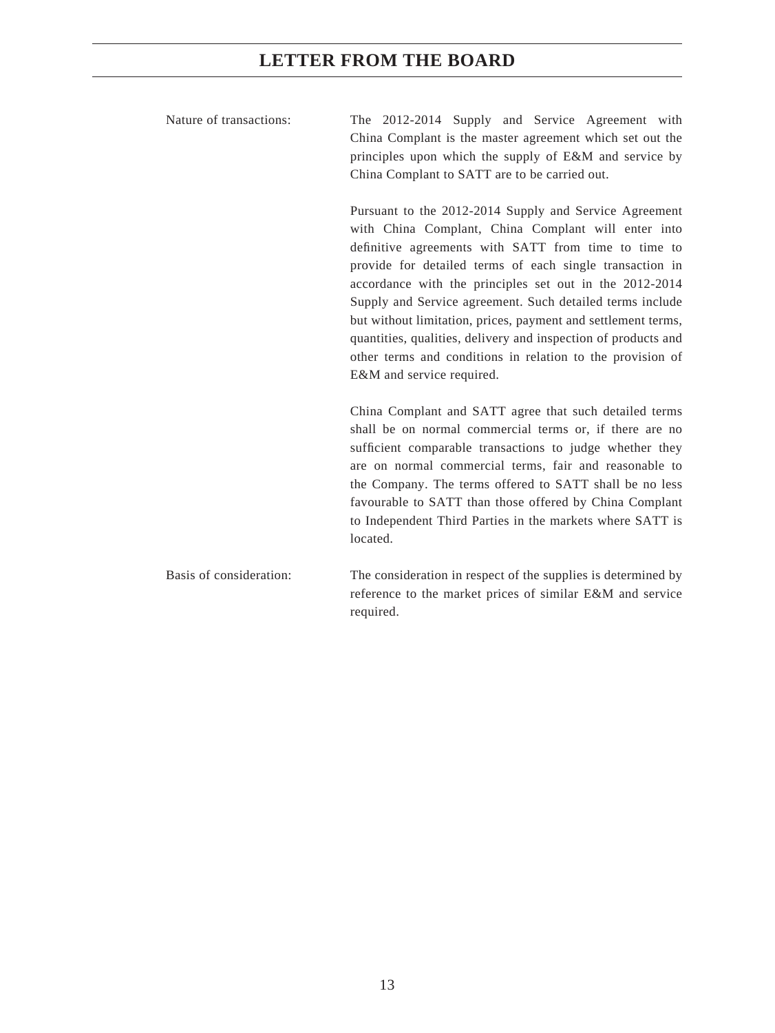Nature of transactions: The 2012-2014 Supply and Service Agreement with China Complant is the master agreement which set out the principles upon which the supply of E&M and service by China Complant to SATT are to be carried out.

Pursuant to the 2012-2014 Supply and Service Agreement with China Complant, China Complant will enter into definitive agreements with SATT from time to time to provide for detailed terms of each single transaction in accordance with the principles set out in the 2012-2014 Supply and Service agreement. Such detailed terms include but without limitation, prices, payment and settlement terms, quantities, qualities, delivery and inspection of products and other terms and conditions in relation to the provision of E&M and service required.

China Complant and SATT agree that such detailed terms shall be on normal commercial terms or, if there are no sufficient comparable transactions to judge whether they are on normal commercial terms, fair and reasonable to the Company. The terms offered to SATT shall be no less favourable to SATT than those offered by China Complant to Independent Third Parties in the markets where SATT is located.

Basis of consideration: The consideration in respect of the supplies is determined by reference to the market prices of similar E&M and service required.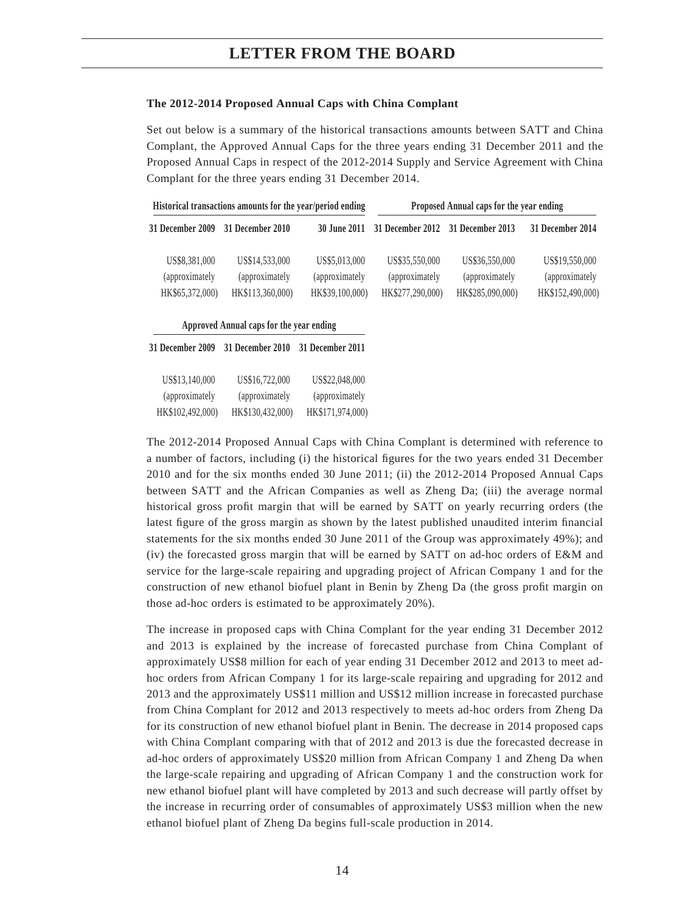**The 2012-2014 Proposed Annual Caps with China Complant**

Set out below is a summary of the historical transactions amounts between SATT and China Complant, the Approved Annual Caps for the three years ending 31 December 2011 and the Proposed Annual Caps in respect of the 2012-2014 Supply and Service Agreement with China Complant for the three years ending 31 December 2014.

| Historical transactions amounts for the year/period ending | | | Proposed Annual caps for the year ending | | |
|---|---|---|---|---|---|
| 31 December 2009 | 31 December 2010 | 30 June 2011 | 31 December 2012 | 31 December 2013 | 31 December 2014 |
| US$8,381,000 (approximately HK$65,372,000) | US$14,533,000 (approximately HK$113,360,000) | US$5,013,000 (approximately HK$39,100,000) | US$35,550,000 (approximately HK$277,290,000) | US$36,550,000 (approximately HK$285,090,000) | US$19,550,000 (approximately HK$152,490,000) |

| Approved Annual caps for the year ending | | |
|---|---|---|
| 31 December 2009 | 31 December 2010 | 31 December 2011 |
| US$13,140,000 (approximately HK$102,492,000) | US$16,722,000 (approximately HK$130,432,000) | US$22,048,000 (approximately HK$171,974,000) |

The 2012-2014 Proposed Annual Caps with China Complant is determined with reference to a number of factors, including (i) the historical figures for the two years ended 31 December 2010 and for the six months ended 30 June 2011; (ii) the 2012-2014 Proposed Annual Caps between SATT and the African Companies as well as Zheng Da; (iii) the average normal historical gross profit margin that will be earned by SATT on yearly recurring orders (the latest figure of the gross margin as shown by the latest published unaudited interim financial statements for the six months ended 30 June 2011 of the Group was approximately 49%); and (iv) the forecasted gross margin that will be earned by SATT on ad-hoc orders of E&M and service for the large-scale repairing and upgrading project of African Company 1 and for the construction of new ethanol biofuel plant in Benin by Zheng Da (the gross profit margin on those ad-hoc orders is estimated to be approximately 20%).

The increase in proposed caps with China Complant for the year ending 31 December 2012 and 2013 is explained by the increase of forecasted purchase from China Complant of approximately US$8 million for each of year ending 31 December 2012 and 2013 to meet ad-hoc orders from African Company 1 for its large-scale repairing and upgrading for 2012 and 2013 and the approximately US$11 million and US$12 million increase in forecasted purchase from China Complant for 2012 and 2013 respectively to meets ad-hoc orders from Zheng Da for its construction of new ethanol biofuel plant in Benin. The decrease in 2014 proposed caps with China Complant comparing with that of 2012 and 2013 is due the forecasted decrease in ad-hoc orders of approximately US$20 million from African Company 1 and Zheng Da when the large-scale repairing and upgrading of African Company 1 and the construction work for new ethanol biofuel plant will have completed by 2013 and such decrease will partly offset by the increase in recurring order of consumables of approximately US$3 million when the new ethanol biofuel plant of Zheng Da begins full-scale production in 2014.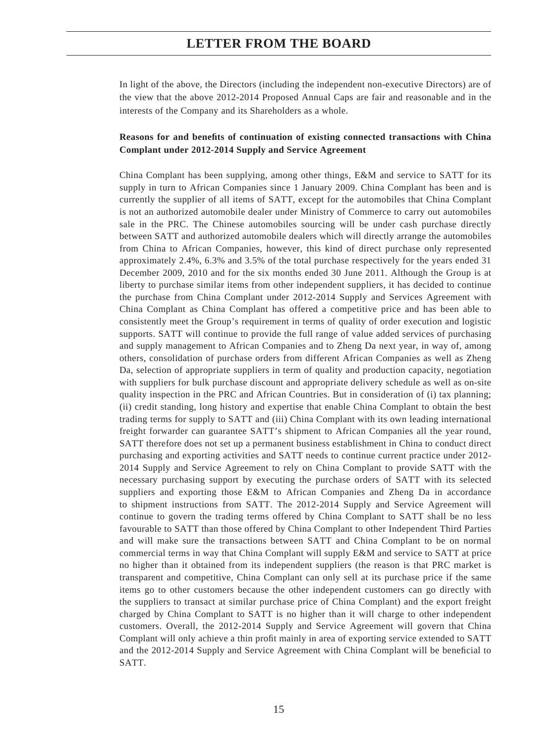In light of the above, the Directors (including the independent non-executive Directors) are of the view that the above 2012-2014 Proposed Annual Caps are fair and reasonable and in the interests of the Company and its Shareholders as a whole.

**Reasons for and benefits of continuation of existing connected transactions with China Complant under 2012-2014 Supply and Service Agreement**

China Complant has been supplying, among other things, E&M and service to SATT for its supply in turn to African Companies since 1 January 2009. China Complant has been and is currently the supplier of all items of SATT, except for the automobiles that China Complant is not an authorized automobile dealer under Ministry of Commerce to carry out automobiles sale in the PRC. The Chinese automobiles sourcing will be under cash purchase directly between SATT and authorized automobile dealers which will directly arrange the automobiles from China to African Companies, however, this kind of direct purchase only represented approximately 2.4%, 6.3% and 3.5% of the total purchase respectively for the years ended 31 December 2009, 2010 and for the six months ended 30 June 2011. Although the Group is at liberty to purchase similar items from other independent suppliers, it has decided to continue the purchase from China Complant under 2012-2014 Supply and Services Agreement with China Complant as China Complant has offered a competitive price and has been able to consistently meet the Group's requirement in terms of quality of order execution and logistic supports. SATT will continue to provide the full range of value added services of purchasing and supply management to African Companies and to Zheng Da next year, in way of, among others, consolidation of purchase orders from different African Companies as well as Zheng Da, selection of appropriate suppliers in term of quality and production capacity, negotiation with suppliers for bulk purchase discount and appropriate delivery schedule as well as on-site quality inspection in the PRC and African Countries. But in consideration of (i) tax planning; (ii) credit standing, long history and expertise that enable China Complant to obtain the best trading terms for supply to SATT and (iii) China Complant with its own leading international freight forwarder can guarantee SATT's shipment to African Companies all the year round, SATT therefore does not set up a permanent business establishment in China to conduct direct purchasing and exporting activities and SATT needs to continue current practice under 2012-2014 Supply and Service Agreement to rely on China Complant to provide SATT with the necessary purchasing support by executing the purchase orders of SATT with its selected suppliers and exporting those E&M to African Companies and Zheng Da in accordance to shipment instructions from SATT. The 2012-2014 Supply and Service Agreement will continue to govern the trading terms offered by China Complant to SATT shall be no less favourable to SATT than those offered by China Complant to other Independent Third Parties and will make sure the transactions between SATT and China Complant to be on normal commercial terms in way that China Complant will supply E&M and service to SATT at price no higher than it obtained from its independent suppliers (the reason is that PRC market is transparent and competitive, China Complant can only sell at its purchase price if the same items go to other customers because the other independent customers can go directly with the suppliers to transact at similar purchase price of China Complant) and the export freight charged by China Complant to SATT is no higher than it will charge to other independent customers. Overall, the 2012-2014 Supply and Service Agreement will govern that China Complant will only achieve a thin profit mainly in area of exporting service extended to SATT and the 2012-2014 Supply and Service Agreement with China Complant will be beneficial to SATT.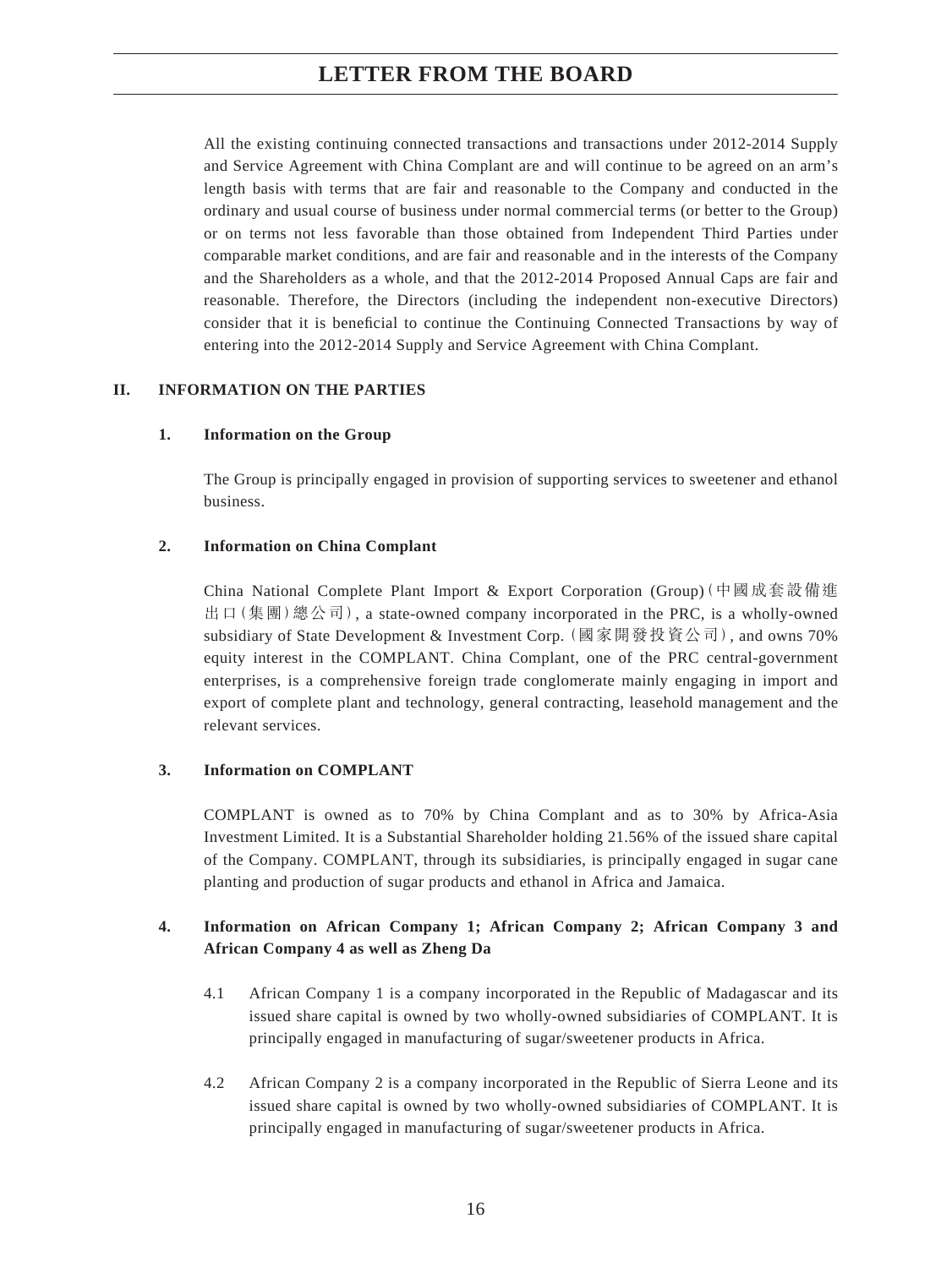All the existing continuing connected transactions and transactions under 2012-2014 Supply and Service Agreement with China Complant are and will continue to be agreed on an arm's length basis with terms that are fair and reasonable to the Company and conducted in the ordinary and usual course of business under normal commercial terms (or better to the Group) or on terms not less favorable than those obtained from Independent Third Parties under comparable market conditions, and are fair and reasonable and in the interests of the Company and the Shareholders as a whole, and that the 2012-2014 Proposed Annual Caps are fair and reasonable. Therefore, the Directors (including the independent non-executive Directors) consider that it is beneficial to continue the Continuing Connected Transactions by way of entering into the 2012-2014 Supply and Service Agreement with China Complant.

## II. INFORMATION ON THE PARTIES

### 1. Information on the Group

The Group is principally engaged in provision of supporting services to sweetener and ethanol business.

### 2. Information on China Complant

China National Complete Plant Import & Export Corporation (Group)(中國成套設備進出口(集團)總公司), a state-owned company incorporated in the PRC, is a wholly-owned subsidiary of State Development & Investment Corp.(國家開發投資公司), and owns 70% equity interest in the COMPLANT. China Complant, one of the PRC central-government enterprises, is a comprehensive foreign trade conglomerate mainly engaging in import and export of complete plant and technology, general contracting, leasehold management and the relevant services.

### 3. Information on COMPLANT

COMPLANT is owned as to 70% by China Complant and as to 30% by Africa-Asia Investment Limited. It is a Substantial Shareholder holding 21.56% of the issued share capital of the Company. COMPLANT, through its subsidiaries, is principally engaged in sugar cane planting and production of sugar products and ethanol in Africa and Jamaica.

### 4. Information on African Company 1; African Company 2; African Company 3 and African Company 4 as well as Zheng Da

4.1 African Company 1 is a company incorporated in the Republic of Madagascar and its issued share capital is owned by two wholly-owned subsidiaries of COMPLANT. It is principally engaged in manufacturing of sugar/sweetener products in Africa.

4.2 African Company 2 is a company incorporated in the Republic of Sierra Leone and its issued share capital is owned by two wholly-owned subsidiaries of COMPLANT. It is principally engaged in manufacturing of sugar/sweetener products in Africa.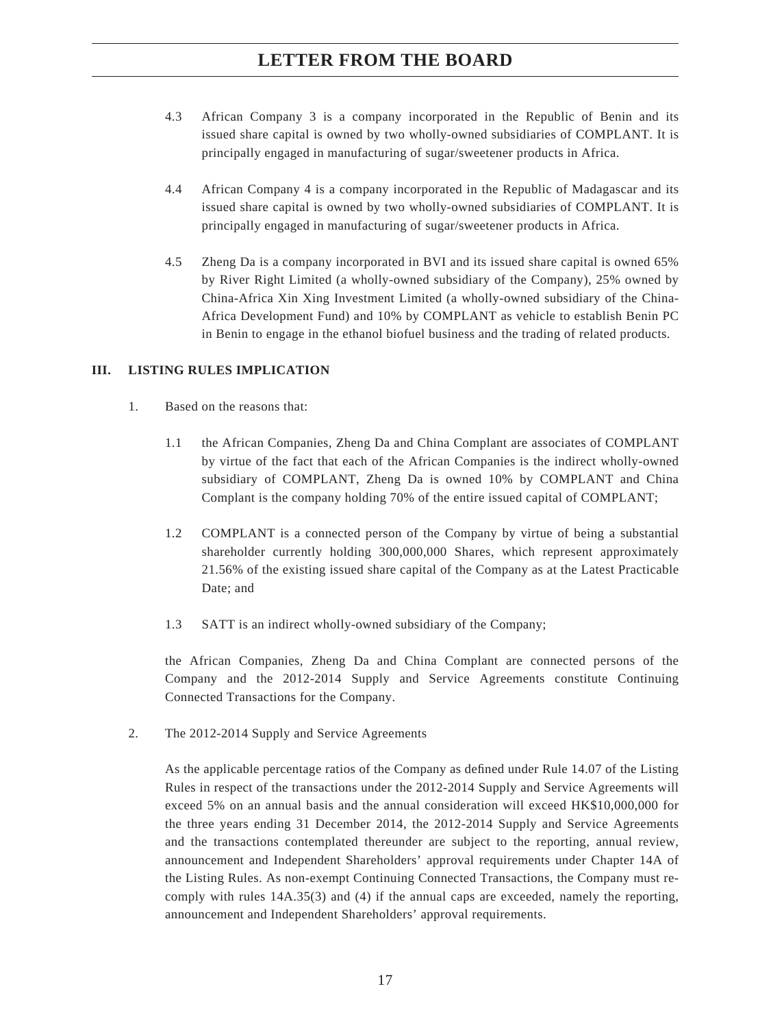4.3 African Company 3 is a company incorporated in the Republic of Benin and its issued share capital is owned by two wholly-owned subsidiaries of COMPLANT. It is principally engaged in manufacturing of sugar/sweetener products in Africa.

4.4 African Company 4 is a company incorporated in the Republic of Madagascar and its issued share capital is owned by two wholly-owned subsidiaries of COMPLANT. It is principally engaged in manufacturing of sugar/sweetener products in Africa.

4.5 Zheng Da is a company incorporated in BVI and its issued share capital is owned 65% by River Right Limited (a wholly-owned subsidiary of the Company), 25% owned by China-Africa Xin Xing Investment Limited (a wholly-owned subsidiary of the China-Africa Development Fund) and 10% by COMPLANT as vehicle to establish Benin PC in Benin to engage in the ethanol biofuel business and the trading of related products.

## III. LISTING RULES IMPLICATION

1. Based on the reasons that:

   1.1 the African Companies, Zheng Da and China Complant are associates of COMPLANT by virtue of the fact that each of the African Companies is the indirect wholly-owned subsidiary of COMPLANT, Zheng Da is owned 10% by COMPLANT and China Complant is the company holding 70% of the entire issued capital of COMPLANT;

   1.2 COMPLANT is a connected person of the Company by virtue of being a substantial shareholder currently holding 300,000,000 Shares, which represent approximately 21.56% of the existing issued share capital of the Company as at the Latest Practicable Date; and

   1.3 SATT is an indirect wholly-owned subsidiary of the Company;

   the African Companies, Zheng Da and China Complant are connected persons of the Company and the 2012-2014 Supply and Service Agreements constitute Continuing Connected Transactions for the Company.

2. The 2012-2014 Supply and Service Agreements

   As the applicable percentage ratios of the Company as defined under Rule 14.07 of the Listing Rules in respect of the transactions under the 2012-2014 Supply and Service Agreements will exceed 5% on an annual basis and the annual consideration will exceed HK$10,000,000 for the three years ending 31 December 2014, the 2012-2014 Supply and Service Agreements and the transactions contemplated thereunder are subject to the reporting, annual review, announcement and Independent Shareholders' approval requirements under Chapter 14A of the Listing Rules. As non-exempt Continuing Connected Transactions, the Company must re-comply with rules 14A.35(3) and (4) if the annual caps are exceeded, namely the reporting, announcement and Independent Shareholders' approval requirements.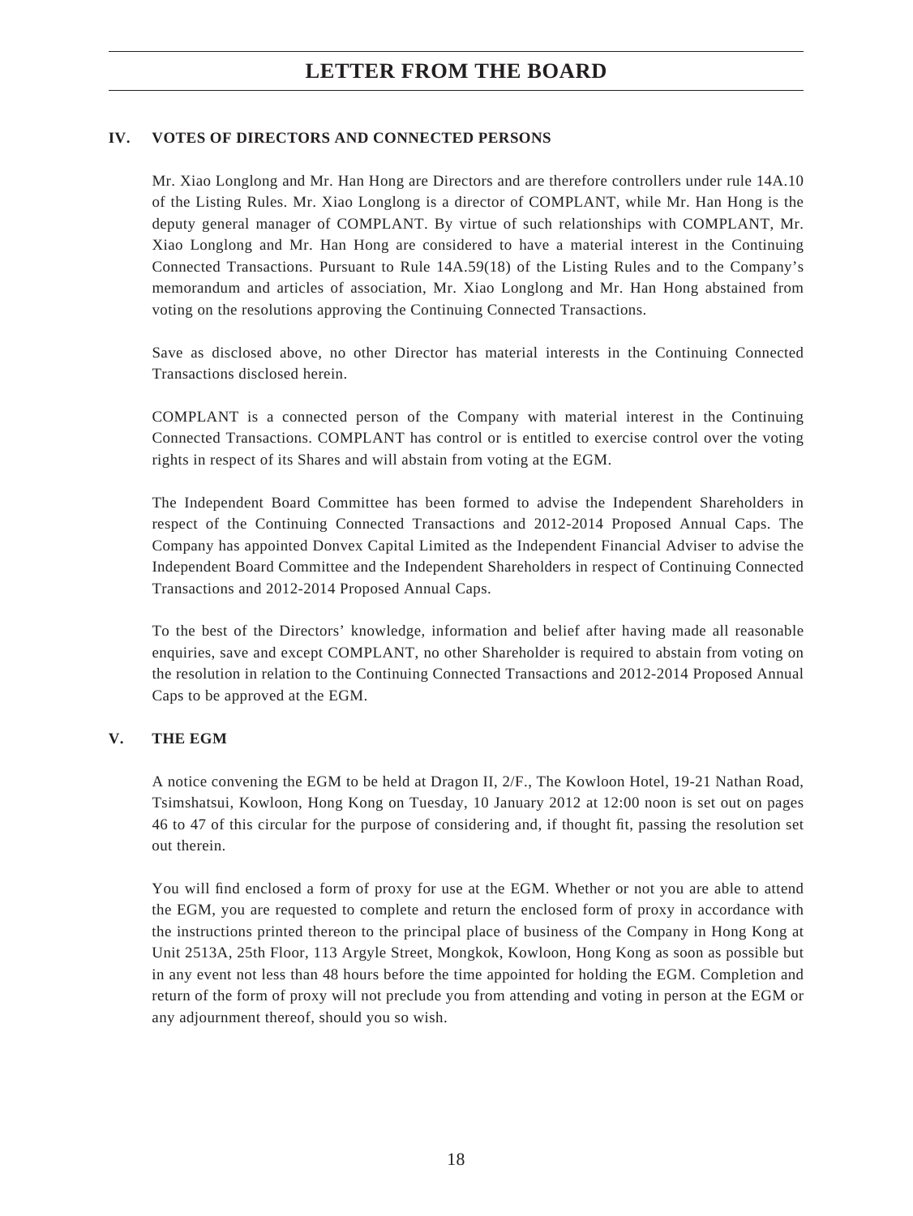## IV. VOTES OF DIRECTORS AND CONNECTED PERSONS

Mr. Xiao Longlong and Mr. Han Hong are Directors and are therefore controllers under rule 14A.10 of the Listing Rules. Mr. Xiao Longlong is a director of COMPLANT, while Mr. Han Hong is the deputy general manager of COMPLANT. By virtue of such relationships with COMPLANT, Mr. Xiao Longlong and Mr. Han Hong are considered to have a material interest in the Continuing Connected Transactions. Pursuant to Rule 14A.59(18) of the Listing Rules and to the Company's memorandum and articles of association, Mr. Xiao Longlong and Mr. Han Hong abstained from voting on the resolutions approving the Continuing Connected Transactions.

Save as disclosed above, no other Director has material interests in the Continuing Connected Transactions disclosed herein.

COMPLANT is a connected person of the Company with material interest in the Continuing Connected Transactions. COMPLANT has control or is entitled to exercise control over the voting rights in respect of its Shares and will abstain from voting at the EGM.

The Independent Board Committee has been formed to advise the Independent Shareholders in respect of the Continuing Connected Transactions and 2012-2014 Proposed Annual Caps. The Company has appointed Donvex Capital Limited as the Independent Financial Adviser to advise the Independent Board Committee and the Independent Shareholders in respect of Continuing Connected Transactions and 2012-2014 Proposed Annual Caps.

To the best of the Directors' knowledge, information and belief after having made all reasonable enquiries, save and except COMPLANT, no other Shareholder is required to abstain from voting on the resolution in relation to the Continuing Connected Transactions and 2012-2014 Proposed Annual Caps to be approved at the EGM.

## V. THE EGM

A notice convening the EGM to be held at Dragon II, 2/F., The Kowloon Hotel, 19-21 Nathan Road, Tsimshatsui, Kowloon, Hong Kong on Tuesday, 10 January 2012 at 12:00 noon is set out on pages 46 to 47 of this circular for the purpose of considering and, if thought fit, passing the resolution set out therein.

You will find enclosed a form of proxy for use at the EGM. Whether or not you are able to attend the EGM, you are requested to complete and return the enclosed form of proxy in accordance with the instructions printed thereon to the principal place of business of the Company in Hong Kong at Unit 2513A, 25th Floor, 113 Argyle Street, Mongkok, Kowloon, Hong Kong as soon as possible but in any event not less than 48 hours before the time appointed for holding the EGM. Completion and return of the form of proxy will not preclude you from attending and voting in person at the EGM or any adjournment thereof, should you so wish.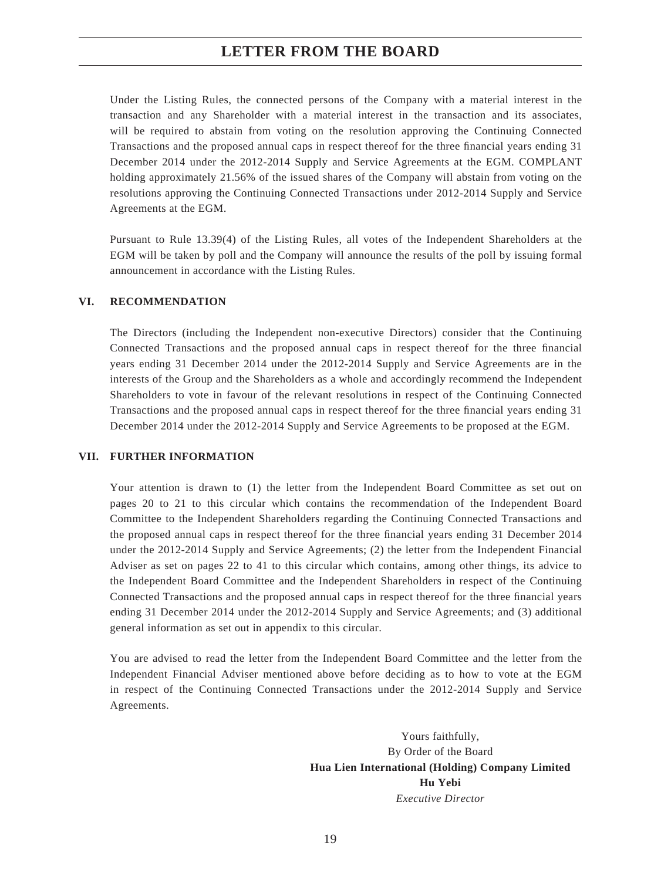Under the Listing Rules, the connected persons of the Company with a material interest in the transaction and any Shareholder with a material interest in the transaction and its associates, will be required to abstain from voting on the resolution approving the Continuing Connected Transactions and the proposed annual caps in respect thereof for the three financial years ending 31 December 2014 under the 2012-2014 Supply and Service Agreements at the EGM. COMPLANT holding approximately 21.56% of the issued shares of the Company will abstain from voting on the resolutions approving the Continuing Connected Transactions under 2012-2014 Supply and Service Agreements at the EGM.

Pursuant to Rule 13.39(4) of the Listing Rules, all votes of the Independent Shareholders at the EGM will be taken by poll and the Company will announce the results of the poll by issuing formal announcement in accordance with the Listing Rules.

## VI. RECOMMENDATION

The Directors (including the Independent non-executive Directors) consider that the Continuing Connected Transactions and the proposed annual caps in respect thereof for the three financial years ending 31 December 2014 under the 2012-2014 Supply and Service Agreements are in the interests of the Group and the Shareholders as a whole and accordingly recommend the Independent Shareholders to vote in favour of the relevant resolutions in respect of the Continuing Connected Transactions and the proposed annual caps in respect thereof for the three financial years ending 31 December 2014 under the 2012-2014 Supply and Service Agreements to be proposed at the EGM.

## VII. FURTHER INFORMATION

Your attention is drawn to (1) the letter from the Independent Board Committee as set out on pages 20 to 21 to this circular which contains the recommendation of the Independent Board Committee to the Independent Shareholders regarding the Continuing Connected Transactions and the proposed annual caps in respect thereof for the three financial years ending 31 December 2014 under the 2012-2014 Supply and Service Agreements; (2) the letter from the Independent Financial Adviser as set on pages 22 to 41 to this circular which contains, among other things, its advice to the Independent Board Committee and the Independent Shareholders in respect of the Continuing Connected Transactions and the proposed annual caps in respect thereof for the three financial years ending 31 December 2014 under the 2012-2014 Supply and Service Agreements; and (3) additional general information as set out in appendix to this circular.

You are advised to read the letter from the Independent Board Committee and the letter from the Independent Financial Adviser mentioned above before deciding as to how to vote at the EGM in respect of the Continuing Connected Transactions under the 2012-2014 Supply and Service Agreements.

Yours faithfully,
By Order of the Board
**Hua Lien International (Holding) Company Limited**
**Hu Yebi**
*Executive Director*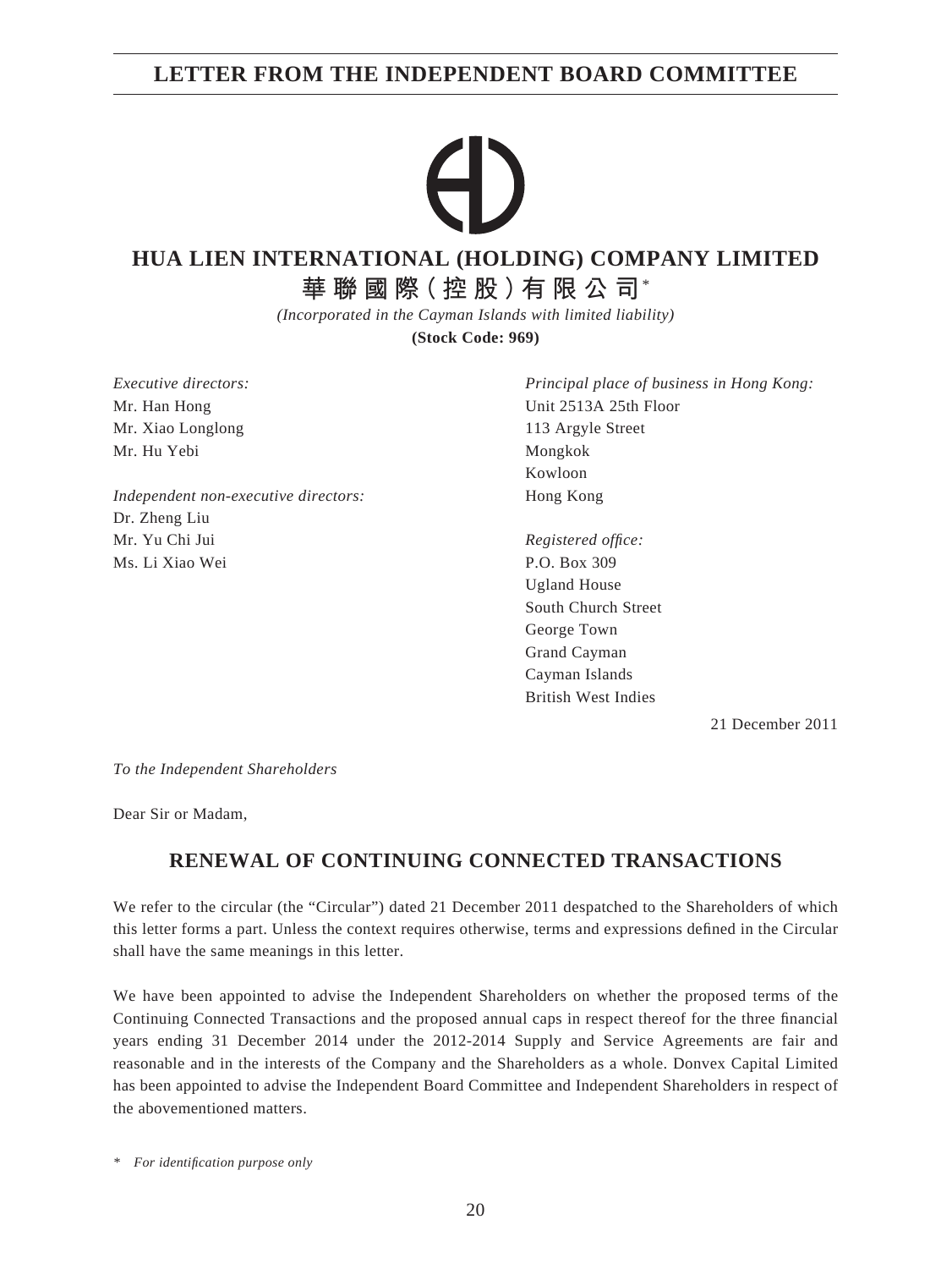# LETTER FROM THE INDEPENDENT BOARD COMMITTEE

**HUA LIEN INTERNATIONAL (HOLDING) COMPANY LIMITED**

**華聯國際(控股)有限公司***

*(Incorporated in the Cayman Islands with limited liability)*

**(Stock Code: 969)**

*Executive directors:*
Mr. Han Hong
Mr. Xiao Longlong
Mr. Hu Yebi

*Independent non-executive directors:*
Dr. Zheng Liu
Mr. Yu Chi Jui
Ms. Li Xiao Wei

*Principal place of business in Hong Kong:*
Unit 2513A 25th Floor
113 Argyle Street
Mongkok
Kowloon
Hong Kong

*Registered office:*
P.O. Box 309
Ugland House
South Church Street
George Town
Grand Cayman
Cayman Islands
British West Indies

21 December 2011

*To the Independent Shareholders*

Dear Sir or Madam,

## RENEWAL OF CONTINUING CONNECTED TRANSACTIONS

We refer to the circular (the "Circular") dated 21 December 2011 despatched to the Shareholders of which this letter forms a part. Unless the context requires otherwise, terms and expressions defined in the Circular shall have the same meanings in this letter.

We have been appointed to advise the Independent Shareholders on whether the proposed terms of the Continuing Connected Transactions and the proposed annual caps in respect thereof for the three financial years ending 31 December 2014 under the 2012-2014 Supply and Service Agreements are fair and reasonable and in the interests of the Company and the Shareholders as a whole. Donvex Capital Limited has been appointed to advise the Independent Board Committee and Independent Shareholders in respect of the abovementioned matters.

\* *For identification purpose only*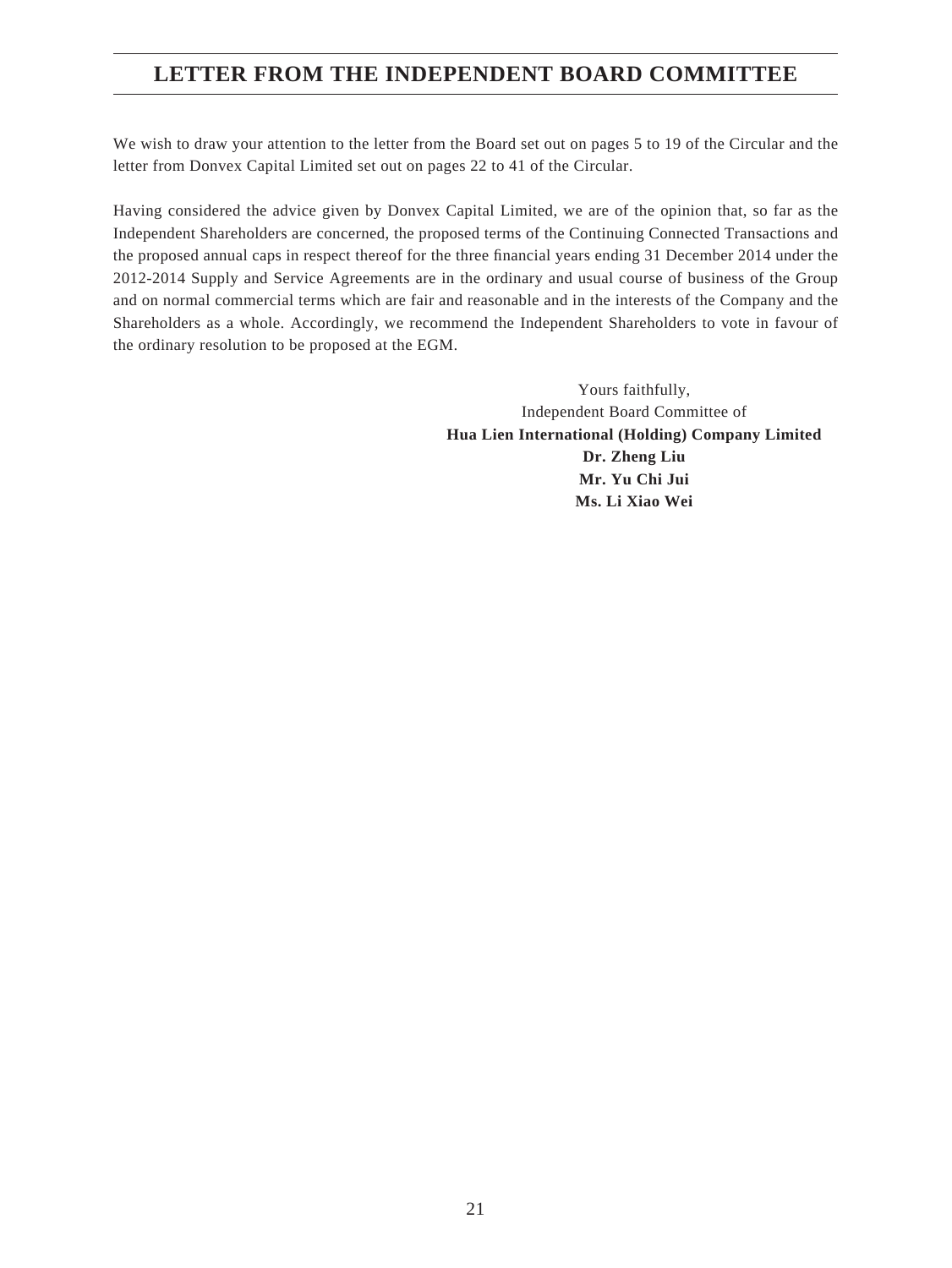# LETTER FROM THE INDEPENDENT BOARD COMMITTEE

We wish to draw your attention to the letter from the Board set out on pages 5 to 19 of the Circular and the letter from Donvex Capital Limited set out on pages 22 to 41 of the Circular.

Having considered the advice given by Donvex Capital Limited, we are of the opinion that, so far as the Independent Shareholders are concerned, the proposed terms of the Continuing Connected Transactions and the proposed annual caps in respect thereof for the three financial years ending 31 December 2014 under the 2012-2014 Supply and Service Agreements are in the ordinary and usual course of business of the Group and on normal commercial terms which are fair and reasonable and in the interests of the Company and the Shareholders as a whole. Accordingly, we recommend the Independent Shareholders to vote in favour of the ordinary resolution to be proposed at the EGM.

Yours faithfully,
Independent Board Committee of
**Hua Lien International (Holding) Company Limited**
**Dr. Zheng Liu**
**Mr. Yu Chi Jui**
**Ms. Li Xiao Wei**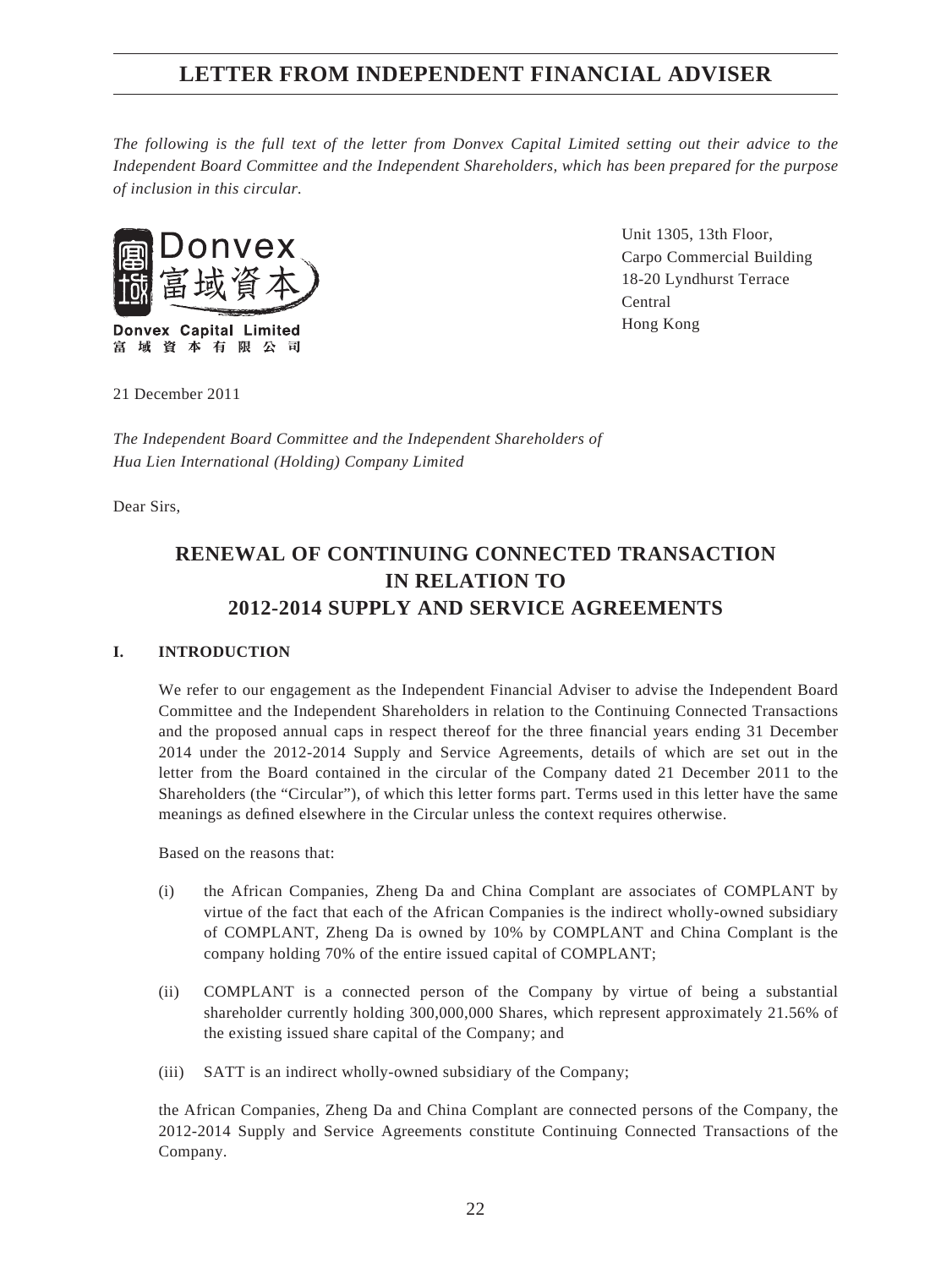# LETTER FROM INDEPENDENT FINANCIAL ADVISER

*The following is the full text of the letter from Donvex Capital Limited setting out their advice to the Independent Board Committee and the Independent Shareholders, which has been prepared for the purpose of inclusion in this circular.*

Donvex 富域資本

**Donvex Capital Limited**
**富域資本有限公司**

Unit 1305, 13th Floor,
Carpo Commercial Building
18-20 Lyndhurst Terrace
Central
Hong Kong

21 December 2011

*The Independent Board Committee and the Independent Shareholders of*
*Hua Lien International (Holding) Company Limited*

Dear Sirs,

## RENEWAL OF CONTINUING CONNECTED TRANSACTION IN RELATION TO 2012-2014 SUPPLY AND SERVICE AGREEMENTS

### I. INTRODUCTION

We refer to our engagement as the Independent Financial Adviser to advise the Independent Board Committee and the Independent Shareholders in relation to the Continuing Connected Transactions and the proposed annual caps in respect thereof for the three financial years ending 31 December 2014 under the 2012-2014 Supply and Service Agreements, details of which are set out in the letter from the Board contained in the circular of the Company dated 21 December 2011 to the Shareholders (the "Circular"), of which this letter forms part. Terms used in this letter have the same meanings as defined elsewhere in the Circular unless the context requires otherwise.

Based on the reasons that:

(i) the African Companies, Zheng Da and China Complant are associates of COMPLANT by virtue of the fact that each of the African Companies is the indirect wholly-owned subsidiary of COMPLANT, Zheng Da is owned by 10% by COMPLANT and China Complant is the company holding 70% of the entire issued capital of COMPLANT;

(ii) COMPLANT is a connected person of the Company by virtue of being a substantial shareholder currently holding 300,000,000 Shares, which represent approximately 21.56% of the existing issued share capital of the Company; and

(iii) SATT is an indirect wholly-owned subsidiary of the Company;

the African Companies, Zheng Da and China Complant are connected persons of the Company, the 2012-2014 Supply and Service Agreements constitute Continuing Connected Transactions of the Company.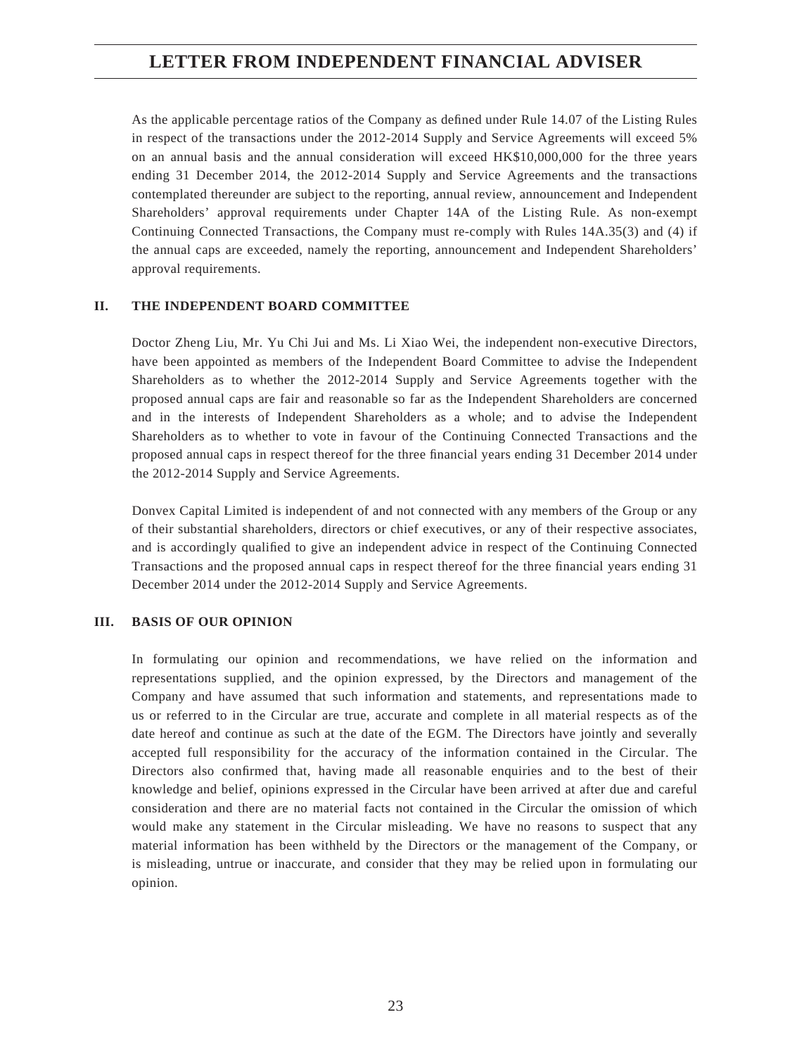As the applicable percentage ratios of the Company as defined under Rule 14.07 of the Listing Rules in respect of the transactions under the 2012-2014 Supply and Service Agreements will exceed 5% on an annual basis and the annual consideration will exceed HK$10,000,000 for the three years ending 31 December 2014, the 2012-2014 Supply and Service Agreements and the transactions contemplated thereunder are subject to the reporting, annual review, announcement and Independent Shareholders' approval requirements under Chapter 14A of the Listing Rule. As non-exempt Continuing Connected Transactions, the Company must re-comply with Rules 14A.35(3) and (4) if the annual caps are exceeded, namely the reporting, announcement and Independent Shareholders' approval requirements.

## II. THE INDEPENDENT BOARD COMMITTEE

Doctor Zheng Liu, Mr. Yu Chi Jui and Ms. Li Xiao Wei, the independent non-executive Directors, have been appointed as members of the Independent Board Committee to advise the Independent Shareholders as to whether the 2012-2014 Supply and Service Agreements together with the proposed annual caps are fair and reasonable so far as the Independent Shareholders are concerned and in the interests of Independent Shareholders as a whole; and to advise the Independent Shareholders as to whether to vote in favour of the Continuing Connected Transactions and the proposed annual caps in respect thereof for the three financial years ending 31 December 2014 under the 2012-2014 Supply and Service Agreements.

Donvex Capital Limited is independent of and not connected with any members of the Group or any of their substantial shareholders, directors or chief executives, or any of their respective associates, and is accordingly qualified to give an independent advice in respect of the Continuing Connected Transactions and the proposed annual caps in respect thereof for the three financial years ending 31 December 2014 under the 2012-2014 Supply and Service Agreements.

## III. BASIS OF OUR OPINION

In formulating our opinion and recommendations, we have relied on the information and representations supplied, and the opinion expressed, by the Directors and management of the Company and have assumed that such information and statements, and representations made to us or referred to in the Circular are true, accurate and complete in all material respects as of the date hereof and continue as such at the date of the EGM. The Directors have jointly and severally accepted full responsibility for the accuracy of the information contained in the Circular. The Directors also confirmed that, having made all reasonable enquiries and to the best of their knowledge and belief, opinions expressed in the Circular have been arrived at after due and careful consideration and there are no material facts not contained in the Circular the omission of which would make any statement in the Circular misleading. We have no reasons to suspect that any material information has been withheld by the Directors or the management of the Company, or is misleading, untrue or inaccurate, and consider that they may be relied upon in formulating our opinion.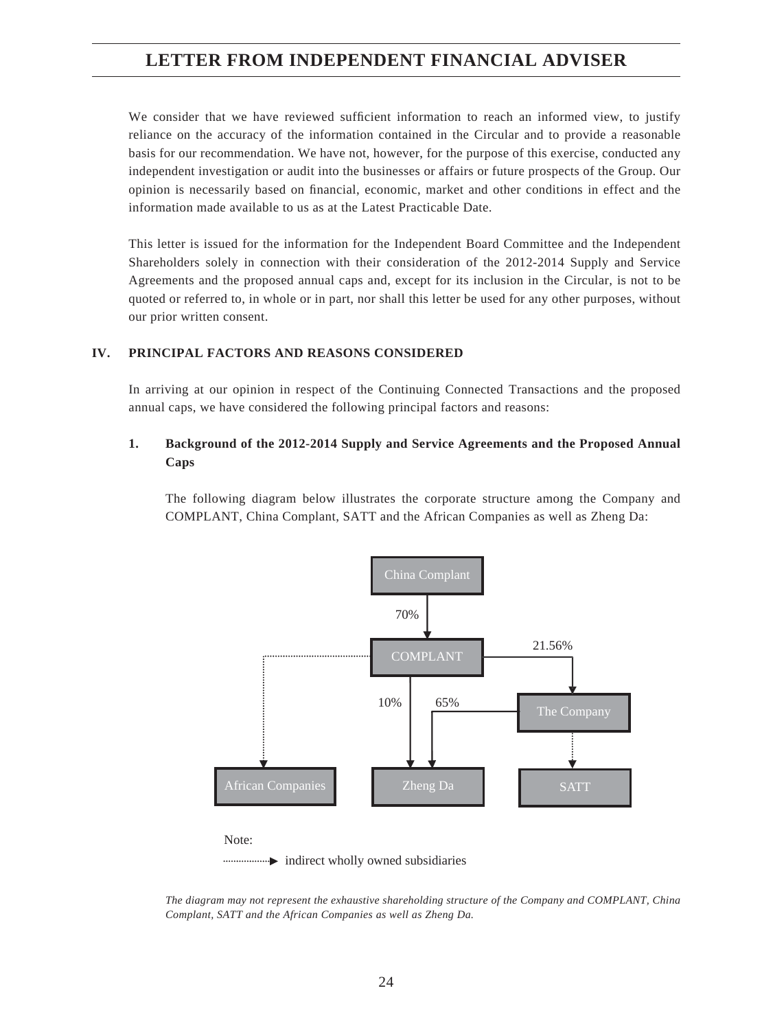# LETTER FROM INDEPENDENT FINANCIAL ADVISER

We consider that we have reviewed sufficient information to reach an informed view, to justify reliance on the accuracy of the information contained in the Circular and to provide a reasonable basis for our recommendation. We have not, however, for the purpose of this exercise, conducted any independent investigation or audit into the businesses or affairs or future prospects of the Group. Our opinion is necessarily based on financial, economic, market and other conditions in effect and the information made available to us as at the Latest Practicable Date.

This letter is issued for the information for the Independent Board Committee and the Independent Shareholders solely in connection with their consideration of the 2012-2014 Supply and Service Agreements and the proposed annual caps and, except for its inclusion in the Circular, is not to be quoted or referred to, in whole or in part, nor shall this letter be used for any other purposes, without our prior written consent.

## IV. PRINCIPAL FACTORS AND REASONS CONSIDERED

In arriving at our opinion in respect of the Continuing Connected Transactions and the proposed annual caps, we have considered the following principal factors and reasons:

### 1. Background of the 2012-2014 Supply and Service Agreements and the Proposed Annual Caps

The following diagram below illustrates the corporate structure among the Company and COMPLANT, China Complant, SATT and the African Companies as well as Zheng Da:

China Complant

70%

COMPLANT

21.56%

10%

65%

The Company

African Companies

Zheng Da

SATT

Note:

indirect wholly owned subsidiaries

*The diagram may not represent the exhaustive shareholding structure of the Company and COMPLANT, China Complant, SATT and the African Companies as well as Zheng Da.*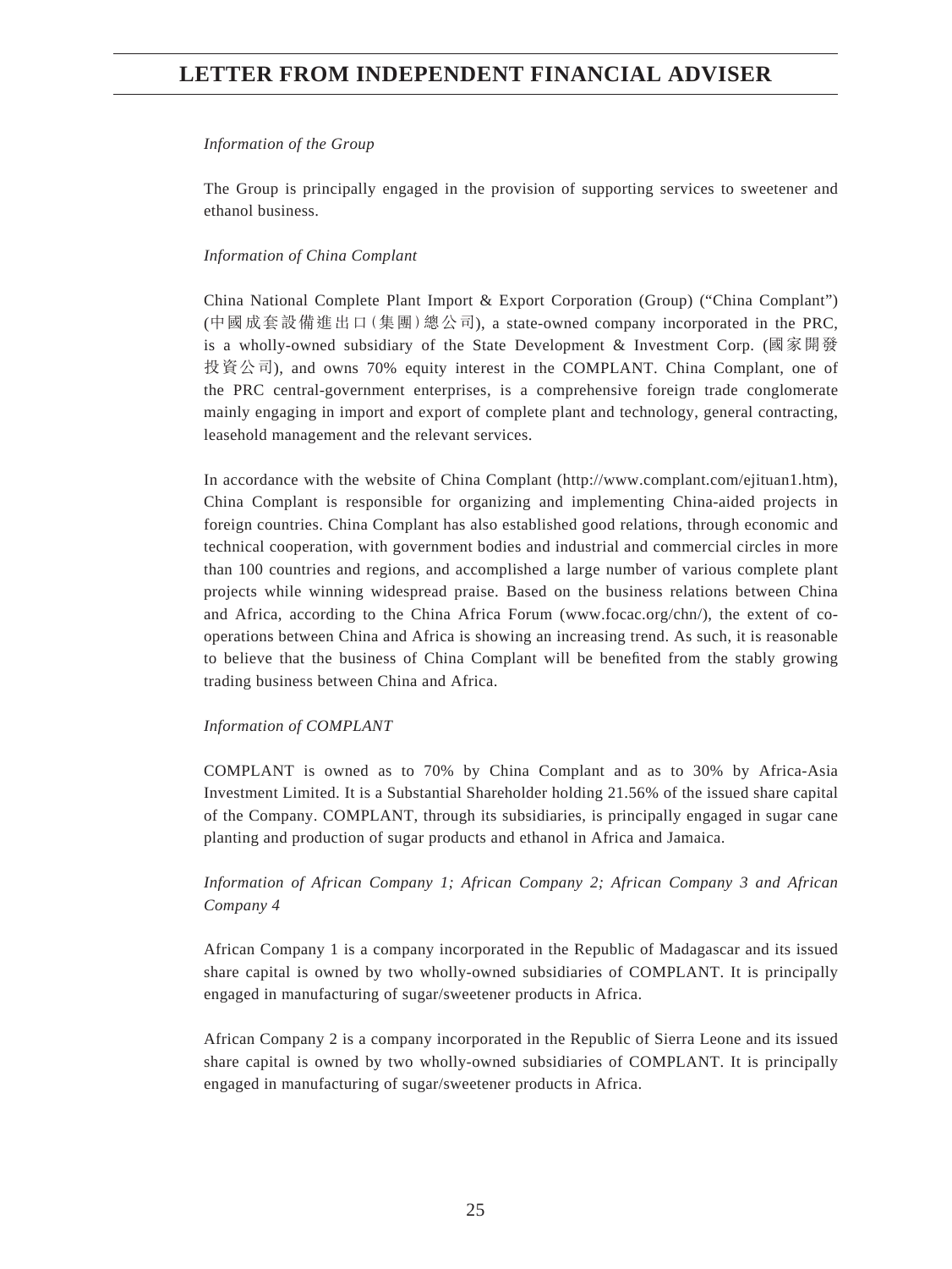*Information of the Group*

The Group is principally engaged in the provision of supporting services to sweetener and ethanol business.

*Information of China Complant*

China National Complete Plant Import & Export Corporation (Group) ("China Complant") (中國成套設備進出口(集團)總公司), a state-owned company incorporated in the PRC, is a wholly-owned subsidiary of the State Development & Investment Corp. (國家開發投資公司), and owns 70% equity interest in the COMPLANT. China Complant, one of the PRC central-government enterprises, is a comprehensive foreign trade conglomerate mainly engaging in import and export of complete plant and technology, general contracting, leasehold management and the relevant services.

In accordance with the website of China Complant (http://www.complant.com/ejituan1.htm), China Complant is responsible for organizing and implementing China-aided projects in foreign countries. China Complant has also established good relations, through economic and technical cooperation, with government bodies and industrial and commercial circles in more than 100 countries and regions, and accomplished a large number of various complete plant projects while winning widespread praise. Based on the business relations between China and Africa, according to the China Africa Forum (www.focac.org/chn/), the extent of co-operations between China and Africa is showing an increasing trend. As such, it is reasonable to believe that the business of China Complant will be benefited from the stably growing trading business between China and Africa.

*Information of COMPLANT*

COMPLANT is owned as to 70% by China Complant and as to 30% by Africa-Asia Investment Limited. It is a Substantial Shareholder holding 21.56% of the issued share capital of the Company. COMPLANT, through its subsidiaries, is principally engaged in sugar cane planting and production of sugar products and ethanol in Africa and Jamaica.

*Information of African Company 1; African Company 2; African Company 3 and African Company 4*

African Company 1 is a company incorporated in the Republic of Madagascar and its issued share capital is owned by two wholly-owned subsidiaries of COMPLANT. It is principally engaged in manufacturing of sugar/sweetener products in Africa.

African Company 2 is a company incorporated in the Republic of Sierra Leone and its issued share capital is owned by two wholly-owned subsidiaries of COMPLANT. It is principally engaged in manufacturing of sugar/sweetener products in Africa.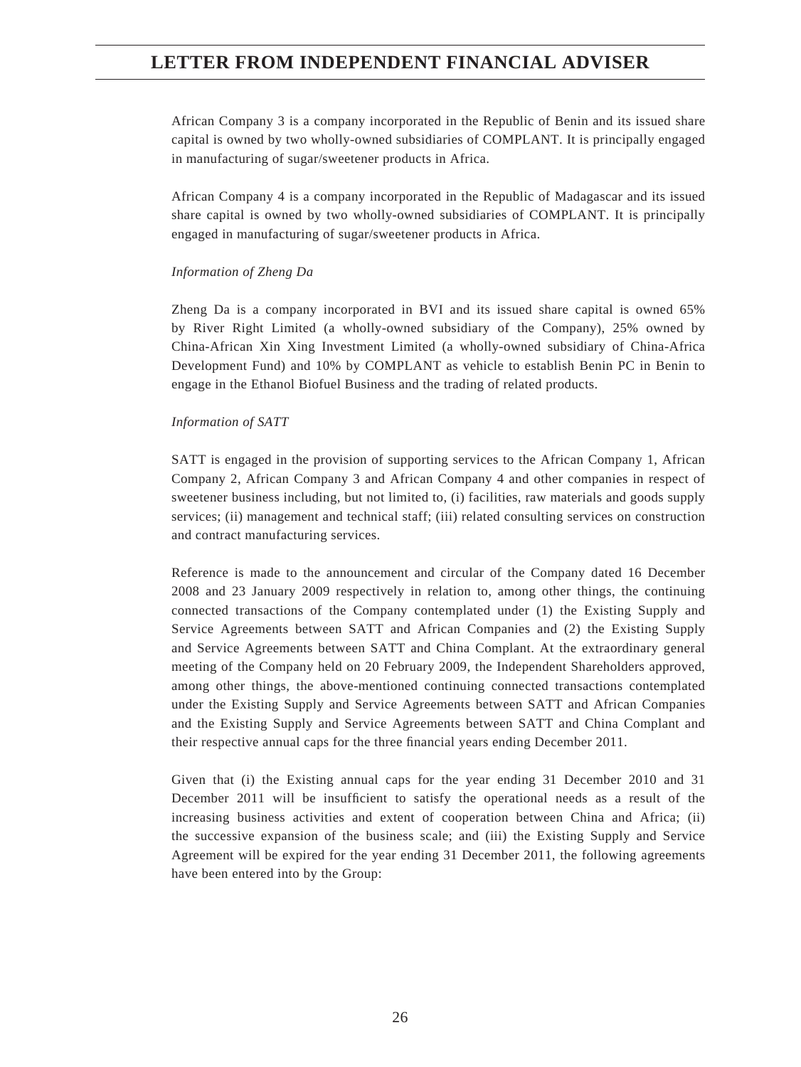African Company 3 is a company incorporated in the Republic of Benin and its issued share capital is owned by two wholly-owned subsidiaries of COMPLANT. It is principally engaged in manufacturing of sugar/sweetener products in Africa.

African Company 4 is a company incorporated in the Republic of Madagascar and its issued share capital is owned by two wholly-owned subsidiaries of COMPLANT. It is principally engaged in manufacturing of sugar/sweetener products in Africa.

*Information of Zheng Da*

Zheng Da is a company incorporated in BVI and its issued share capital is owned 65% by River Right Limited (a wholly-owned subsidiary of the Company), 25% owned by China-African Xin Xing Investment Limited (a wholly-owned subsidiary of China-Africa Development Fund) and 10% by COMPLANT as vehicle to establish Benin PC in Benin to engage in the Ethanol Biofuel Business and the trading of related products.

*Information of SATT*

SATT is engaged in the provision of supporting services to the African Company 1, African Company 2, African Company 3 and African Company 4 and other companies in respect of sweetener business including, but not limited to, (i) facilities, raw materials and goods supply services; (ii) management and technical staff; (iii) related consulting services on construction and contract manufacturing services.

Reference is made to the announcement and circular of the Company dated 16 December 2008 and 23 January 2009 respectively in relation to, among other things, the continuing connected transactions of the Company contemplated under (1) the Existing Supply and Service Agreements between SATT and African Companies and (2) the Existing Supply and Service Agreements between SATT and China Complant. At the extraordinary general meeting of the Company held on 20 February 2009, the Independent Shareholders approved, among other things, the above-mentioned continuing connected transactions contemplated under the Existing Supply and Service Agreements between SATT and African Companies and the Existing Supply and Service Agreements between SATT and China Complant and their respective annual caps for the three financial years ending December 2011.

Given that (i) the Existing annual caps for the year ending 31 December 2010 and 31 December 2011 will be insufficient to satisfy the operational needs as a result of the increasing business activities and extent of cooperation between China and Africa; (ii) the successive expansion of the business scale; and (iii) the Existing Supply and Service Agreement will be expired for the year ending 31 December 2011, the following agreements have been entered into by the Group: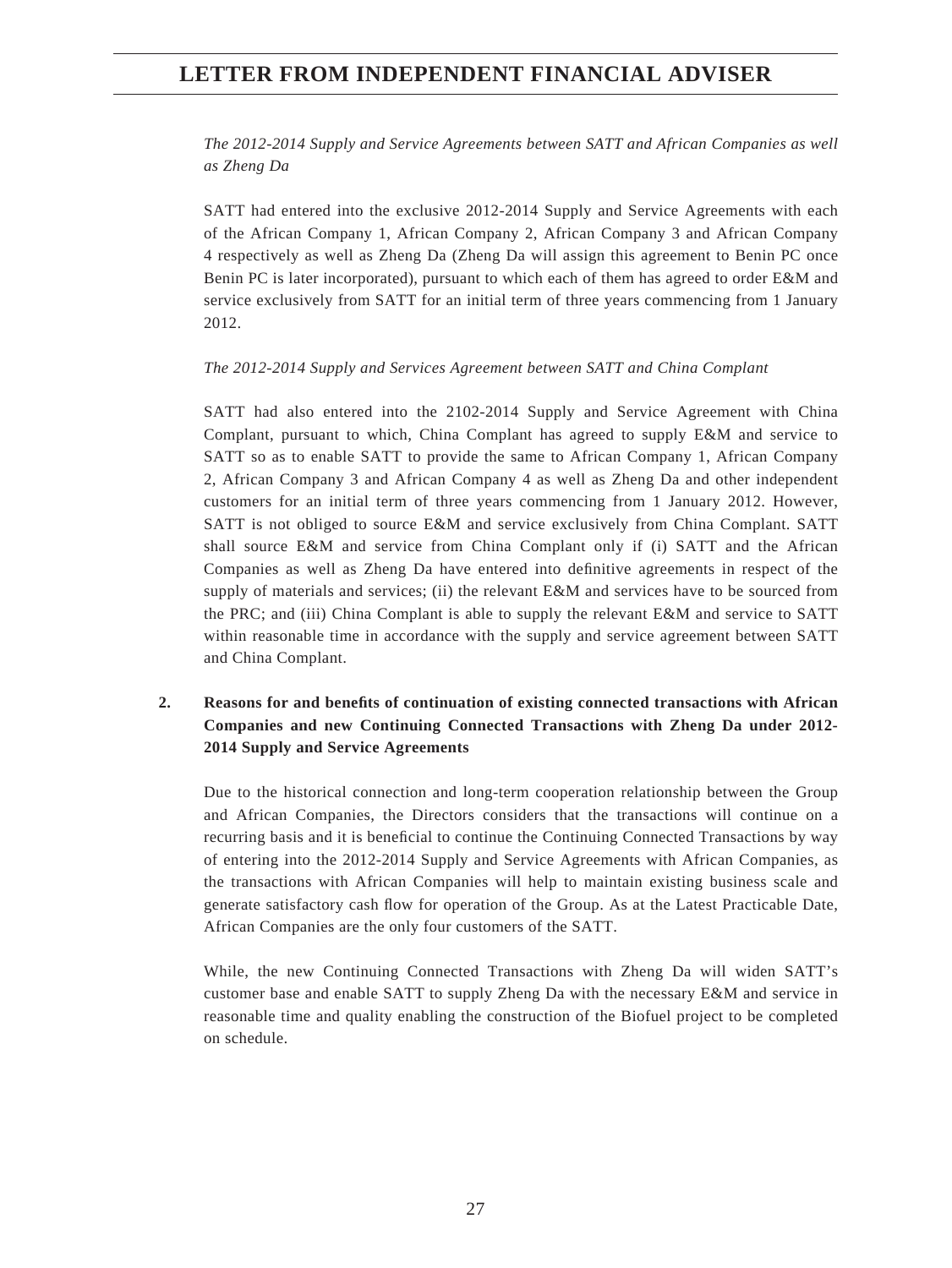*The 2012-2014 Supply and Service Agreements between SATT and African Companies as well as Zheng Da*

SATT had entered into the exclusive 2012-2014 Supply and Service Agreements with each of the African Company 1, African Company 2, African Company 3 and African Company 4 respectively as well as Zheng Da (Zheng Da will assign this agreement to Benin PC once Benin PC is later incorporated), pursuant to which each of them has agreed to order E&M and service exclusively from SATT for an initial term of three years commencing from 1 January 2012.

*The 2012-2014 Supply and Services Agreement between SATT and China Complant*

SATT had also entered into the 2102-2014 Supply and Service Agreement with China Complant, pursuant to which, China Complant has agreed to supply E&M and service to SATT so as to enable SATT to provide the same to African Company 1, African Company 2, African Company 3 and African Company 4 as well as Zheng Da and other independent customers for an initial term of three years commencing from 1 January 2012. However, SATT is not obliged to source E&M and service exclusively from China Complant. SATT shall source E&M and service from China Complant only if (i) SATT and the African Companies as well as Zheng Da have entered into definitive agreements in respect of the supply of materials and services; (ii) the relevant E&M and services have to be sourced from the PRC; and (iii) China Complant is able to supply the relevant E&M and service to SATT within reasonable time in accordance with the supply and service agreement between SATT and China Complant.

## 2. Reasons for and benefits of continuation of existing connected transactions with African Companies and new Continuing Connected Transactions with Zheng Da under 2012-2014 Supply and Service Agreements

Due to the historical connection and long-term cooperation relationship between the Group and African Companies, the Directors considers that the transactions will continue on a recurring basis and it is beneficial to continue the Continuing Connected Transactions by way of entering into the 2012-2014 Supply and Service Agreements with African Companies, as the transactions with African Companies will help to maintain existing business scale and generate satisfactory cash flow for operation of the Group. As at the Latest Practicable Date, African Companies are the only four customers of the SATT.

While, the new Continuing Connected Transactions with Zheng Da will widen SATT's customer base and enable SATT to supply Zheng Da with the necessary E&M and service in reasonable time and quality enabling the construction of the Biofuel project to be completed on schedule.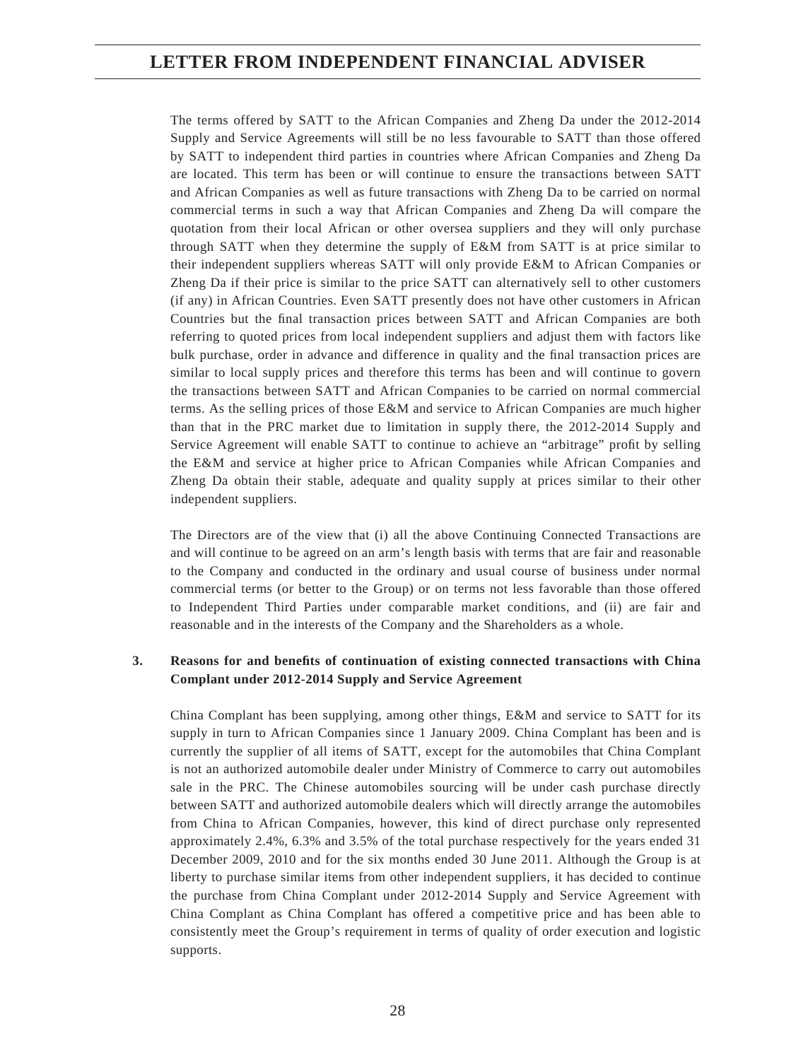The terms offered by SATT to the African Companies and Zheng Da under the 2012-2014 Supply and Service Agreements will still be no less favourable to SATT than those offered by SATT to independent third parties in countries where African Companies and Zheng Da are located. This term has been or will continue to ensure the transactions between SATT and African Companies as well as future transactions with Zheng Da to be carried on normal commercial terms in such a way that African Companies and Zheng Da will compare the quotation from their local African or other oversea suppliers and they will only purchase through SATT when they determine the supply of E&M from SATT is at price similar to their independent suppliers whereas SATT will only provide E&M to African Companies or Zheng Da if their price is similar to the price SATT can alternatively sell to other customers (if any) in African Countries. Even SATT presently does not have other customers in African Countries but the final transaction prices between SATT and African Companies are both referring to quoted prices from local independent suppliers and adjust them with factors like bulk purchase, order in advance and difference in quality and the final transaction prices are similar to local supply prices and therefore this terms has been and will continue to govern the transactions between SATT and African Companies to be carried on normal commercial terms. As the selling prices of those E&M and service to African Companies are much higher than that in the PRC market due to limitation in supply there, the 2012-2014 Supply and Service Agreement will enable SATT to continue to achieve an "arbitrage" profit by selling the E&M and service at higher price to African Companies while African Companies and Zheng Da obtain their stable, adequate and quality supply at prices similar to their other independent suppliers.

The Directors are of the view that (i) all the above Continuing Connected Transactions are and will continue to be agreed on an arm's length basis with terms that are fair and reasonable to the Company and conducted in the ordinary and usual course of business under normal commercial terms (or better to the Group) or on terms not less favorable than those offered to Independent Third Parties under comparable market conditions, and (ii) are fair and reasonable and in the interests of the Company and the Shareholders as a whole.

**3. Reasons for and benefits of continuation of existing connected transactions with China Complant under 2012-2014 Supply and Service Agreement**

China Complant has been supplying, among other things, E&M and service to SATT for its supply in turn to African Companies since 1 January 2009. China Complant has been and is currently the supplier of all items of SATT, except for the automobiles that China Complant is not an authorized automobile dealer under Ministry of Commerce to carry out automobiles sale in the PRC. The Chinese automobiles sourcing will be under cash purchase directly between SATT and authorized automobile dealers which will directly arrange the automobiles from China to African Companies, however, this kind of direct purchase only represented approximately 2.4%, 6.3% and 3.5% of the total purchase respectively for the years ended 31 December 2009, 2010 and for the six months ended 30 June 2011. Although the Group is at liberty to purchase similar items from other independent suppliers, it has decided to continue the purchase from China Complant under 2012-2014 Supply and Service Agreement with China Complant as China Complant has offered a competitive price and has been able to consistently meet the Group's requirement in terms of quality of order execution and logistic supports.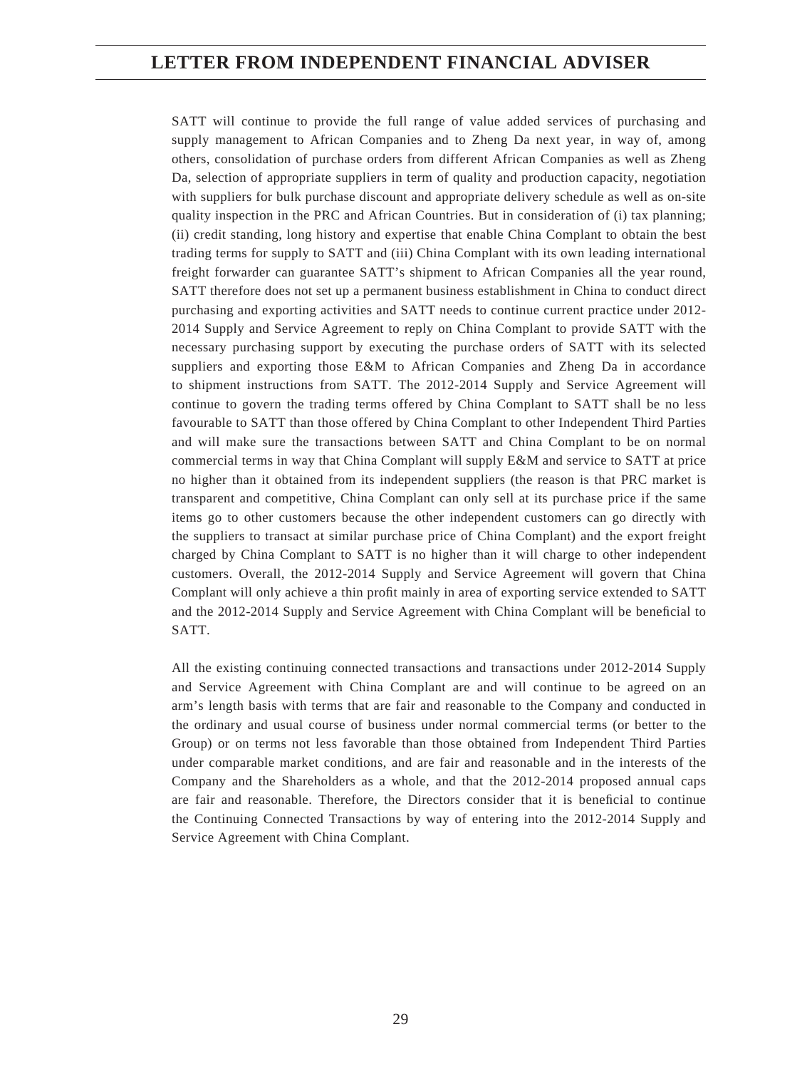SATT will continue to provide the full range of value added services of purchasing and supply management to African Companies and to Zheng Da next year, in way of, among others, consolidation of purchase orders from different African Companies as well as Zheng Da, selection of appropriate suppliers in term of quality and production capacity, negotiation with suppliers for bulk purchase discount and appropriate delivery schedule as well as on-site quality inspection in the PRC and African Countries. But in consideration of (i) tax planning; (ii) credit standing, long history and expertise that enable China Complant to obtain the best trading terms for supply to SATT and (iii) China Complant with its own leading international freight forwarder can guarantee SATT's shipment to African Companies all the year round, SATT therefore does not set up a permanent business establishment in China to conduct direct purchasing and exporting activities and SATT needs to continue current practice under 2012-2014 Supply and Service Agreement to reply on China Complant to provide SATT with the necessary purchasing support by executing the purchase orders of SATT with its selected suppliers and exporting those E&M to African Companies and Zheng Da in accordance to shipment instructions from SATT. The 2012-2014 Supply and Service Agreement will continue to govern the trading terms offered by China Complant to SATT shall be no less favourable to SATT than those offered by China Complant to other Independent Third Parties and will make sure the transactions between SATT and China Complant to be on normal commercial terms in way that China Complant will supply E&M and service to SATT at price no higher than it obtained from its independent suppliers (the reason is that PRC market is transparent and competitive, China Complant can only sell at its purchase price if the same items go to other customers because the other independent customers can go directly with the suppliers to transact at similar purchase price of China Complant) and the export freight charged by China Complant to SATT is no higher than it will charge to other independent customers. Overall, the 2012-2014 Supply and Service Agreement will govern that China Complant will only achieve a thin profit mainly in area of exporting service extended to SATT and the 2012-2014 Supply and Service Agreement with China Complant will be beneficial to SATT.

All the existing continuing connected transactions and transactions under 2012-2014 Supply and Service Agreement with China Complant are and will continue to be agreed on an arm's length basis with terms that are fair and reasonable to the Company and conducted in the ordinary and usual course of business under normal commercial terms (or better to the Group) or on terms not less favorable than those obtained from Independent Third Parties under comparable market conditions, and are fair and reasonable and in the interests of the Company and the Shareholders as a whole, and that the 2012-2014 proposed annual caps are fair and reasonable. Therefore, the Directors consider that it is beneficial to continue the Continuing Connected Transactions by way of entering into the 2012-2014 Supply and Service Agreement with China Complant.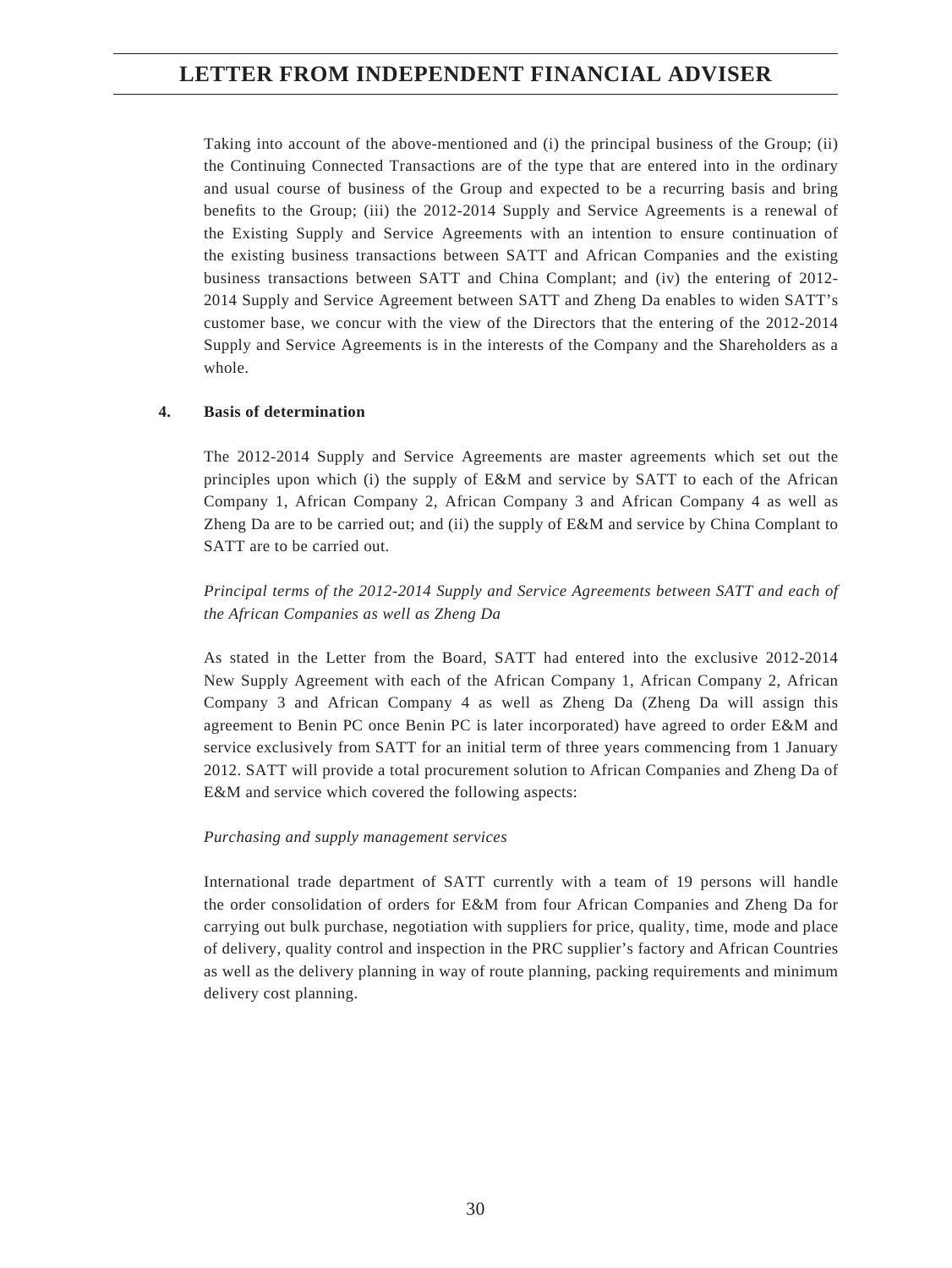Taking into account of the above-mentioned and (i) the principal business of the Group; (ii) the Continuing Connected Transactions are of the type that are entered into in the ordinary and usual course of business of the Group and expected to be a recurring basis and bring benefits to the Group; (iii) the 2012-2014 Supply and Service Agreements is a renewal of the Existing Supply and Service Agreements with an intention to ensure continuation of the existing business transactions between SATT and African Companies and the existing business transactions between SATT and China Complant; and (iv) the entering of 2012-2014 Supply and Service Agreement between SATT and Zheng Da enables to widen SATT's customer base, we concur with the view of the Directors that the entering of the 2012-2014 Supply and Service Agreements is in the interests of the Company and the Shareholders as a whole.

**4. Basis of determination**

The 2012-2014 Supply and Service Agreements are master agreements which set out the principles upon which (i) the supply of E&M and service by SATT to each of the African Company 1, African Company 2, African Company 3 and African Company 4 as well as Zheng Da are to be carried out; and (ii) the supply of E&M and service by China Complant to SATT are to be carried out.

*Principal terms of the 2012-2014 Supply and Service Agreements between SATT and each of the African Companies as well as Zheng Da*

As stated in the Letter from the Board, SATT had entered into the exclusive 2012-2014 New Supply Agreement with each of the African Company 1, African Company 2, African Company 3 and African Company 4 as well as Zheng Da (Zheng Da will assign this agreement to Benin PC once Benin PC is later incorporated) have agreed to order E&M and service exclusively from SATT for an initial term of three years commencing from 1 January 2012. SATT will provide a total procurement solution to African Companies and Zheng Da of E&M and service which covered the following aspects:

*Purchasing and supply management services*

International trade department of SATT currently with a team of 19 persons will handle the order consolidation of orders for E&M from four African Companies and Zheng Da for carrying out bulk purchase, negotiation with suppliers for price, quality, time, mode and place of delivery, quality control and inspection in the PRC supplier's factory and African Countries as well as the delivery planning in way of route planning, packing requirements and minimum delivery cost planning.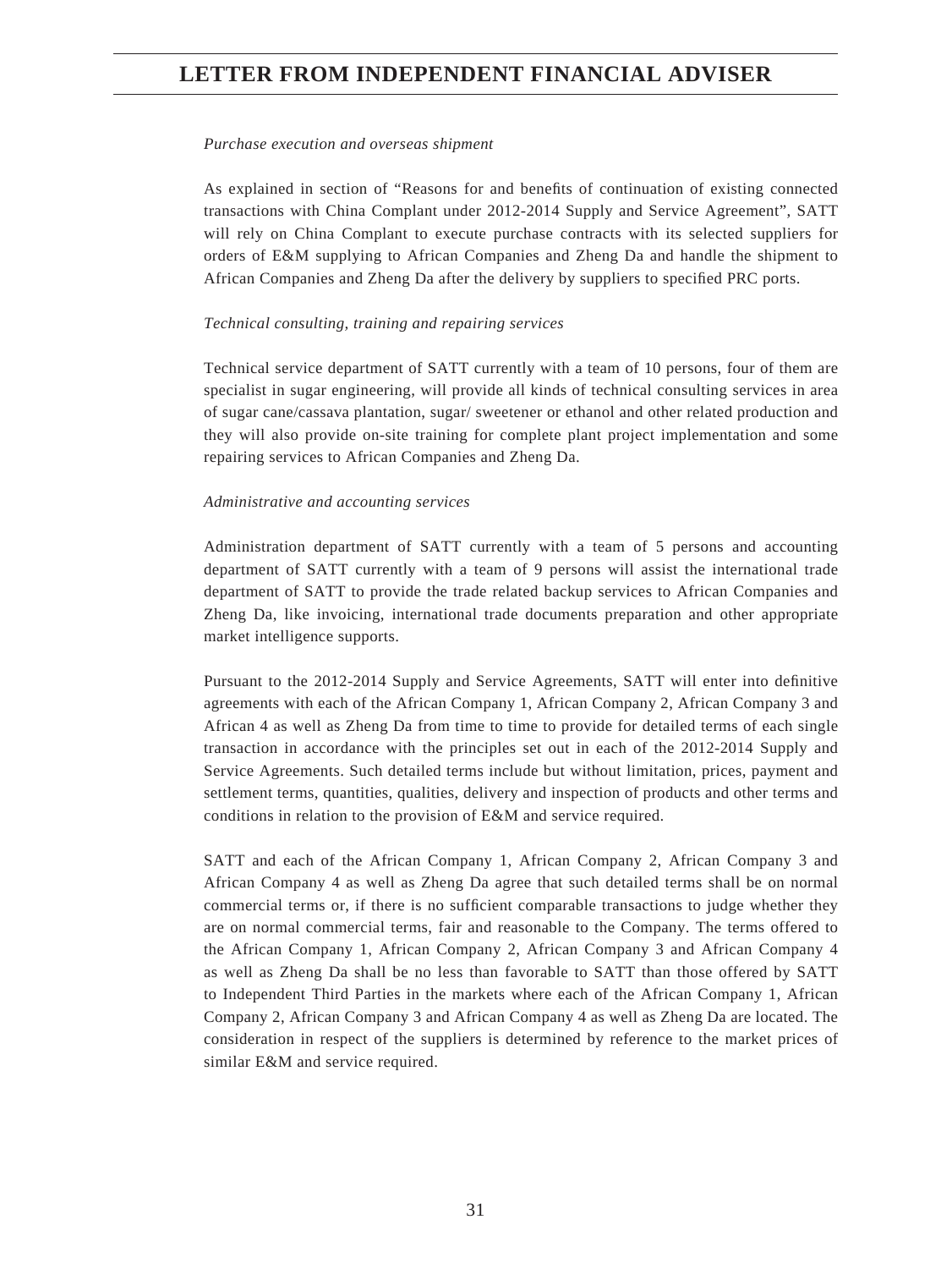*Purchase execution and overseas shipment*

As explained in section of "Reasons for and benefits of continuation of existing connected transactions with China Complant under 2012-2014 Supply and Service Agreement", SATT will rely on China Complant to execute purchase contracts with its selected suppliers for orders of E&M supplying to African Companies and Zheng Da and handle the shipment to African Companies and Zheng Da after the delivery by suppliers to specified PRC ports.

*Technical consulting, training and repairing services*

Technical service department of SATT currently with a team of 10 persons, four of them are specialist in sugar engineering, will provide all kinds of technical consulting services in area of sugar cane/cassava plantation, sugar/ sweetener or ethanol and other related production and they will also provide on-site training for complete plant project implementation and some repairing services to African Companies and Zheng Da.

*Administrative and accounting services*

Administration department of SATT currently with a team of 5 persons and accounting department of SATT currently with a team of 9 persons will assist the international trade department of SATT to provide the trade related backup services to African Companies and Zheng Da, like invoicing, international trade documents preparation and other appropriate market intelligence supports.

Pursuant to the 2012-2014 Supply and Service Agreements, SATT will enter into definitive agreements with each of the African Company 1, African Company 2, African Company 3 and African 4 as well as Zheng Da from time to time to provide for detailed terms of each single transaction in accordance with the principles set out in each of the 2012-2014 Supply and Service Agreements. Such detailed terms include but without limitation, prices, payment and settlement terms, quantities, qualities, delivery and inspection of products and other terms and conditions in relation to the provision of E&M and service required.

SATT and each of the African Company 1, African Company 2, African Company 3 and African Company 4 as well as Zheng Da agree that such detailed terms shall be on normal commercial terms or, if there is no sufficient comparable transactions to judge whether they are on normal commercial terms, fair and reasonable to the Company. The terms offered to the African Company 1, African Company 2, African Company 3 and African Company 4 as well as Zheng Da shall be no less than favorable to SATT than those offered by SATT to Independent Third Parties in the markets where each of the African Company 1, African Company 2, African Company 3 and African Company 4 as well as Zheng Da are located. The consideration in respect of the suppliers is determined by reference to the market prices of similar E&M and service required.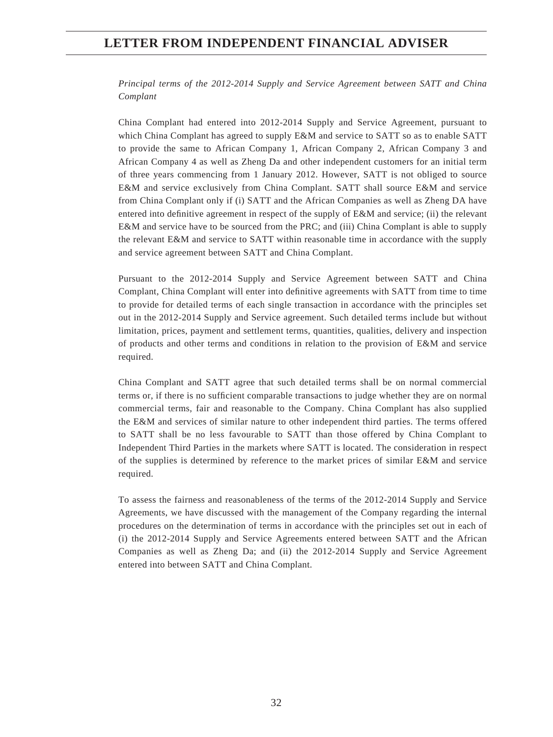*Principal terms of the 2012-2014 Supply and Service Agreement between SATT and China Complant*

China Complant had entered into 2012-2014 Supply and Service Agreement, pursuant to which China Complant has agreed to supply E&M and service to SATT so as to enable SATT to provide the same to African Company 1, African Company 2, African Company 3 and African Company 4 as well as Zheng Da and other independent customers for an initial term of three years commencing from 1 January 2012. However, SATT is not obliged to source E&M and service exclusively from China Complant. SATT shall source E&M and service from China Complant only if (i) SATT and the African Companies as well as Zheng DA have entered into definitive agreement in respect of the supply of E&M and service; (ii) the relevant E&M and service have to be sourced from the PRC; and (iii) China Complant is able to supply the relevant E&M and service to SATT within reasonable time in accordance with the supply and service agreement between SATT and China Complant.

Pursuant to the 2012-2014 Supply and Service Agreement between SATT and China Complant, China Complant will enter into definitive agreements with SATT from time to time to provide for detailed terms of each single transaction in accordance with the principles set out in the 2012-2014 Supply and Service agreement. Such detailed terms include but without limitation, prices, payment and settlement terms, quantities, qualities, delivery and inspection of products and other terms and conditions in relation to the provision of E&M and service required.

China Complant and SATT agree that such detailed terms shall be on normal commercial terms or, if there is no sufficient comparable transactions to judge whether they are on normal commercial terms, fair and reasonable to the Company. China Complant has also supplied the E&M and services of similar nature to other independent third parties. The terms offered to SATT shall be no less favourable to SATT than those offered by China Complant to Independent Third Parties in the markets where SATT is located. The consideration in respect of the supplies is determined by reference to the market prices of similar E&M and service required.

To assess the fairness and reasonableness of the terms of the 2012-2014 Supply and Service Agreements, we have discussed with the management of the Company regarding the internal procedures on the determination of terms in accordance with the principles set out in each of (i) the 2012-2014 Supply and Service Agreements entered between SATT and the African Companies as well as Zheng Da; and (ii) the 2012-2014 Supply and Service Agreement entered into between SATT and China Complant.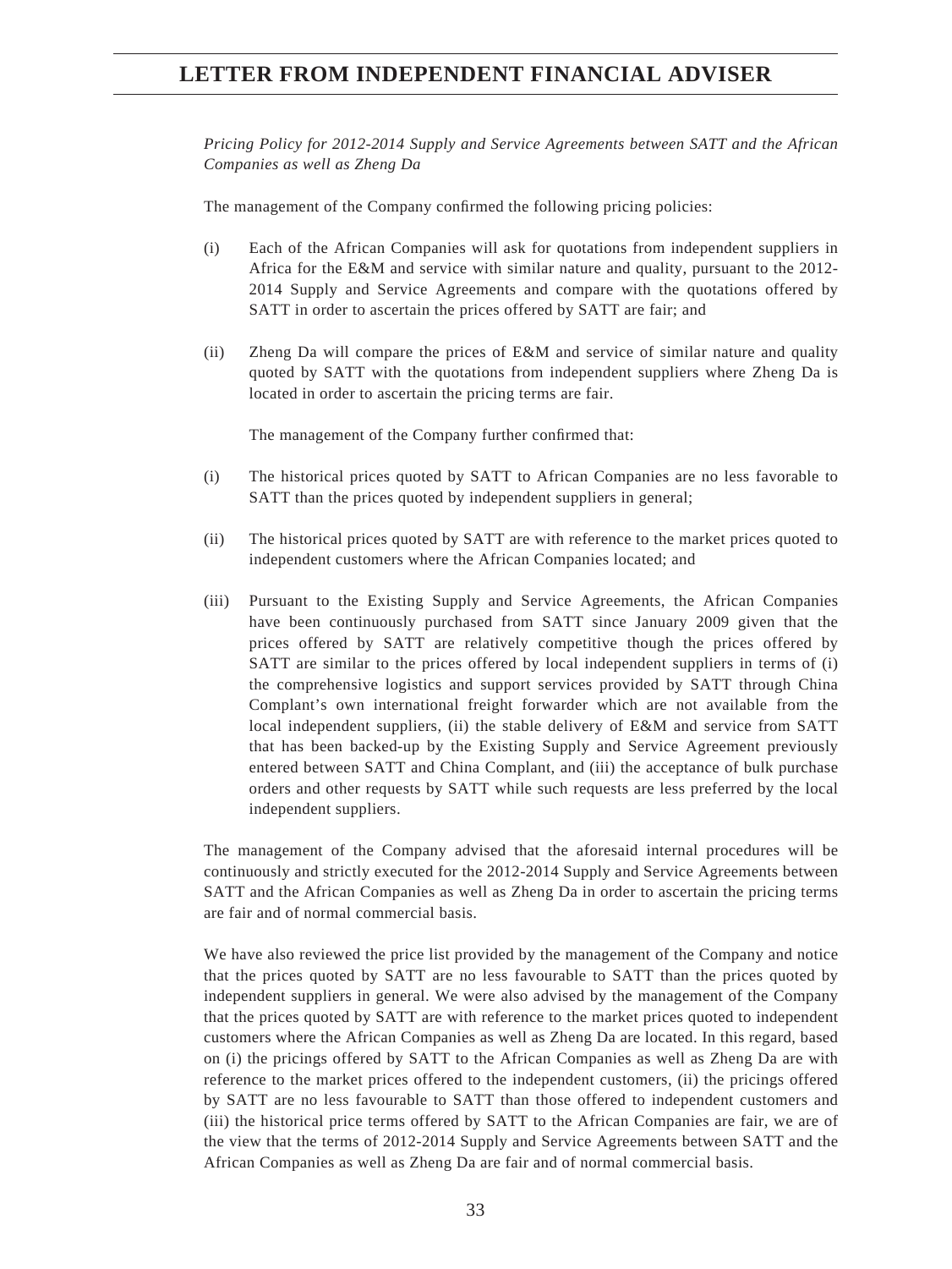*Pricing Policy for 2012-2014 Supply and Service Agreements between SATT and the African Companies as well as Zheng Da*

The management of the Company confirmed the following pricing policies:

(i) Each of the African Companies will ask for quotations from independent suppliers in Africa for the E&M and service with similar nature and quality, pursuant to the 2012-2014 Supply and Service Agreements and compare with the quotations offered by SATT in order to ascertain the prices offered by SATT are fair; and

(ii) Zheng Da will compare the prices of E&M and service of similar nature and quality quoted by SATT with the quotations from independent suppliers where Zheng Da is located in order to ascertain the pricing terms are fair.

The management of the Company further confirmed that:

(i) The historical prices quoted by SATT to African Companies are no less favorable to SATT than the prices quoted by independent suppliers in general;

(ii) The historical prices quoted by SATT are with reference to the market prices quoted to independent customers where the African Companies located; and

(iii) Pursuant to the Existing Supply and Service Agreements, the African Companies have been continuously purchased from SATT since January 2009 given that the prices offered by SATT are relatively competitive though the prices offered by SATT are similar to the prices offered by local independent suppliers in terms of (i) the comprehensive logistics and support services provided by SATT through China Complant's own international freight forwarder which are not available from the local independent suppliers, (ii) the stable delivery of E&M and service from SATT that has been backed-up by the Existing Supply and Service Agreement previously entered between SATT and China Complant, and (iii) the acceptance of bulk purchase orders and other requests by SATT while such requests are less preferred by the local independent suppliers.

The management of the Company advised that the aforesaid internal procedures will be continuously and strictly executed for the 2012-2014 Supply and Service Agreements between SATT and the African Companies as well as Zheng Da in order to ascertain the pricing terms are fair and of normal commercial basis.

We have also reviewed the price list provided by the management of the Company and notice that the prices quoted by SATT are no less favourable to SATT than the prices quoted by independent suppliers in general. We were also advised by the management of the Company that the prices quoted by SATT are with reference to the market prices quoted to independent customers where the African Companies as well as Zheng Da are located. In this regard, based on (i) the pricings offered by SATT to the African Companies as well as Zheng Da are with reference to the market prices offered to the independent customers, (ii) the pricings offered by SATT are no less favourable to SATT than those offered to independent customers and (iii) the historical price terms offered by SATT to the African Companies are fair, we are of the view that the terms of 2012-2014 Supply and Service Agreements between SATT and the African Companies as well as Zheng Da are fair and of normal commercial basis.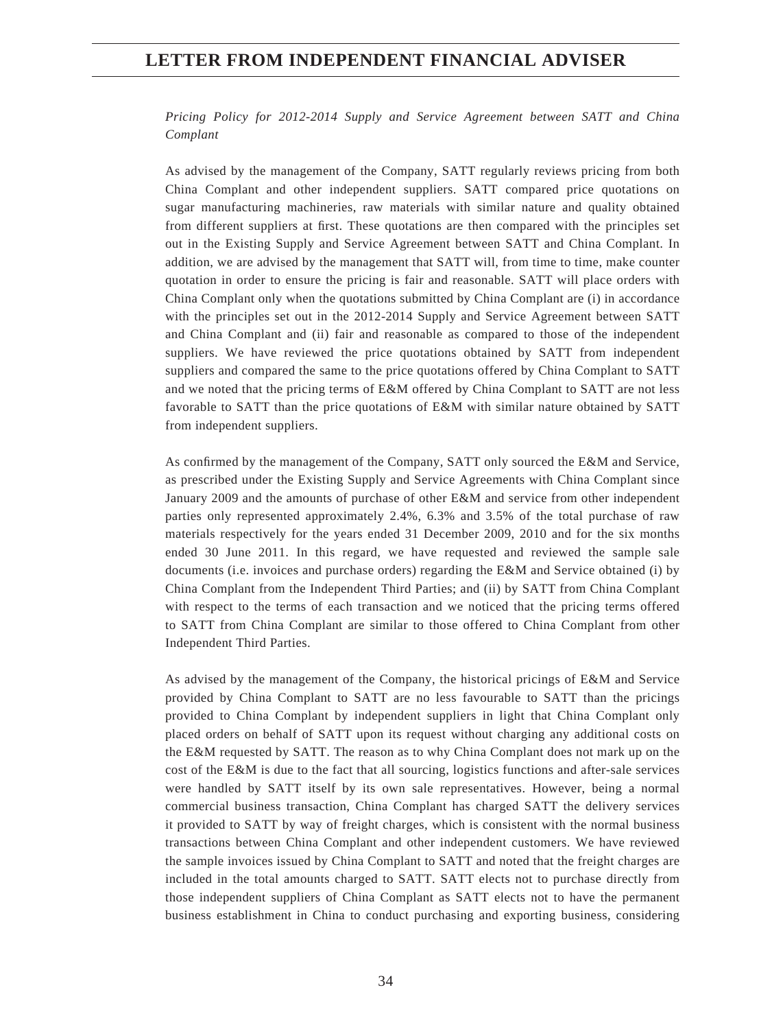*Pricing Policy for 2012-2014 Supply and Service Agreement between SATT and China Complant*

As advised by the management of the Company, SATT regularly reviews pricing from both China Complant and other independent suppliers. SATT compared price quotations on sugar manufacturing machineries, raw materials with similar nature and quality obtained from different suppliers at first. These quotations are then compared with the principles set out in the Existing Supply and Service Agreement between SATT and China Complant. In addition, we are advised by the management that SATT will, from time to time, make counter quotation in order to ensure the pricing is fair and reasonable. SATT will place orders with China Complant only when the quotations submitted by China Complant are (i) in accordance with the principles set out in the 2012-2014 Supply and Service Agreement between SATT and China Complant and (ii) fair and reasonable as compared to those of the independent suppliers. We have reviewed the price quotations obtained by SATT from independent suppliers and compared the same to the price quotations offered by China Complant to SATT and we noted that the pricing terms of E&M offered by China Complant to SATT are not less favorable to SATT than the price quotations of E&M with similar nature obtained by SATT from independent suppliers.

As confirmed by the management of the Company, SATT only sourced the E&M and Service, as prescribed under the Existing Supply and Service Agreements with China Complant since January 2009 and the amounts of purchase of other E&M and service from other independent parties only represented approximately 2.4%, 6.3% and 3.5% of the total purchase of raw materials respectively for the years ended 31 December 2009, 2010 and for the six months ended 30 June 2011. In this regard, we have requested and reviewed the sample sale documents (i.e. invoices and purchase orders) regarding the E&M and Service obtained (i) by China Complant from the Independent Third Parties; and (ii) by SATT from China Complant with respect to the terms of each transaction and we noticed that the pricing terms offered to SATT from China Complant are similar to those offered to China Complant from other Independent Third Parties.

As advised by the management of the Company, the historical pricings of E&M and Service provided by China Complant to SATT are no less favourable to SATT than the pricings provided to China Complant by independent suppliers in light that China Complant only placed orders on behalf of SATT upon its request without charging any additional costs on the E&M requested by SATT. The reason as to why China Complant does not mark up on the cost of the E&M is due to the fact that all sourcing, logistics functions and after-sale services were handled by SATT itself by its own sale representatives. However, being a normal commercial business transaction, China Complant has charged SATT the delivery services it provided to SATT by way of freight charges, which is consistent with the normal business transactions between China Complant and other independent customers. We have reviewed the sample invoices issued by China Complant to SATT and noted that the freight charges are included in the total amounts charged to SATT. SATT elects not to purchase directly from those independent suppliers of China Complant as SATT elects not to have the permanent business establishment in China to conduct purchasing and exporting business, considering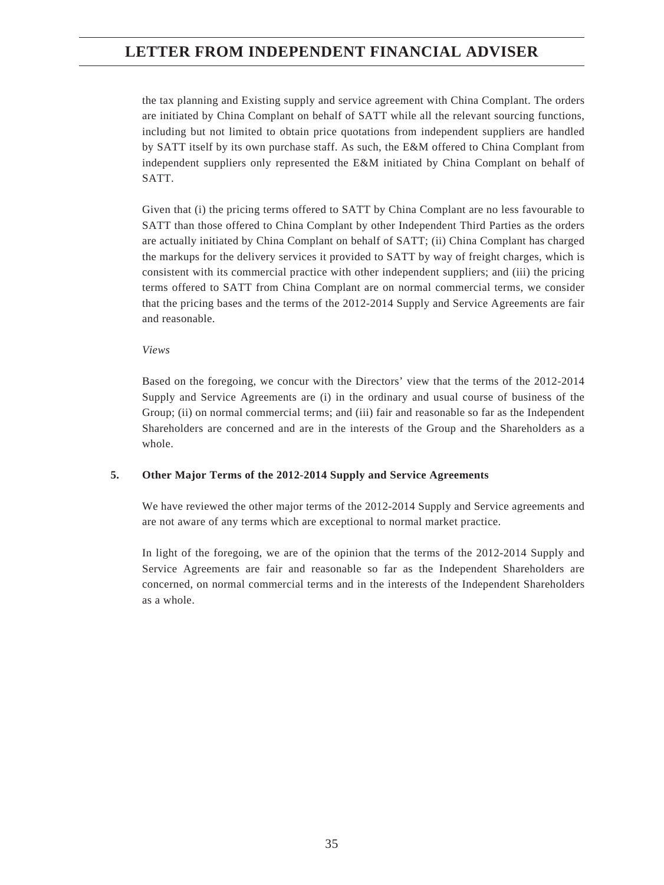the tax planning and Existing supply and service agreement with China Complant. The orders are initiated by China Complant on behalf of SATT while all the relevant sourcing functions, including but not limited to obtain price quotations from independent suppliers are handled by SATT itself by its own purchase staff. As such, the E&M offered to China Complant from independent suppliers only represented the E&M initiated by China Complant on behalf of SATT.

Given that (i) the pricing terms offered to SATT by China Complant are no less favourable to SATT than those offered to China Complant by other Independent Third Parties as the orders are actually initiated by China Complant on behalf of SATT; (ii) China Complant has charged the markups for the delivery services it provided to SATT by way of freight charges, which is consistent with its commercial practice with other independent suppliers; and (iii) the pricing terms offered to SATT from China Complant are on normal commercial terms, we consider that the pricing bases and the terms of the 2012-2014 Supply and Service Agreements are fair and reasonable.

*Views*

Based on the foregoing, we concur with the Directors' view that the terms of the 2012-2014 Supply and Service Agreements are (i) in the ordinary and usual course of business of the Group; (ii) on normal commercial terms; and (iii) fair and reasonable so far as the Independent Shareholders are concerned and are in the interests of the Group and the Shareholders as a whole.

**5. Other Major Terms of the 2012-2014 Supply and Service Agreements**

We have reviewed the other major terms of the 2012-2014 Supply and Service agreements and are not aware of any terms which are exceptional to normal market practice.

In light of the foregoing, we are of the opinion that the terms of the 2012-2014 Supply and Service Agreements are fair and reasonable so far as the Independent Shareholders are concerned, on normal commercial terms and in the interests of the Independent Shareholders as a whole.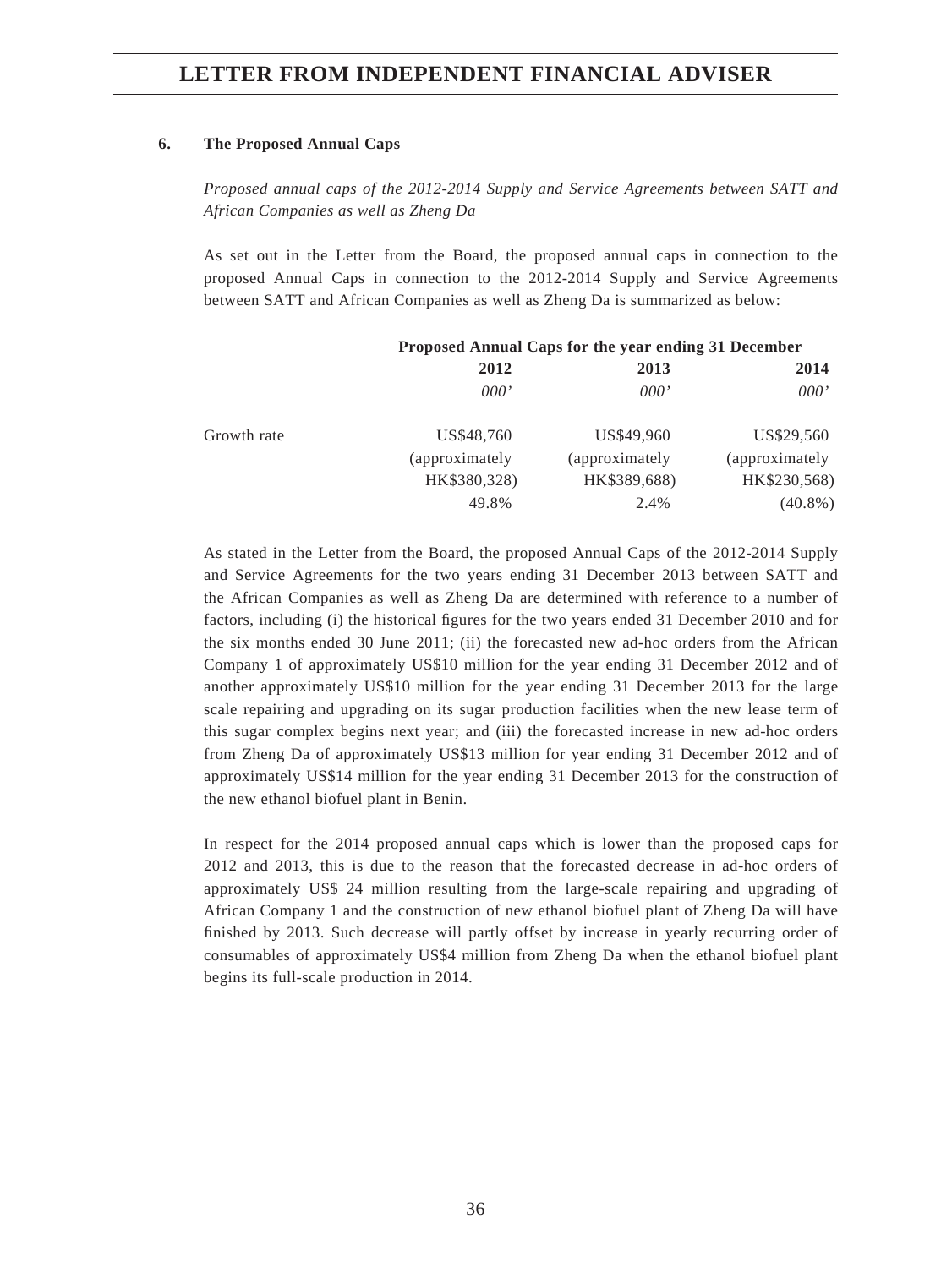### 6. The Proposed Annual Caps

*Proposed annual caps of the 2012-2014 Supply and Service Agreements between SATT and African Companies as well as Zheng Da*

As set out in the Letter from the Board, the proposed annual caps in connection to the proposed Annual Caps in connection to the 2012-2014 Supply and Service Agreements between SATT and African Companies as well as Zheng Da is summarized as below:

| | **Proposed Annual Caps for the year ending 31 December** | | |
|---|---|---|---|
| | **2012** | **2013** | **2014** |
| | *000'* | *000'* | *000'* |
| | US$48,760 (approximately HK$380,328) | US$49,960 (approximately HK$389,688) | US$29,560 (approximately HK$230,568) |
| Growth rate | 49.8% | 2.4% | (40.8%) |

As stated in the Letter from the Board, the proposed Annual Caps of the 2012-2014 Supply and Service Agreements for the two years ending 31 December 2013 between SATT and the African Companies as well as Zheng Da are determined with reference to a number of factors, including (i) the historical figures for the two years ended 31 December 2010 and for the six months ended 30 June 2011; (ii) the forecasted new ad-hoc orders from the African Company 1 of approximately US$10 million for the year ending 31 December 2012 and of another approximately US$10 million for the year ending 31 December 2013 for the large scale repairing and upgrading on its sugar production facilities when the new lease term of this sugar complex begins next year; and (iii) the forecasted increase in new ad-hoc orders from Zheng Da of approximately US$13 million for year ending 31 December 2012 and of approximately US$14 million for the year ending 31 December 2013 for the construction of the new ethanol biofuel plant in Benin.

In respect for the 2014 proposed annual caps which is lower than the proposed caps for 2012 and 2013, this is due to the reason that the forecasted decrease in ad-hoc orders of approximately US$ 24 million resulting from the large-scale repairing and upgrading of African Company 1 and the construction of new ethanol biofuel plant of Zheng Da will have finished by 2013. Such decrease will partly offset by increase in yearly recurring order of consumables of approximately US$4 million from Zheng Da when the ethanol biofuel plant begins its full-scale production in 2014.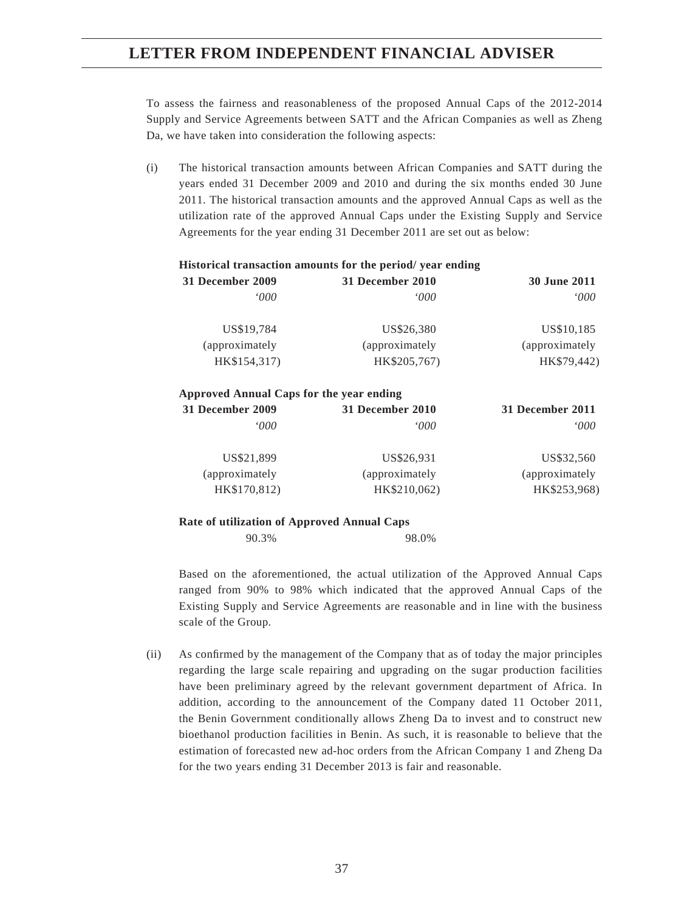To assess the fairness and reasonableness of the proposed Annual Caps of the 2012-2014 Supply and Service Agreements between SATT and the African Companies as well as Zheng Da, we have taken into consideration the following aspects:

(i) The historical transaction amounts between African Companies and SATT during the years ended 31 December 2009 and 2010 and during the six months ended 30 June 2011. The historical transaction amounts and the approved Annual Caps as well as the utilization rate of the approved Annual Caps under the Existing Supply and Service Agreements for the year ending 31 December 2011 are set out as below:

**Historical transaction amounts for the period/ year ending**

| 31 December 2009 | 31 December 2010 | 30 June 2011 |
|---|---|---|
| *'000* | *'000* | *'000* |
| US$19,784 (approximately HK$154,317) | US$26,380 (approximately HK$205,767) | US$10,185 (approximately HK$79,442) |

**Approved Annual Caps for the year ending**

| 31 December 2009 | 31 December 2010 | 31 December 2011 |
|---|---|---|
| *'000* | *'000* | *'000* |
| US$21,899 (approximately HK$170,812) | US$26,931 (approximately HK$210,062) | US$32,560 (approximately HK$253,968) |

**Rate of utilization of Approved Annual Caps**

| 31 December 2009 | 31 December 2010 |
|---|---|
| 90.3% | 98.0% |

Based on the aforementioned, the actual utilization of the Approved Annual Caps ranged from 90% to 98% which indicated that the approved Annual Caps of the Existing Supply and Service Agreements are reasonable and in line with the business scale of the Group.

(ii) As confirmed by the management of the Company that as of today the major principles regarding the large scale repairing and upgrading on the sugar production facilities have been preliminary agreed by the relevant government department of Africa. In addition, according to the announcement of the Company dated 11 October 2011, the Benin Government conditionally allows Zheng Da to invest and to construct new bioethanol production facilities in Benin. As such, it is reasonable to believe that the estimation of forecasted new ad-hoc orders from the African Company 1 and Zheng Da for the two years ending 31 December 2013 is fair and reasonable.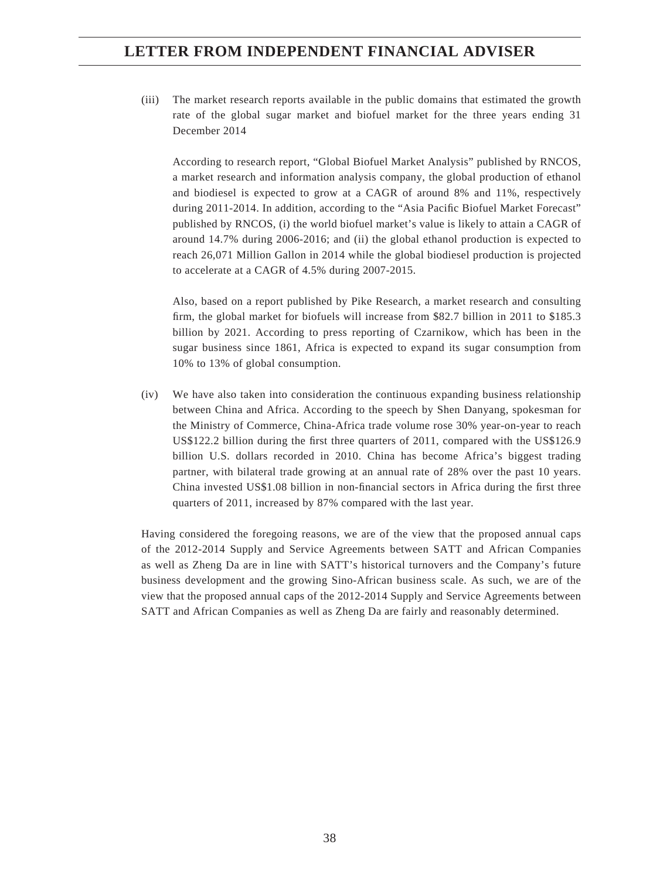(iii) The market research reports available in the public domains that estimated the growth rate of the global sugar market and biofuel market for the three years ending 31 December 2014

According to research report, "Global Biofuel Market Analysis" published by RNCOS, a market research and information analysis company, the global production of ethanol and biodiesel is expected to grow at a CAGR of around 8% and 11%, respectively during 2011-2014. In addition, according to the "Asia Pacific Biofuel Market Forecast" published by RNCOS, (i) the world biofuel market's value is likely to attain a CAGR of around 14.7% during 2006-2016; and (ii) the global ethanol production is expected to reach 26,071 Million Gallon in 2014 while the global biodiesel production is projected to accelerate at a CAGR of 4.5% during 2007-2015.

Also, based on a report published by Pike Research, a market research and consulting firm, the global market for biofuels will increase from $82.7 billion in 2011 to $185.3 billion by 2021. According to press reporting of Czarnikow, which has been in the sugar business since 1861, Africa is expected to expand its sugar consumption from 10% to 13% of global consumption.

(iv) We have also taken into consideration the continuous expanding business relationship between China and Africa. According to the speech by Shen Danyang, spokesman for the Ministry of Commerce, China-Africa trade volume rose 30% year-on-year to reach US$122.2 billion during the first three quarters of 2011, compared with the US$126.9 billion U.S. dollars recorded in 2010. China has become Africa's biggest trading partner, with bilateral trade growing at an annual rate of 28% over the past 10 years. China invested US$1.08 billion in non-financial sectors in Africa during the first three quarters of 2011, increased by 87% compared with the last year.

Having considered the foregoing reasons, we are of the view that the proposed annual caps of the 2012-2014 Supply and Service Agreements between SATT and African Companies as well as Zheng Da are in line with SATT's historical turnovers and the Company's future business development and the growing Sino-African business scale. As such, we are of the view that the proposed annual caps of the 2012-2014 Supply and Service Agreements between SATT and African Companies as well as Zheng Da are fairly and reasonably determined.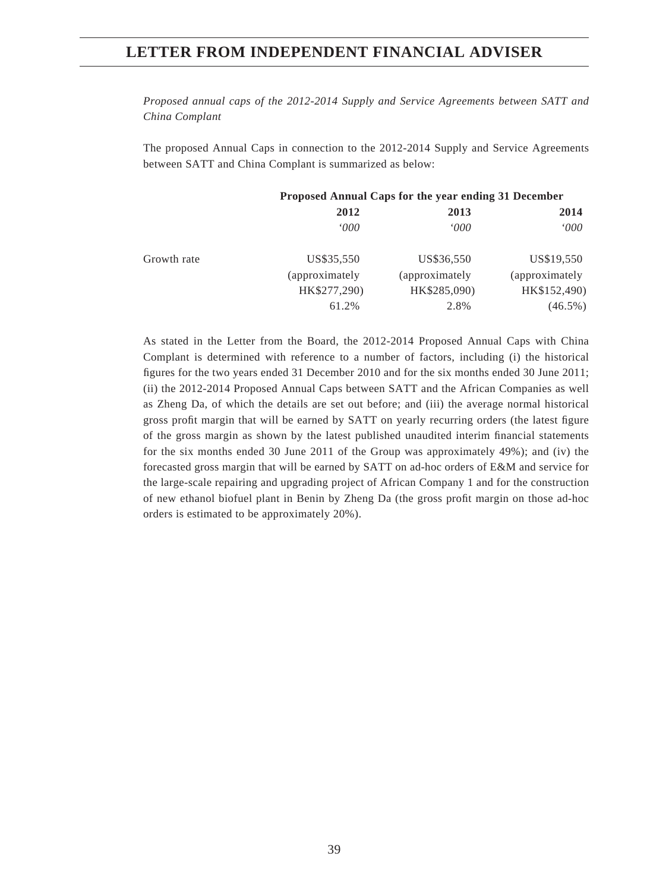*Proposed annual caps of the 2012-2014 Supply and Service Agreements between SATT and China Complant*

The proposed Annual Caps in connection to the 2012-2014 Supply and Service Agreements between SATT and China Complant is summarized as below:

| | Proposed Annual Caps for the year ending 31 December | | |
|---|---|---|---|
| | **2012** | **2013** | **2014** |
| | *'000* | *'000* | *'000* |
| | US$35,550 (approximately HK$277,290) | US$36,550 (approximately HK$285,090) | US$19,550 (approximately HK$152,490) |
| Growth rate | 61.2% | 2.8% | (46.5%) |

As stated in the Letter from the Board, the 2012-2014 Proposed Annual Caps with China Complant is determined with reference to a number of factors, including (i) the historical figures for the two years ended 31 December 2010 and for the six months ended 30 June 2011; (ii) the 2012-2014 Proposed Annual Caps between SATT and the African Companies as well as Zheng Da, of which the details are set out before; and (iii) the average normal historical gross profit margin that will be earned by SATT on yearly recurring orders (the latest figure of the gross margin as shown by the latest published unaudited interim financial statements for the six months ended 30 June 2011 of the Group was approximately 49%); and (iv) the forecasted gross margin that will be earned by SATT on ad-hoc orders of E&M and service for the large-scale repairing and upgrading project of African Company 1 and for the construction of new ethanol biofuel plant in Benin by Zheng Da (the gross profit margin on those ad-hoc orders is estimated to be approximately 20%).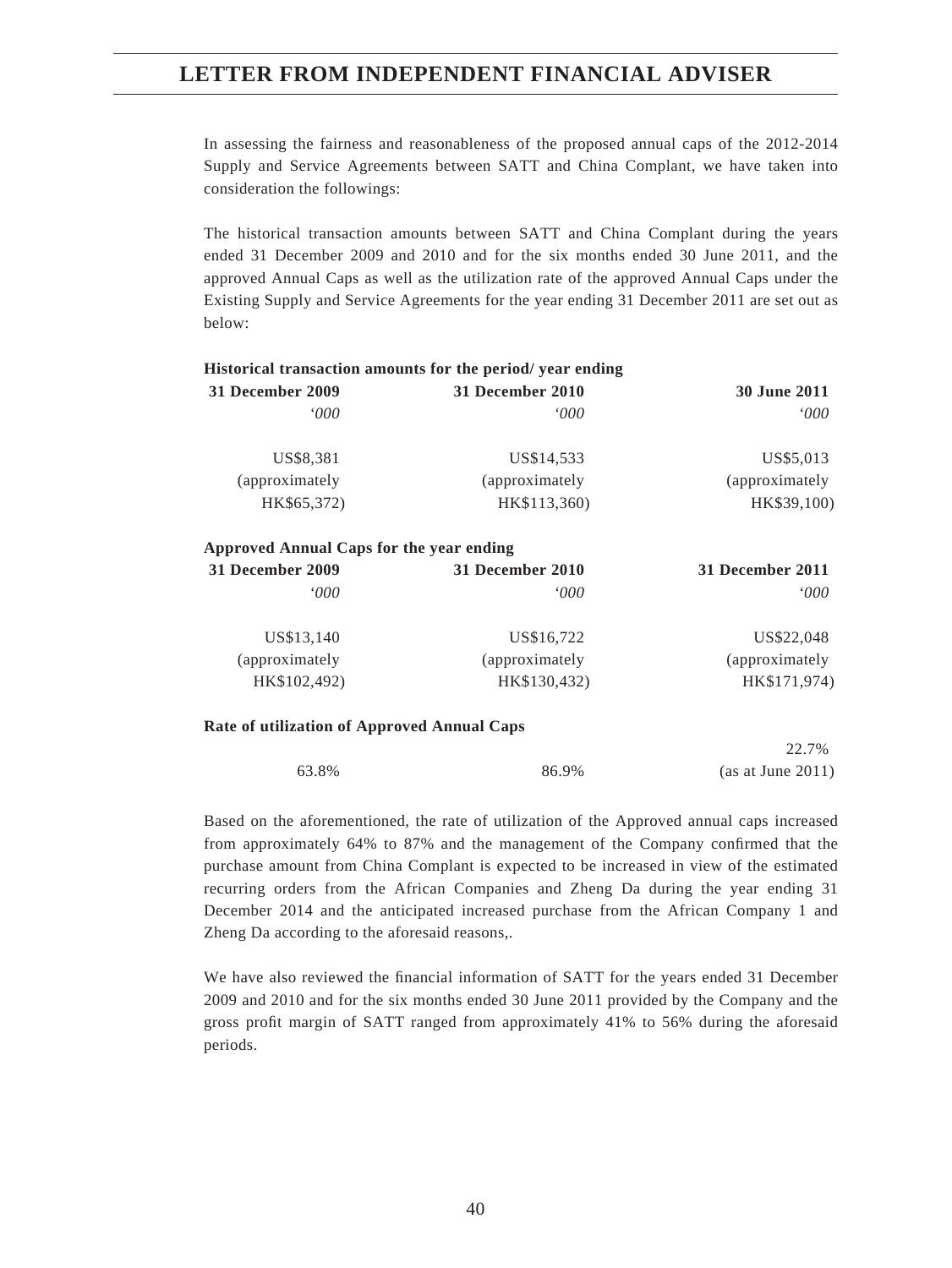In assessing the fairness and reasonableness of the proposed annual caps of the 2012-2014 Supply and Service Agreements between SATT and China Complant, we have taken into consideration the followings:

The historical transaction amounts between SATT and China Complant during the years ended 31 December 2009 and 2010 and for the six months ended 30 June 2011, and the approved Annual Caps as well as the utilization rate of the approved Annual Caps under the Existing Supply and Service Agreements for the year ending 31 December 2011 are set out as below:

**Historical transaction amounts for the period/ year ending**

| **31 December 2009** | **31 December 2010** | **30 June 2011** |
|---|---|---|
| *'000* | *'000* | *'000* |
| US$8,381 (approximately HK$65,372) | US$14,533 (approximately HK$113,360) | US$5,013 (approximately HK$39,100) |

**Approved Annual Caps for the year ending**

| **31 December 2009** | **31 December 2010** | **31 December 2011** |
|---|---|---|
| *'000* | *'000* | *'000* |
| US$13,140 (approximately HK$102,492) | US$16,722 (approximately HK$130,432) | US$22,048 (approximately HK$171,974) |

**Rate of utilization of Approved Annual Caps**

| | | |
|---|---|---|
| 63.8% | 86.9% | 22.7% (as at June 2011) |

Based on the aforementioned, the rate of utilization of the Approved annual caps increased from approximately 64% to 87% and the management of the Company confirmed that the purchase amount from China Complant is expected to be increased in view of the estimated recurring orders from the African Companies and Zheng Da during the year ending 31 December 2014 and the anticipated increased purchase from the African Company 1 and Zheng Da according to the aforesaid reasons,.

We have also reviewed the financial information of SATT for the years ended 31 December 2009 and 2010 and for the six months ended 30 June 2011 provided by the Company and the gross profit margin of SATT ranged from approximately 41% to 56% during the aforesaid periods.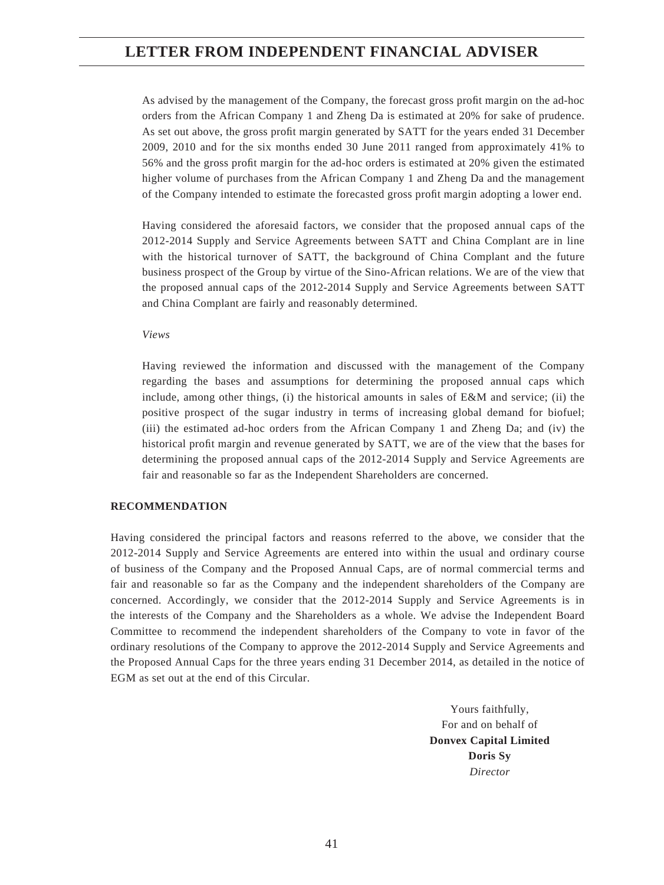As advised by the management of the Company, the forecast gross profit margin on the ad-hoc orders from the African Company 1 and Zheng Da is estimated at 20% for sake of prudence. As set out above, the gross profit margin generated by SATT for the years ended 31 December 2009, 2010 and for the six months ended 30 June 2011 ranged from approximately 41% to 56% and the gross profit margin for the ad-hoc orders is estimated at 20% given the estimated higher volume of purchases from the African Company 1 and Zheng Da and the management of the Company intended to estimate the forecasted gross profit margin adopting a lower end.

Having considered the aforesaid factors, we consider that the proposed annual caps of the 2012-2014 Supply and Service Agreements between SATT and China Complant are in line with the historical turnover of SATT, the background of China Complant and the future business prospect of the Group by virtue of the Sino-African relations. We are of the view that the proposed annual caps of the 2012-2014 Supply and Service Agreements between SATT and China Complant are fairly and reasonably determined.

*Views*

Having reviewed the information and discussed with the management of the Company regarding the bases and assumptions for determining the proposed annual caps which include, among other things, (i) the historical amounts in sales of E&M and service; (ii) the positive prospect of the sugar industry in terms of increasing global demand for biofuel; (iii) the estimated ad-hoc orders from the African Company 1 and Zheng Da; and (iv) the historical profit margin and revenue generated by SATT, we are of the view that the bases for determining the proposed annual caps of the 2012-2014 Supply and Service Agreements are fair and reasonable so far as the Independent Shareholders are concerned.

**RECOMMENDATION**

Having considered the principal factors and reasons referred to the above, we consider that the 2012-2014 Supply and Service Agreements are entered into within the usual and ordinary course of business of the Company and the Proposed Annual Caps, are of normal commercial terms and fair and reasonable so far as the Company and the independent shareholders of the Company are concerned. Accordingly, we consider that the 2012-2014 Supply and Service Agreements is in the interests of the Company and the Shareholders as a whole. We advise the Independent Board Committee to recommend the independent shareholders of the Company to vote in favor of the ordinary resolutions of the Company to approve the 2012-2014 Supply and Service Agreements and the Proposed Annual Caps for the three years ending 31 December 2014, as detailed in the notice of EGM as set out at the end of this Circular.

Yours faithfully,
For and on behalf of
**Donvex Capital Limited**
**Doris Sy**
*Director*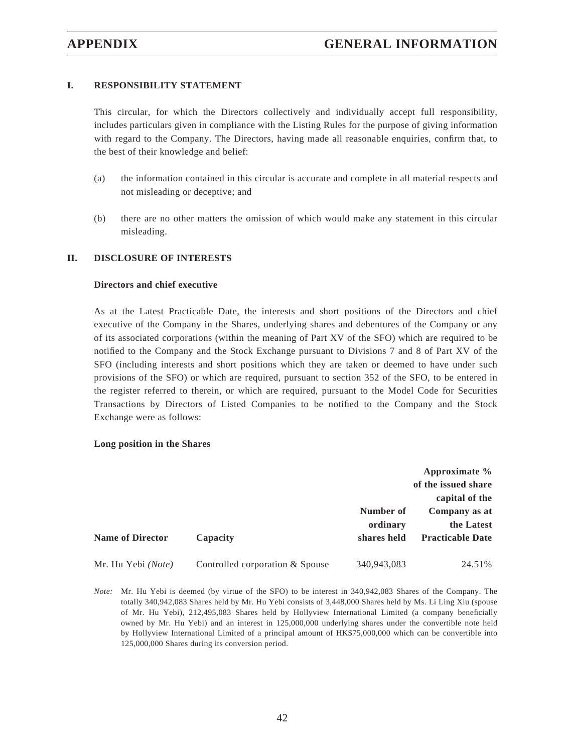## I. RESPONSIBILITY STATEMENT

This circular, for which the Directors collectively and individually accept full responsibility, includes particulars given in compliance with the Listing Rules for the purpose of giving information with regard to the Company. The Directors, having made all reasonable enquiries, confirm that, to the best of their knowledge and belief:

(a) the information contained in this circular is accurate and complete in all material respects and not misleading or deceptive; and

(b) there are no other matters the omission of which would make any statement in this circular misleading.

## II. DISCLOSURE OF INTERESTS

### Directors and chief executive

As at the Latest Practicable Date, the interests and short positions of the Directors and chief executive of the Company in the Shares, underlying shares and debentures of the Company or any of its associated corporations (within the meaning of Part XV of the SFO) which are required to be notified to the Company and the Stock Exchange pursuant to Divisions 7 and 8 of Part XV of the SFO (including interests and short positions which they are taken or deemed to have under such provisions of the SFO) or which are required, pursuant to section 352 of the SFO, to be entered in the register referred to therein, or which are required, pursuant to the Model Code for Securities Transactions by Directors of Listed Companies to be notified to the Company and the Stock Exchange were as follows:

**Long position in the Shares**

| Name of Director | Capacity | Number of ordinary shares held | Approximate % of the issued share capital of the Company as at the Latest Practicable Date |
|---|---|---|---|
| Mr. Hu Yebi *(Note)* | Controlled corporation & Spouse | 340,943,083 | 24.51% |

*Note:* Mr. Hu Yebi is deemed (by virtue of the SFO) to be interest in 340,942,083 Shares of the Company. The totally 340,942,083 Shares held by Mr. Hu Yebi consists of 3,448,000 Shares held by Ms. Li Ling Xiu (spouse of Mr. Hu Yebi), 212,495,083 Shares held by Hollyview International Limited (a company beneficially owned by Mr. Hu Yebi) and an interest in 125,000,000 underlying shares under the convertible note held by Hollyview International Limited of a principal amount of HK$75,000,000 which can be convertible into 125,000,000 Shares during its conversion period.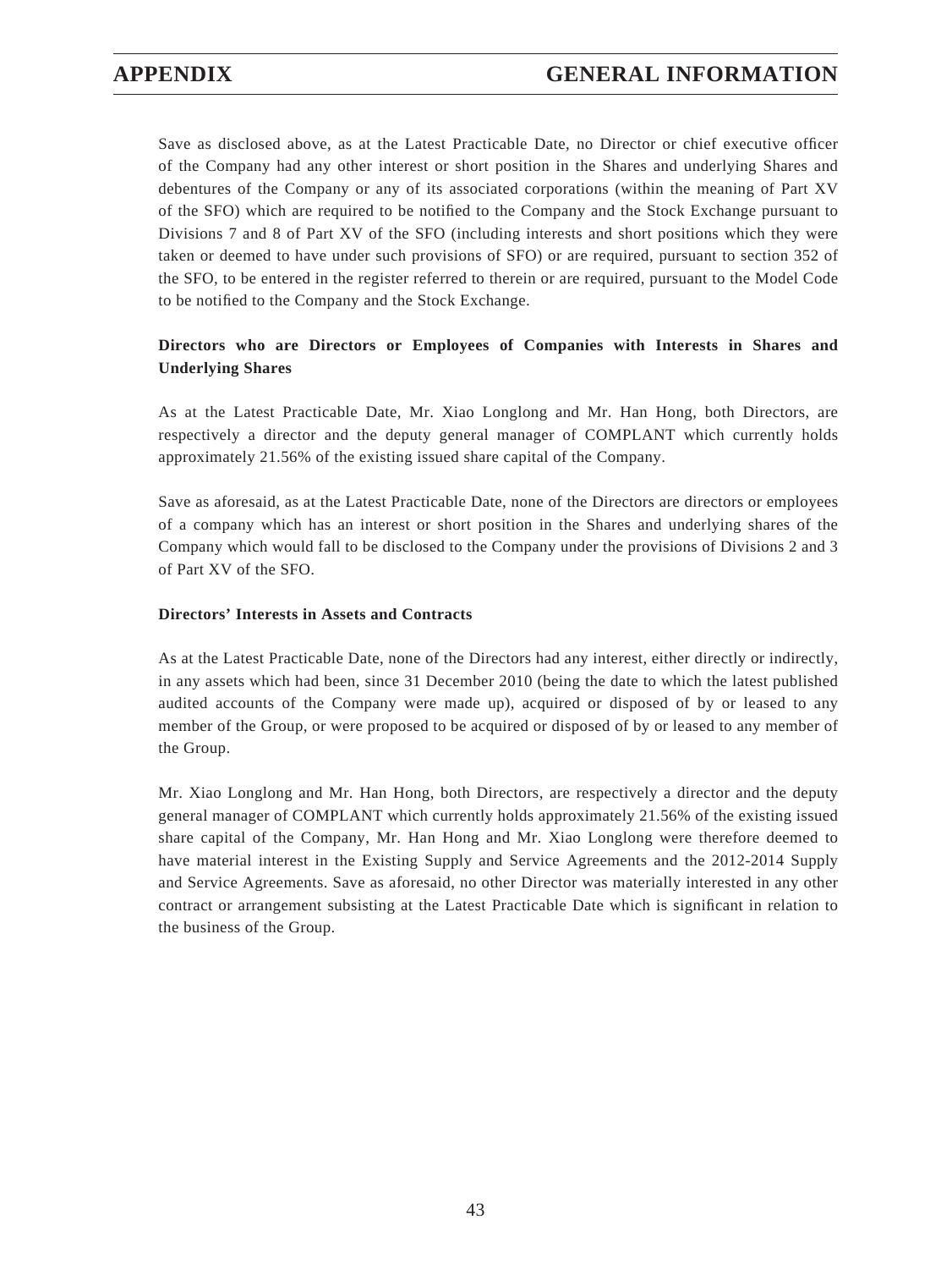Save as disclosed above, as at the Latest Practicable Date, no Director or chief executive officer of the Company had any other interest or short position in the Shares and underlying Shares and debentures of the Company or any of its associated corporations (within the meaning of Part XV of the SFO) which are required to be notified to the Company and the Stock Exchange pursuant to Divisions 7 and 8 of Part XV of the SFO (including interests and short positions which they were taken or deemed to have under such provisions of SFO) or are required, pursuant to section 352 of the SFO, to be entered in the register referred to therein or are required, pursuant to the Model Code to be notified to the Company and the Stock Exchange.

**Directors who are Directors or Employees of Companies with Interests in Shares and Underlying Shares**

As at the Latest Practicable Date, Mr. Xiao Longlong and Mr. Han Hong, both Directors, are respectively a director and the deputy general manager of COMPLANT which currently holds approximately 21.56% of the existing issued share capital of the Company.

Save as aforesaid, as at the Latest Practicable Date, none of the Directors are directors or employees of a company which has an interest or short position in the Shares and underlying shares of the Company which would fall to be disclosed to the Company under the provisions of Divisions 2 and 3 of Part XV of the SFO.

**Directors' Interests in Assets and Contracts**

As at the Latest Practicable Date, none of the Directors had any interest, either directly or indirectly, in any assets which had been, since 31 December 2010 (being the date to which the latest published audited accounts of the Company were made up), acquired or disposed of by or leased to any member of the Group, or were proposed to be acquired or disposed of by or leased to any member of the Group.

Mr. Xiao Longlong and Mr. Han Hong, both Directors, are respectively a director and the deputy general manager of COMPLANT which currently holds approximately 21.56% of the existing issued share capital of the Company, Mr. Han Hong and Mr. Xiao Longlong were therefore deemed to have material interest in the Existing Supply and Service Agreements and the 2012-2014 Supply and Service Agreements. Save as aforesaid, no other Director was materially interested in any other contract or arrangement subsisting at the Latest Practicable Date which is significant in relation to the business of the Group.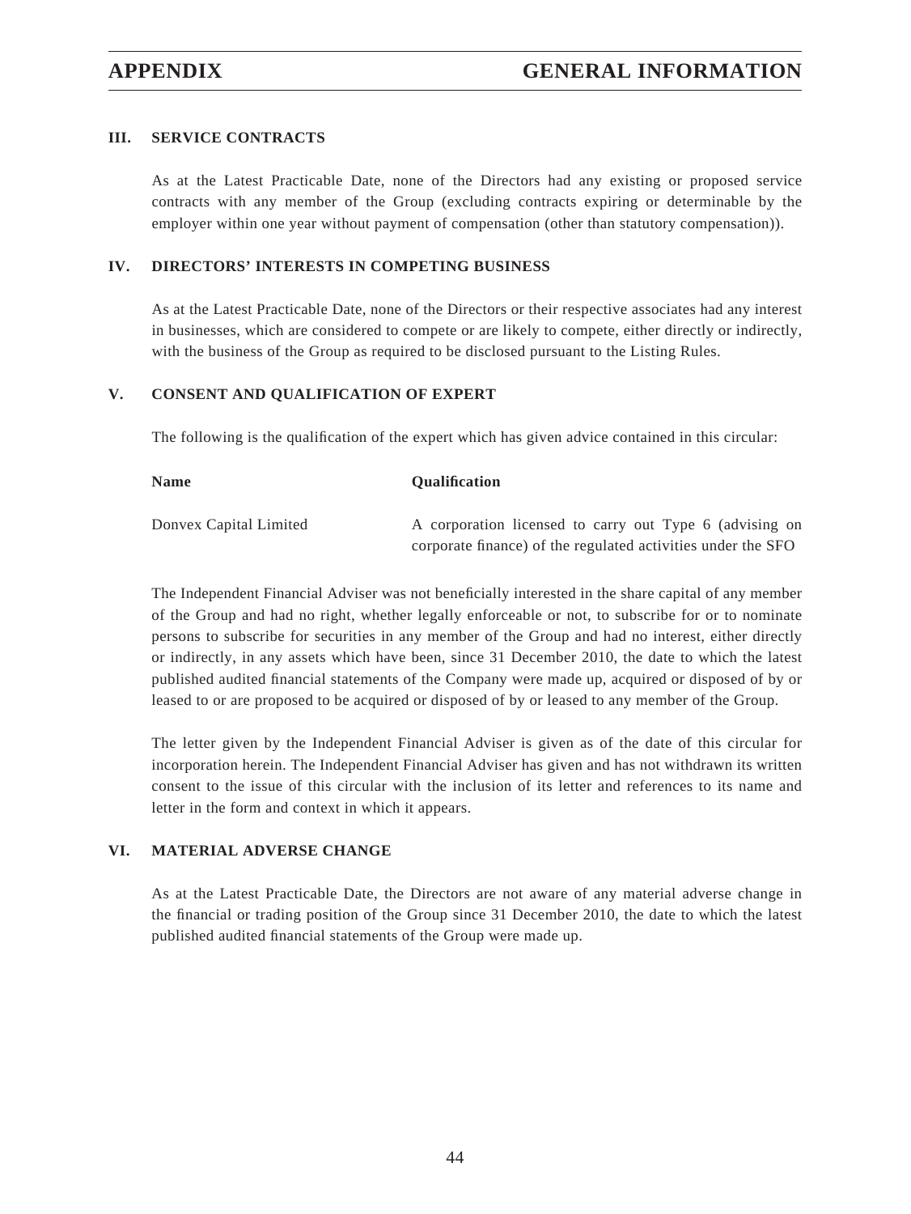### III. SERVICE CONTRACTS

As at the Latest Practicable Date, none of the Directors had any existing or proposed service contracts with any member of the Group (excluding contracts expiring or determinable by the employer within one year without payment of compensation (other than statutory compensation)).

### IV. DIRECTORS' INTERESTS IN COMPETING BUSINESS

As at the Latest Practicable Date, none of the Directors or their respective associates had any interest in businesses, which are considered to compete or are likely to compete, either directly or indirectly, with the business of the Group as required to be disclosed pursuant to the Listing Rules.

### V. CONSENT AND QUALIFICATION OF EXPERT

The following is the qualification of the expert which has given advice contained in this circular:

| **Name** | **Qualification** |
|---|---|
| Donvex Capital Limited | A corporation licensed to carry out Type 6 (advising on corporate finance) of the regulated activities under the SFO |

The Independent Financial Adviser was not beneficially interested in the share capital of any member of the Group and had no right, whether legally enforceable or not, to subscribe for or to nominate persons to subscribe for securities in any member of the Group and had no interest, either directly or indirectly, in any assets which have been, since 31 December 2010, the date to which the latest published audited financial statements of the Company were made up, acquired or disposed of by or leased to or are proposed to be acquired or disposed of by or leased to any member of the Group.

The letter given by the Independent Financial Adviser is given as of the date of this circular for incorporation herein. The Independent Financial Adviser has given and has not withdrawn its written consent to the issue of this circular with the inclusion of its letter and references to its name and letter in the form and context in which it appears.

### VI. MATERIAL ADVERSE CHANGE

As at the Latest Practicable Date, the Directors are not aware of any material adverse change in the financial or trading position of the Group since 31 December 2010, the date to which the latest published audited financial statements of the Group were made up.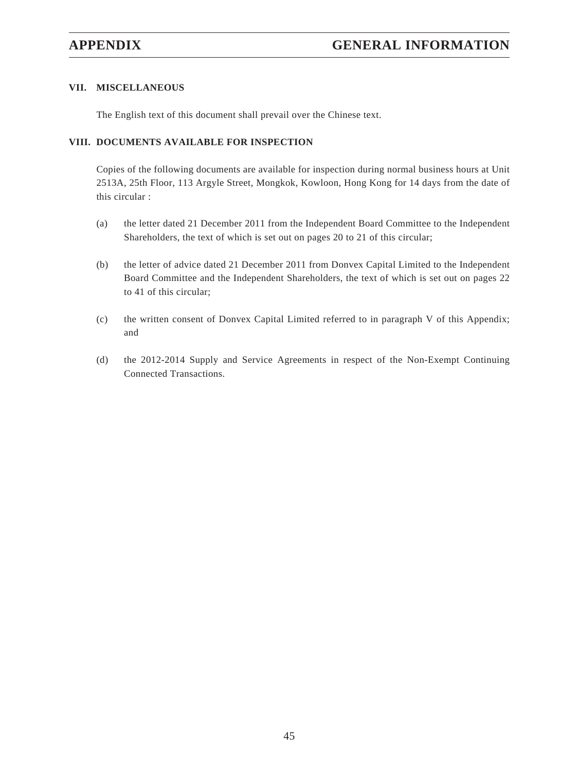## VII. MISCELLANEOUS

The English text of this document shall prevail over the Chinese text.

## VIII. DOCUMENTS AVAILABLE FOR INSPECTION

Copies of the following documents are available for inspection during normal business hours at Unit 2513A, 25th Floor, 113 Argyle Street, Mongkok, Kowloon, Hong Kong for 14 days from the date of this circular :

(a) the letter dated 21 December 2011 from the Independent Board Committee to the Independent Shareholders, the text of which is set out on pages 20 to 21 of this circular;

(b) the letter of advice dated 21 December 2011 from Donvex Capital Limited to the Independent Board Committee and the Independent Shareholders, the text of which is set out on pages 22 to 41 of this circular;

(c) the written consent of Donvex Capital Limited referred to in paragraph V of this Appendix; and

(d) the 2012-2014 Supply and Service Agreements in respect of the Non-Exempt Continuing Connected Transactions.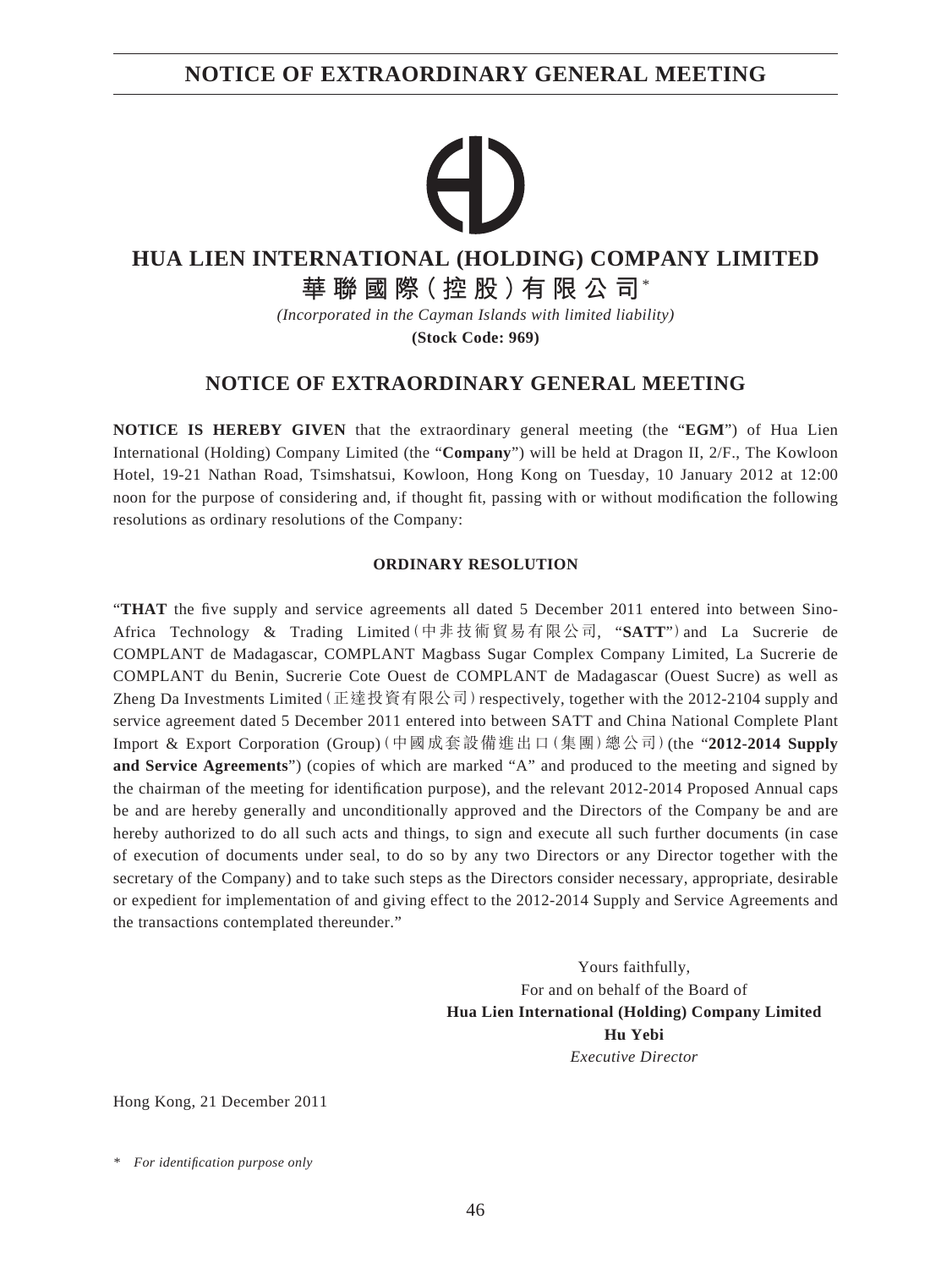# NOTICE OF EXTRAORDINARY GENERAL MEETING

## HUA LIEN INTERNATIONAL (HOLDING) COMPANY LIMITED

## 華聯國際(控股)有限公司*

*(Incorporated in the Cayman Islands with limited liability)*

**(Stock Code: 969)**

## NOTICE OF EXTRAORDINARY GENERAL MEETING

**NOTICE IS HEREBY GIVEN** that the extraordinary general meeting (the "**EGM**") of Hua Lien International (Holding) Company Limited (the "**Company**") will be held at Dragon II, 2/F., The Kowloon Hotel, 19-21 Nathan Road, Tsimshatsui, Kowloon, Hong Kong on Tuesday, 10 January 2012 at 12:00 noon for the purpose of considering and, if thought fit, passing with or without modification the following resolutions as ordinary resolutions of the Company:

### ORDINARY RESOLUTION

"**THAT** the five supply and service agreements all dated 5 December 2011 entered into between Sino-Africa Technology & Trading Limited(中非技術貿易有限公司, "**SATT**") and La Sucrerie de COMPLANT de Madagascar, COMPLANT Magbass Sugar Complex Company Limited, La Sucrerie de COMPLANT du Benin, Sucrerie Cote Ouest de COMPLANT de Madagascar (Ouest Sucre) as well as Zheng Da Investments Limited(正達投資有限公司) respectively, together with the 2012-2104 supply and service agreement dated 5 December 2011 entered into between SATT and China National Complete Plant Import & Export Corporation (Group)(中國成套設備進出口(集團)總公司) (the "**2012-2014 Supply and Service Agreements**") (copies of which are marked "A" and produced to the meeting and signed by the chairman of the meeting for identification purpose), and the relevant 2012-2014 Proposed Annual caps be and are hereby generally and unconditionally approved and the Directors of the Company be and are hereby authorized to do all such acts and things, to sign and execute all such further documents (in case of execution of documents under seal, to do so by any two Directors or any Director together with the secretary of the Company) and to take such steps as the Directors consider necessary, appropriate, desirable or expedient for implementation of and giving effect to the 2012-2014 Supply and Service Agreements and the transactions contemplated thereunder."

Yours faithfully,
For and on behalf of the Board of
**Hua Lien International (Holding) Company Limited**
**Hu Yebi**
*Executive Director*

Hong Kong, 21 December 2011

\* *For identification purpose only*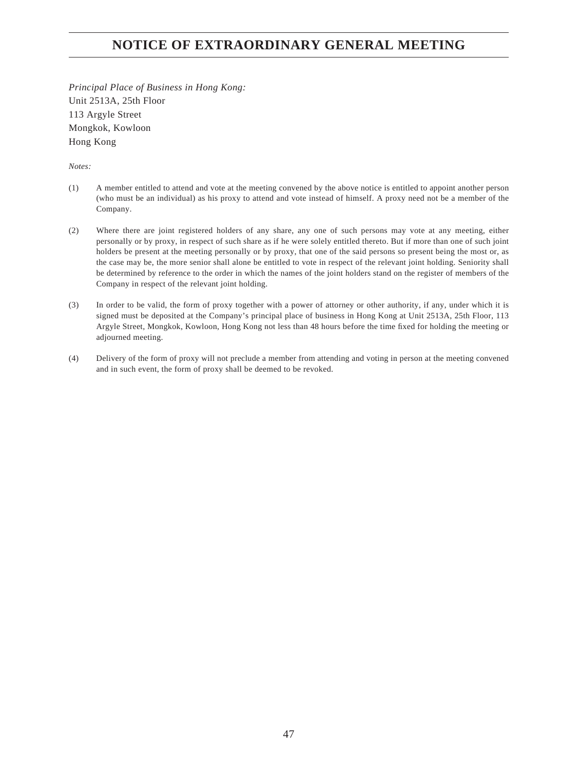# NOTICE OF EXTRAORDINARY GENERAL MEETING

*Principal Place of Business in Hong Kong:*
Unit 2513A, 25th Floor
113 Argyle Street
Mongkok, Kowloon
Hong Kong

*Notes:*

(1) A member entitled to attend and vote at the meeting convened by the above notice is entitled to appoint another person (who must be an individual) as his proxy to attend and vote instead of himself. A proxy need not be a member of the Company.

(2) Where there are joint registered holders of any share, any one of such persons may vote at any meeting, either personally or by proxy, in respect of such share as if he were solely entitled thereto. But if more than one of such joint holders be present at the meeting personally or by proxy, that one of the said persons so present being the most or, as the case may be, the more senior shall alone be entitled to vote in respect of the relevant joint holding. Seniority shall be determined by reference to the order in which the names of the joint holders stand on the register of members of the Company in respect of the relevant joint holding.

(3) In order to be valid, the form of proxy together with a power of attorney or other authority, if any, under which it is signed must be deposited at the Company's principal place of business in Hong Kong at Unit 2513A, 25th Floor, 113 Argyle Street, Mongkok, Kowloon, Hong Kong not less than 48 hours before the time fixed for holding the meeting or adjourned meeting.

(4) Delivery of the form of proxy will not preclude a member from attending and voting in person at the meeting convened and in such event, the form of proxy shall be deemed to be revoked.